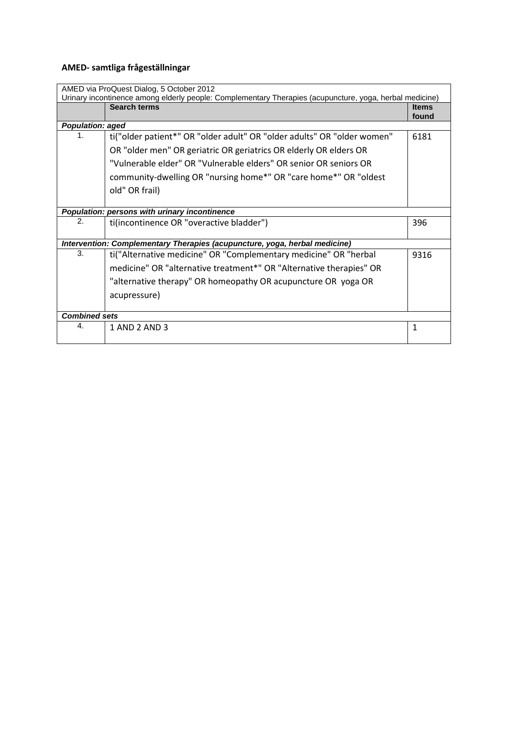**AMED- samtliga frågeställningar**

| AMED via ProQuest Dialog, 5 October 2012<br>Urinary incontinence among elderly people: Complementary Therapies (acupuncture, yoga, herbal medicine) | | |
|---|---|---|
| | **Search terms** | **Items found** |
| ***Population: aged*** | | |
| 1. | ti("older patient*" OR "older adult" OR "older adults" OR "older women" OR "older men" OR geriatric OR geriatrics OR elderly OR elders OR "Vulnerable elder" OR "Vulnerable elders" OR senior OR seniors OR community-dwelling OR "nursing home*" OR "care home*" OR "oldest old" OR frail) | 6181 |
| ***Population: persons with urinary incontinence*** | | |
| 2. | ti(incontinence OR "overactive bladder") | 396 |
| ***Intervention: Complementary Therapies (acupuncture, yoga, herbal medicine)*** | | |
| 3. | ti("Alternative medicine" OR "Complementary medicine" OR "herbal medicine" OR "alternative treatment*" OR "Alternative therapies" OR "alternative therapy" OR homeopathy OR acupuncture OR yoga OR acupressure) | 9316 |
| ***Combined sets*** | | |
| 4. | 1 AND 2 AND 3 | 1 |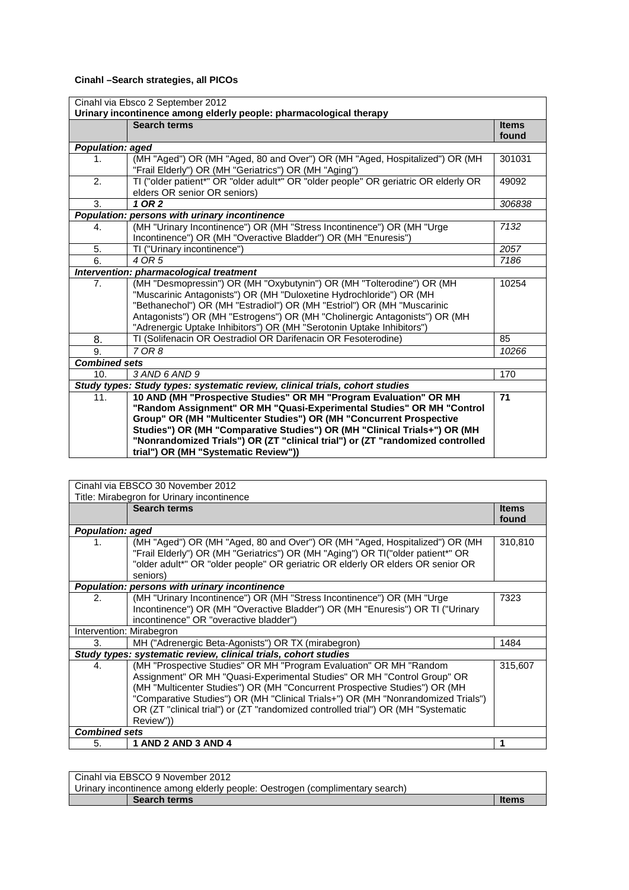**Cinahl –Search strategies, all PICOs**

| Cinahl via Ebsco 2 September 2012<br>**Urinary incontinence among elderly people: pharmacological therapy** | | |
|---|---|---|
| | **Search terms** | **Items found** |
| ***Population: aged*** | | |
| 1. | (MH "Aged") OR (MH "Aged, 80 and Over") OR (MH "Aged, Hospitalized") OR (MH "Frail Elderly") OR (MH "Geriatrics") OR (MH "Aging") | 301031 |
| 2. | TI ("older patient*" OR "older adult*" OR "older people" OR geriatric OR elderly OR elders OR senior OR seniors) | 49092 |
| 3. | ***1 OR 2*** | *306838* |
| ***Population: persons with urinary incontinence*** | | |
| 4. | (MH "Urinary Incontinence") OR (MH "Stress Incontinence") OR (MH "Urge Incontinence") OR (MH "Overactive Bladder") OR (MH "Enuresis") | *7132* |
| 5. | TI ("Urinary incontinence") | *2057* |
| 6. | *4 OR 5* | *7186* |
| ***Intervention: pharmacological treatment*** | | |
| 7. | (MH "Desmopressin") OR (MH "Oxybutynin") OR (MH "Tolterodine") OR (MH "Muscarinic Antagonists") OR (MH "Duloxetine Hydrochloride") OR (MH "Bethanechol") OR (MH "Estradiol") OR (MH "Estriol") OR (MH "Muscarinic Antagonists") OR (MH "Estrogens") OR (MH "Cholinergic Antagonists") OR (MH "Adrenergic Uptake Inhibitors") OR (MH "Serotonin Uptake Inhibitors") | 10254 |
| 8. | TI (Solifenacin OR Oestradiol OR Darifenacin OR Fesoterodine) | 85 |
| 9. | *7 OR 8* | *10266* |
| ***Combined sets*** | | |
| 10. | *3 AND 6 AND 9* | 170 |
| ***Study types: Study types: systematic review, clinical trials, cohort studies*** | | |
| 11. | **10 AND (MH "Prospective Studies" OR MH "Program Evaluation" OR MH "Random Assignment" OR MH "Quasi-Experimental Studies" OR MH "Control Group" OR (MH "Multicenter Studies") OR (MH "Concurrent Prospective Studies") OR (MH "Comparative Studies") OR (MH "Clinical Trials+") OR (MH "Nonrandomized Trials") OR (ZT "clinical trial") or (ZT "randomized controlled trial") OR (MH "Systematic Review"))** | **71** |

| Cinahl via EBSCO 30 November 2012<br>Title: Mirabegron for Urinary incontinence | | |
|---|---|---|
| | **Search terms** | **Items found** |
| ***Population: aged*** | | |
| 1. | (MH "Aged") OR (MH "Aged, 80 and Over") OR (MH "Aged, Hospitalized") OR (MH "Frail Elderly") OR (MH "Geriatrics") OR (MH "Aging") OR TI("older patient*" OR "older adult*" OR "older people" OR geriatric OR elderly OR elders OR senior OR seniors) | 310,810 |
| ***Population: persons with urinary incontinence*** | | |
| 2. | (MH "Urinary Incontinence") OR (MH "Stress Incontinence") OR (MH "Urge Incontinence") OR (MH "Overactive Bladder") OR (MH "Enuresis") OR TI ("Urinary incontinence" OR "overactive bladder") | 7323 |
| Intervention: Mirabegron | | |
| 3. | MH ("Adrenergic Beta-Agonists") OR TX (mirabegron) | 1484 |
| ***Study types: systematic review, clinical trials, cohort studies*** | | |
| 4. | (MH "Prospective Studies" OR MH "Program Evaluation" OR MH "Random Assignment" OR MH "Quasi-Experimental Studies" OR MH "Control Group" OR (MH "Multicenter Studies") OR (MH "Concurrent Prospective Studies") OR (MH "Comparative Studies") OR (MH "Clinical Trials+") OR (MH "Nonrandomized Trials") OR (ZT "clinical trial") or (ZT "randomized controlled trial") OR (MH "Systematic Review")) | 315,607 |
| ***Combined sets*** | | |
| 5. | **1 AND 2 AND 3 AND 4** | **1** |

| Cinahl via EBSCO 9 November 2012<br>Urinary incontinence among elderly people: Oestrogen (complimentary search) | | |
|---|---|---|
| | **Search terms** | **Items** |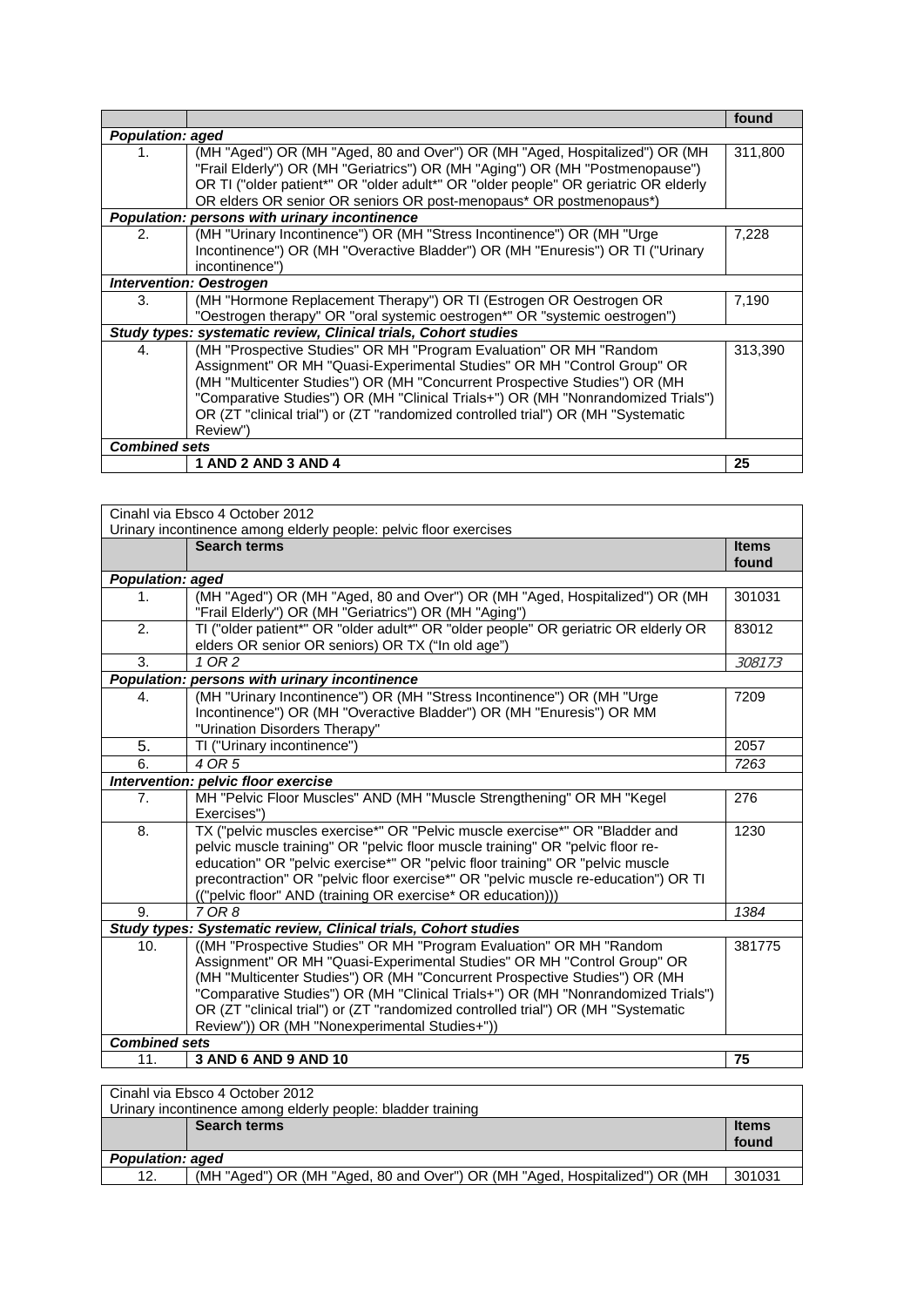| | | found |
|---|---|---|
| ***Population: aged*** | | |
| 1. | (MH "Aged") OR (MH "Aged, 80 and Over") OR (MH "Aged, Hospitalized") OR (MH "Frail Elderly") OR (MH "Geriatrics") OR (MH "Aging") OR (MH "Postmenopause") OR TI ("older patient*" OR "older adult*" OR "older people" OR geriatric OR elderly OR elders OR senior OR seniors OR post-menopaus* OR postmenopaus*) | 311,800 |
| ***Population: persons with urinary incontinence*** | | |
| 2. | (MH "Urinary Incontinence") OR (MH "Stress Incontinence") OR (MH "Urge Incontinence") OR (MH "Overactive Bladder") OR (MH "Enuresis") OR TI ("Urinary incontinence") | 7,228 |
| ***Intervention: Oestrogen*** | | |
| 3. | (MH "Hormone Replacement Therapy") OR TI (Estrogen OR Oestrogen OR "Oestrogen therapy" OR "oral systemic oestrogen*" OR "systemic oestrogen") | 7,190 |
| ***Study types: systematic review, Clinical trials, Cohort studies*** | | |
| 4. | (MH "Prospective Studies" OR MH "Program Evaluation" OR MH "Random Assignment" OR MH "Quasi-Experimental Studies" OR MH "Control Group" OR (MH "Multicenter Studies") OR (MH "Concurrent Prospective Studies") OR (MH "Comparative Studies") OR (MH "Clinical Trials+") OR (MH "Nonrandomized Trials") OR (ZT "clinical trial") or (ZT "randomized controlled trial") OR (MH "Systematic Review") | 313,390 |
| ***Combined sets*** | | |
| | **1 AND 2 AND 3 AND 4** | **25** |

Cinahl via Ebsco 4 October 2012
Urinary incontinence among elderly people: pelvic floor exercises

| | Search terms | Items found |
|---|---|---|
| ***Population: aged*** | | |
| 1. | (MH "Aged") OR (MH "Aged, 80 and Over") OR (MH "Aged, Hospitalized") OR (MH "Frail Elderly") OR (MH "Geriatrics") OR (MH "Aging") | 301031 |
| 2. | TI ("older patient*" OR "older adult*" OR "older people" OR geriatric OR elderly OR elders OR senior OR seniors) OR TX ("In old age") | 83012 |
| 3. | *1 OR 2* | *308173* |
| ***Population: persons with urinary incontinence*** | | |
| 4. | (MH "Urinary Incontinence") OR (MH "Stress Incontinence") OR (MH "Urge Incontinence") OR (MH "Overactive Bladder") OR (MH "Enuresis") OR MM "Urination Disorders Therapy" | 7209 |
| 5. | TI ("Urinary incontinence") | 2057 |
| 6. | *4 OR 5* | *7263* |
| ***Intervention: pelvic floor exercise*** | | |
| 7. | MH "Pelvic Floor Muscles" AND (MH "Muscle Strengthening" OR MH "Kegel Exercises") | 276 |
| 8. | TX ("pelvic muscles exercise*" OR "Pelvic muscle exercise*" OR "Bladder and pelvic muscle training" OR "pelvic floor muscle training" OR "pelvic floor re-education" OR "pelvic exercise*" OR "pelvic floor training" OR "pelvic muscle precontraction" OR "pelvic floor exercise*" OR "pelvic muscle re-education") OR TI (("pelvic floor" AND (training OR exercise* OR education))) | 1230 |
| 9. | *7 OR 8* | *1384* |
| ***Study types: Systematic review, Clinical trials, Cohort studies*** | | |
| 10. | ((MH "Prospective Studies" OR MH "Program Evaluation" OR MH "Random Assignment" OR MH "Quasi-Experimental Studies" OR MH "Control Group" OR (MH "Multicenter Studies") OR (MH "Concurrent Prospective Studies") OR (MH "Comparative Studies") OR (MH "Clinical Trials+") OR (MH "Nonrandomized Trials") OR (ZT "clinical trial") or (ZT "randomized controlled trial") OR (MH "Systematic Review")) OR (MH "Nonexperimental Studies+")) | 381775 |
| ***Combined sets*** | | |
| 11. | **3 AND 6 AND 9 AND 10** | **75** |

Cinahl via Ebsco 4 October 2012
Urinary incontinence among elderly people: bladder training

| | Search terms | Items found |
|---|---|---|
| ***Population: aged*** | | |
| 12. | (MH "Aged") OR (MH "Aged, 80 and Over") OR (MH "Aged, Hospitalized") OR (MH | 301031 |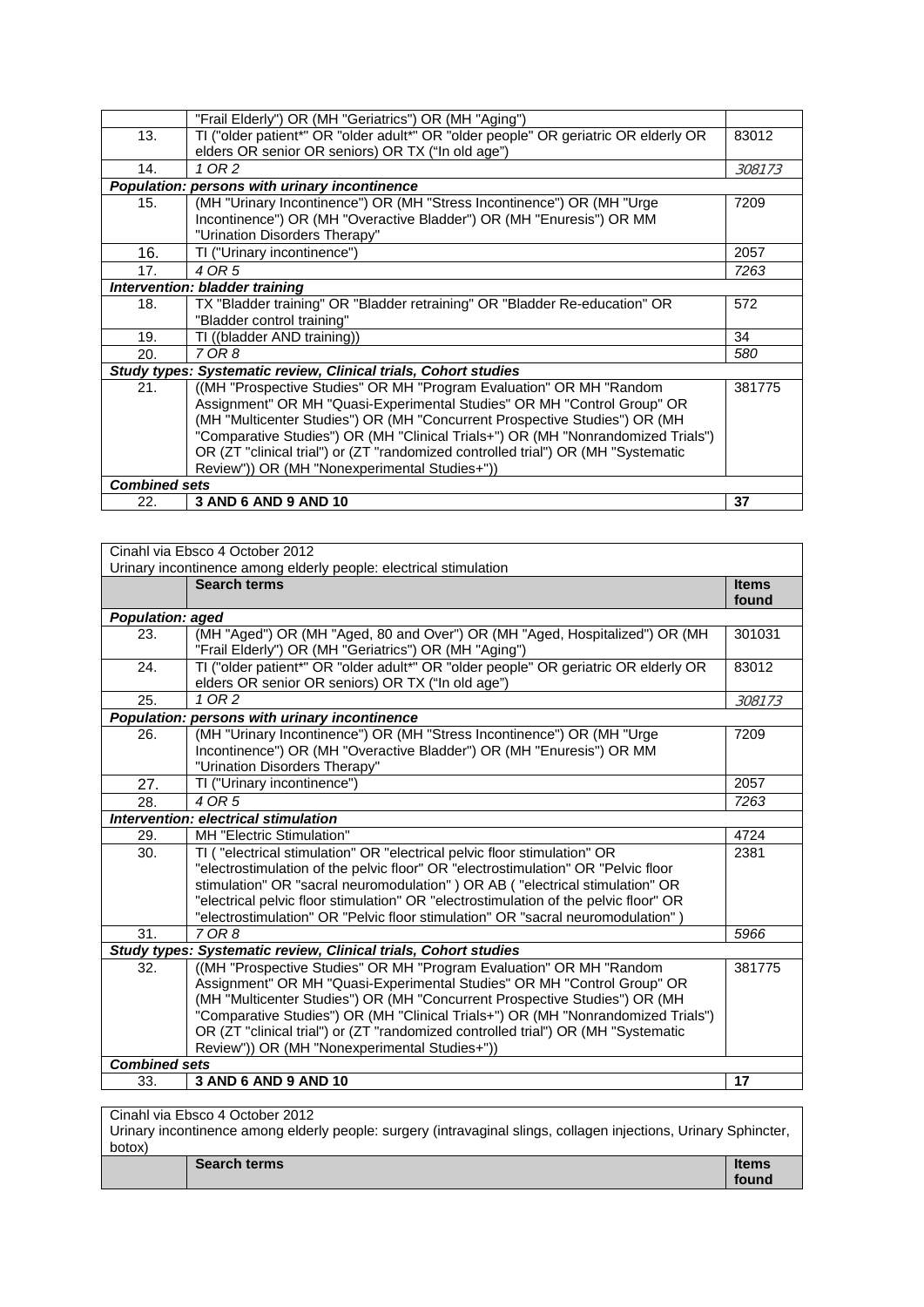| | | |
|---|---|---|
| | "Frail Elderly") OR (MH "Geriatrics") OR (MH "Aging") | |
| 13. | TI ("older patient*" OR "older adult*" OR "older people" OR geriatric OR elderly OR elders OR senior OR seniors) OR TX ("In old age") | 83012 |
| 14. | *1 OR 2* | *308173* |
| ***Population: persons with urinary incontinence*** | | |
| 15. | (MH "Urinary Incontinence") OR (MH "Stress Incontinence") OR (MH "Urge Incontinence") OR (MH "Overactive Bladder") OR (MH "Enuresis") OR MM "Urination Disorders Therapy" | 7209 |
| 16. | TI ("Urinary incontinence") | 2057 |
| 17. | *4 OR 5* | *7263* |
| ***Intervention: bladder training*** | | |
| 18. | TX "Bladder training" OR "Bladder retraining" OR "Bladder Re-education" OR "Bladder control training" | 572 |
| 19. | TI ((bladder AND training)) | 34 |
| 20. | *7 OR 8* | *580* |
| ***Study types: Systematic review, Clinical trials, Cohort studies*** | | |
| 21. | ((MH "Prospective Studies" OR MH "Program Evaluation" OR MH "Random Assignment" OR MH "Quasi-Experimental Studies" OR MH "Control Group" OR (MH "Multicenter Studies") OR (MH "Concurrent Prospective Studies") OR (MH "Comparative Studies") OR (MH "Clinical Trials+") OR (MH "Nonrandomized Trials") OR (ZT "clinical trial") or (ZT "randomized controlled trial") OR (MH "Systematic Review")) OR (MH "Nonexperimental Studies+")) | 381775 |
| ***Combined sets*** | | |
| 22. | **3 AND 6 AND 9 AND 10** | **37** |

Cinahl via Ebsco 4 October 2012
Urinary incontinence among elderly people: electrical stimulation

| | **Search terms** | **Items found** |
|---|---|---|
| ***Population: aged*** | | |
| 23. | (MH "Aged") OR (MH "Aged, 80 and Over") OR (MH "Aged, Hospitalized") OR (MH "Frail Elderly") OR (MH "Geriatrics") OR (MH "Aging") | 301031 |
| 24. | TI ("older patient*" OR "older adult*" OR "older people" OR geriatric OR elderly OR elders OR senior OR seniors) OR TX ("In old age") | 83012 |
| 25. | *1 OR 2* | *308173* |
| ***Population: persons with urinary incontinence*** | | |
| 26. | (MH "Urinary Incontinence") OR (MH "Stress Incontinence") OR (MH "Urge Incontinence") OR (MH "Overactive Bladder") OR (MH "Enuresis") OR MM "Urination Disorders Therapy" | 7209 |
| 27. | TI ("Urinary incontinence") | 2057 |
| 28. | *4 OR 5* | *7263* |
| ***Intervention: electrical stimulation*** | | |
| 29. | MH "Electric Stimulation" | 4724 |
| 30. | TI ( "electrical stimulation" OR "electrical pelvic floor stimulation" OR "electrostimulation of the pelvic floor" OR "electrostimulation" OR "Pelvic floor stimulation" OR "sacral neuromodulation" ) OR AB ( "electrical stimulation" OR "electrical pelvic floor stimulation" OR "electrostimulation of the pelvic floor" OR "electrostimulation" OR "Pelvic floor stimulation" OR "sacral neuromodulation" ) | 2381 |
| 31. | *7 OR 8* | *5966* |
| ***Study types: Systematic review, Clinical trials, Cohort studies*** | | |
| 32. | ((MH "Prospective Studies" OR MH "Program Evaluation" OR MH "Random Assignment" OR MH "Quasi-Experimental Studies" OR MH "Control Group" OR (MH "Multicenter Studies") OR (MH "Concurrent Prospective Studies") OR (MH "Comparative Studies") OR (MH "Clinical Trials+") OR (MH "Nonrandomized Trials") OR (ZT "clinical trial") or (ZT "randomized controlled trial") OR (MH "Systematic Review")) OR (MH "Nonexperimental Studies+")) | 381775 |
| ***Combined sets*** | | |
| 33. | **3 AND 6 AND 9 AND 10** | **17** |

Cinahl via Ebsco 4 October 2012
Urinary incontinence among elderly people: surgery (intravaginal slings, collagen injections, Urinary Sphincter, botox)

| | **Search terms** | **Items found** |
|---|---|---|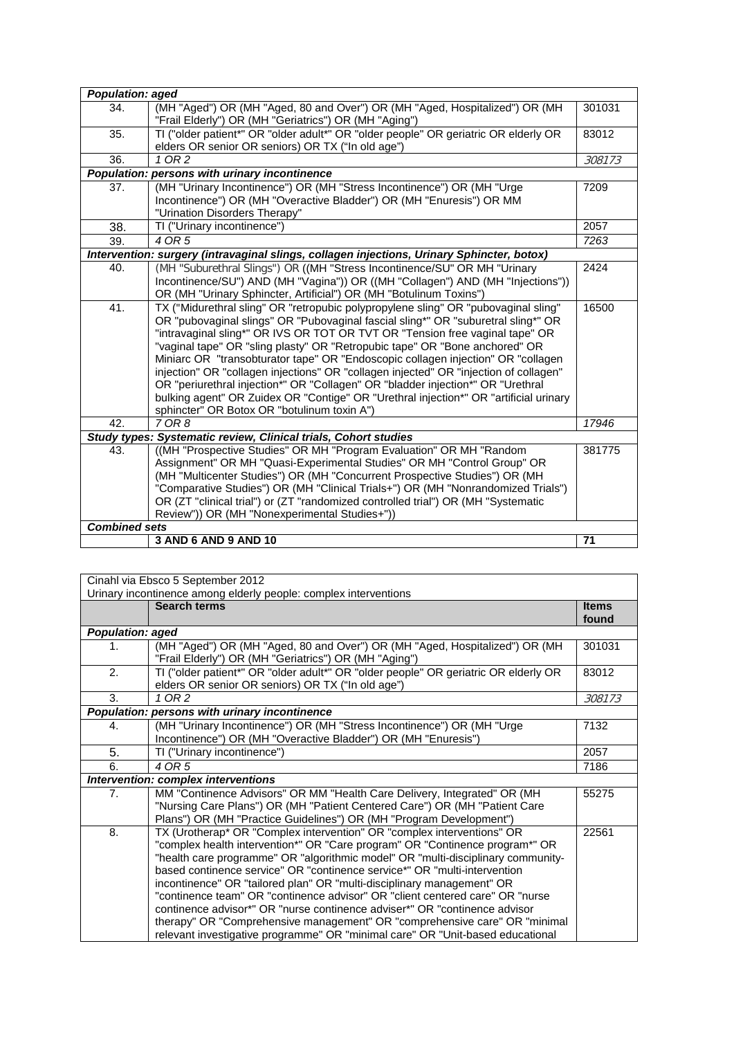| | | |
|---|---|---|
| ***Population: aged*** | | |
| 34. | (MH "Aged") OR (MH "Aged, 80 and Over") OR (MH "Aged, Hospitalized") OR (MH "Frail Elderly") OR (MH "Geriatrics") OR (MH "Aging") | 301031 |
| 35. | TI ("older patient*" OR "older adult*" OR "older people" OR geriatric OR elderly OR elders OR senior OR seniors) OR TX ("In old age") | 83012 |
| 36. | *1 OR 2* | *308173* |
| ***Population: persons with urinary incontinence*** | | |
| 37. | (MH "Urinary Incontinence") OR (MH "Stress Incontinence") OR (MH "Urge Incontinence") OR (MH "Overactive Bladder") OR (MH "Enuresis") OR MM "Urination Disorders Therapy" | 7209 |
| 38. | TI ("Urinary incontinence") | 2057 |
| 39. | *4 OR 5* | *7263* |
| ***Intervention: surgery (intravaginal slings, collagen injections, Urinary Sphincter, botox)*** | | |
| 40. | (MH "Suburethral Slings") OR ((MH "Stress Incontinence/SU" OR MH "Urinary Incontinence/SU") AND (MH "Vagina")) OR ((MH "Collagen") AND (MH "Injections")) OR (MH "Urinary Sphincter, Artificial") OR (MH "Botulinum Toxins") | 2424 |
| 41. | TX ("Midurethral sling" OR "retropubic polypropylene sling" OR "pubovaginal sling" OR "pubovaginal slings" OR "Pubovaginal fascial sling*" OR "suburetral sling*" OR "intravaginal sling*" OR IVS OR TOT OR TVT OR "Tension free vaginal tape" OR "vaginal tape" OR "sling plasty" OR "Retropubic tape" OR "Bone anchored" OR Miniarc OR "transobturator tape" OR "Endoscopic collagen injection" OR "collagen injection" OR "collagen injections" OR "collagen injected" OR "injection of collagen" OR "periurethral injection*" OR "Collagen" OR "bladder injection*" OR "Urethral bulking agent" OR Zuidex OR "Contige" OR "Urethral injection*" OR "artificial urinary sphincter" OR Botox OR "botulinum toxin A") | 16500 |
| 42. | *7 OR 8* | *17946* |
| ***Study types: Systematic review, Clinical trials, Cohort studies*** | | |
| 43. | ((MH "Prospective Studies" OR MH "Program Evaluation" OR MH "Random Assignment" OR MH "Quasi-Experimental Studies" OR MH "Control Group" OR (MH "Multicenter Studies") OR (MH "Concurrent Prospective Studies") OR (MH "Comparative Studies") OR (MH "Clinical Trials+") OR (MH "Nonrandomized Trials") OR (ZT "clinical trial") or (ZT "randomized controlled trial") OR (MH "Systematic Review")) OR (MH "Nonexperimental Studies+")) | 381775 |
| ***Combined sets*** | | |
| | **3 AND 6 AND 9 AND 10** | **71** |

Cinahl via Ebsco 5 September 2012

Urinary incontinence among elderly people: complex interventions

| | Search terms | Items found |
|---|---|---|
| ***Population: aged*** | | |
| 1. | (MH "Aged") OR (MH "Aged, 80 and Over") OR (MH "Aged, Hospitalized") OR (MH "Frail Elderly") OR (MH "Geriatrics") OR (MH "Aging") | 301031 |
| 2. | TI ("older patient*" OR "older adult*" OR "older people" OR geriatric OR elderly OR elders OR senior OR seniors) OR TX ("In old age") | 83012 |
| 3. | *1 OR 2* | *308173* |
| ***Population: persons with urinary incontinence*** | | |
| 4. | (MH "Urinary Incontinence") OR (MH "Stress Incontinence") OR (MH "Urge Incontinence") OR (MH "Overactive Bladder") OR (MH "Enuresis") | 7132 |
| 5. | TI ("Urinary incontinence") | 2057 |
| 6. | *4 OR 5* | 7186 |
| ***Intervention: complex interventions*** | | |
| 7. | MM "Continence Advisors" OR MM "Health Care Delivery, Integrated" OR (MH "Nursing Care Plans") OR (MH "Patient Centered Care") OR (MH "Patient Care Plans") OR (MH "Practice Guidelines") OR (MH "Program Development") | 55275 |
| 8. | TX (Urotherap* OR "Complex intervention" OR "complex interventions" OR "complex health intervention*" OR "Care program" OR "Continence program*" OR "health care programme" OR "algorithmic model" OR "multi-disciplinary community-based continence service" OR "continence service*" OR "multi-intervention incontinence" OR "tailored plan" OR "multi-disciplinary management" OR "continence team" OR "continence advisor" OR "client centered care" OR "nurse continence advisor*" OR "nurse continence adviser*" OR "continence advisor therapy" OR "Comprehensive management" OR "comprehensive care" OR "minimal relevant investigative programme" OR "minimal care" OR "Unit-based educational | 22561 |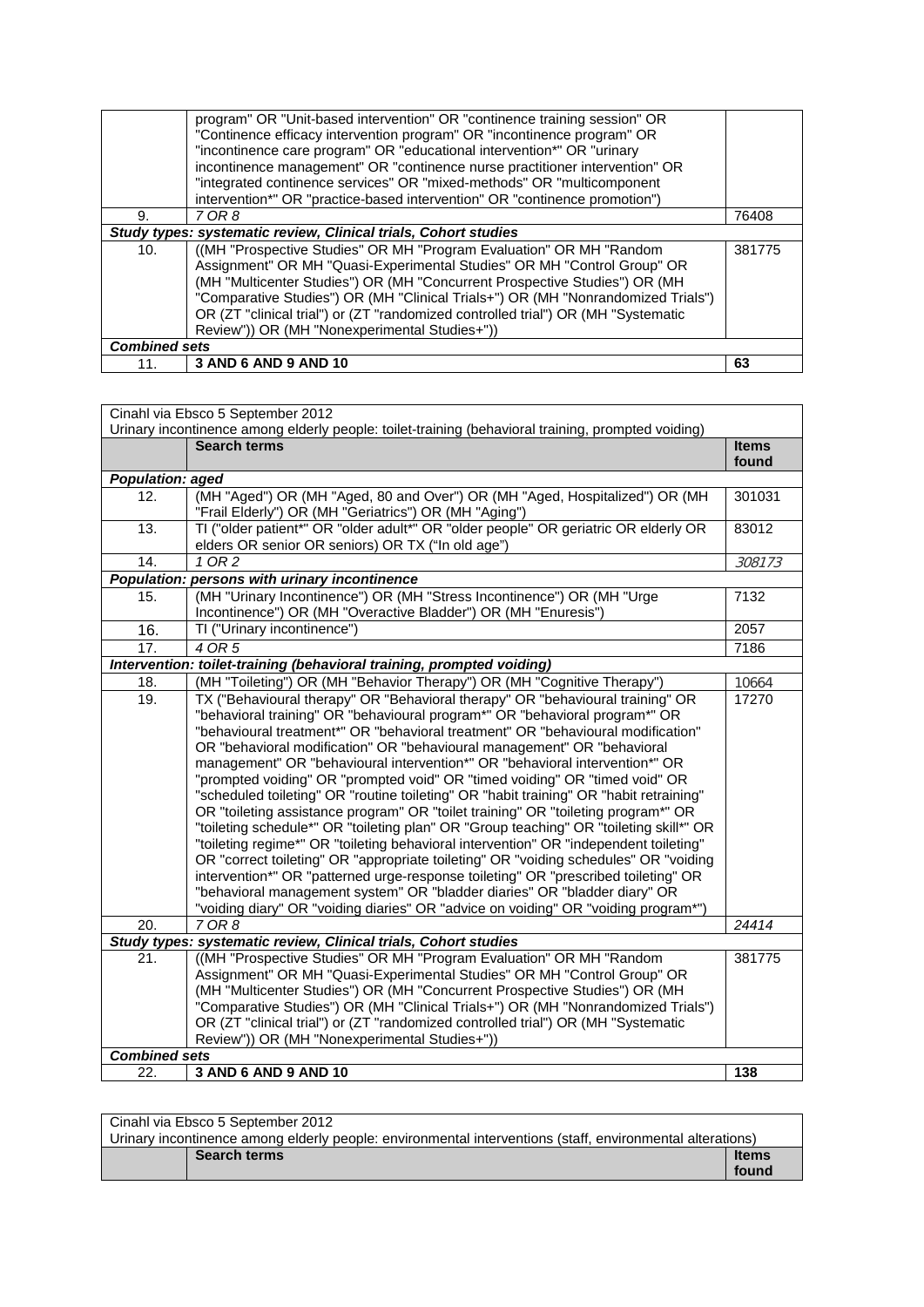| | | |
|---|---|---|
| | program" OR "Unit-based intervention" OR "continence training session" OR "Continence efficacy intervention program" OR "incontinence program" OR "incontinence care program" OR "educational intervention*" OR "urinary incontinence management" OR "continence nurse practitioner intervention" OR "integrated continence services" OR "mixed-methods" OR "multicomponent intervention*" OR "practice-based intervention" OR "continence promotion") | |
| 9. | *7 OR 8* | 76408 |
| ***Study types: systematic review, Clinical trials, Cohort studies*** | | |
| 10. | ((MH "Prospective Studies" OR MH "Program Evaluation" OR MH "Random Assignment" OR MH "Quasi-Experimental Studies" OR MH "Control Group" OR (MH "Multicenter Studies") OR (MH "Concurrent Prospective Studies") OR (MH "Comparative Studies") OR (MH "Clinical Trials+") OR (MH "Nonrandomized Trials") OR (ZT "clinical trial") or (ZT "randomized controlled trial") OR (MH "Systematic Review")) OR (MH "Nonexperimental Studies+")) | 381775 |
| ***Combined sets*** | | |
| 11. | **3 AND 6 AND 9 AND 10** | **63** |

Cinahl via Ebsco 5 September 2012
Urinary incontinence among elderly people: toilet-training (behavioral training, prompted voiding)

| | Search terms | Items found |
|---|---|---|
| ***Population: aged*** | | |
| 12. | (MH "Aged") OR (MH "Aged, 80 and Over") OR (MH "Aged, Hospitalized") OR (MH "Frail Elderly") OR (MH "Geriatrics") OR (MH "Aging") | 301031 |
| 13. | TI ("older patient*" OR "older adult*" OR "older people" OR geriatric OR elderly OR elders OR senior OR seniors) OR TX ("In old age") | 83012 |
| 14. | *1 OR 2* | *308173* |
| ***Population: persons with urinary incontinence*** | | |
| 15. | (MH "Urinary Incontinence") OR (MH "Stress Incontinence") OR (MH "Urge Incontinence") OR (MH "Overactive Bladder") OR (MH "Enuresis") | 7132 |
| 16. | TI ("Urinary incontinence") | 2057 |
| 17. | *4 OR 5* | 7186 |
| ***Intervention: toilet-training (behavioral training, prompted voiding)*** | | |
| 18. | (MH "Toileting") OR (MH "Behavior Therapy") OR (MH "Cognitive Therapy") | 10664 |
| 19. | TX ("Behavioural therapy" OR "Behavioral therapy" OR "behavioural training" OR "behavioral training" OR "behavioural program*" OR "behavioral program*" OR "behavioural treatment*" OR "behavioral treatment" OR "behavioural modification" OR "behavioral modification" OR "behavioural management" OR "behavioral management" OR "behavioural intervention*" OR "behavioral intervention*" OR "prompted voiding" OR "prompted void" OR "timed voiding" OR "timed void" OR "scheduled toileting" OR "routine toileting" OR "habit training" OR "habit retraining" OR "toileting assistance program" OR "toilet training" OR "toileting program*" OR "toileting schedule*" OR "toileting plan" OR "Group teaching" OR "toileting skill*" OR "toileting regime*" OR "toileting behavioral intervention" OR "independent toileting" OR "correct toileting" OR "appropriate toileting" OR "voiding schedules" OR "voiding intervention*" OR "patterned urge-response toileting" OR "prescribed toileting" OR "behavioral management system" OR "bladder diaries" OR "bladder diary" OR "voiding diary" OR "voiding diaries" OR "advice on voiding" OR "voiding program*") | 17270 |
| 20. | *7 OR 8* | *24414* |
| ***Study types: systematic review, Clinical trials, Cohort studies*** | | |
| 21. | ((MH "Prospective Studies" OR MH "Program Evaluation" OR MH "Random Assignment" OR MH "Quasi-Experimental Studies" OR MH "Control Group" OR (MH "Multicenter Studies") OR (MH "Concurrent Prospective Studies") OR (MH "Comparative Studies") OR (MH "Clinical Trials+") OR (MH "Nonrandomized Trials") OR (ZT "clinical trial") or (ZT "randomized controlled trial") OR (MH "Systematic Review")) OR (MH "Nonexperimental Studies+")) | 381775 |
| ***Combined sets*** | | |
| 22. | **3 AND 6 AND 9 AND 10** | **138** |

Cinahl via Ebsco 5 September 2012
Urinary incontinence among elderly people: environmental interventions (staff, environmental alterations)

| | Search terms | Items found |
|---|---|---|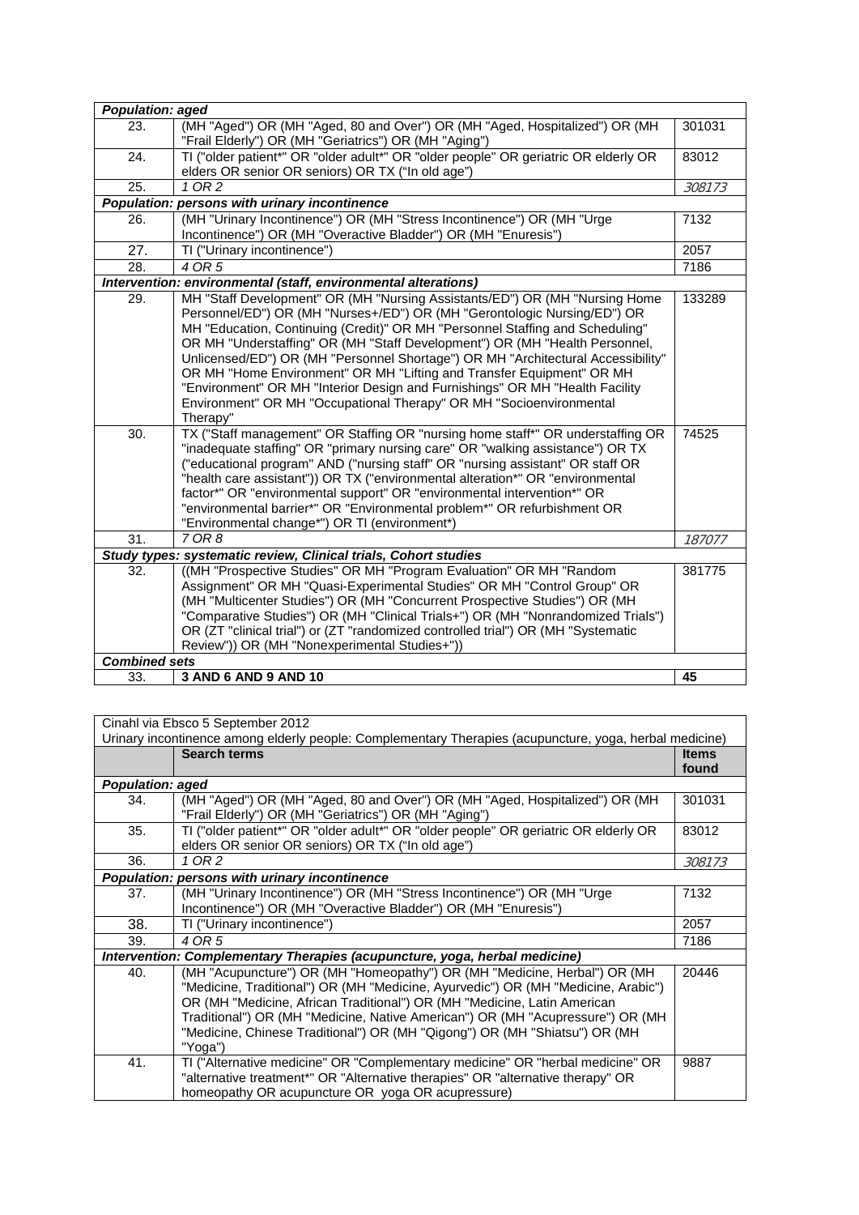| | | |
|---|---|---|
| ***Population: aged*** | | |
| 23. | (MH "Aged") OR (MH "Aged, 80 and Over") OR (MH "Aged, Hospitalized") OR (MH "Frail Elderly") OR (MH "Geriatrics") OR (MH "Aging") | 301031 |
| 24. | TI ("older patient*" OR "older adult*" OR "older people" OR geriatric OR elderly OR elders OR senior OR seniors) OR TX ("In old age") | 83012 |
| 25. | *1 OR 2* | *308173* |
| ***Population: persons with urinary incontinence*** | | |
| 26. | (MH "Urinary Incontinence") OR (MH "Stress Incontinence") OR (MH "Urge Incontinence") OR (MH "Overactive Bladder") OR (MH "Enuresis") | 7132 |
| 27. | TI ("Urinary incontinence") | 2057 |
| 28. | *4 OR 5* | 7186 |
| ***Intervention: environmental (staff, environmental alterations)*** | | |
| 29. | MH "Staff Development" OR (MH "Nursing Assistants/ED") OR (MH "Nursing Home Personnel/ED") OR (MH "Nurses+/ED") OR (MH "Gerontologic Nursing/ED") OR MH "Education, Continuing (Credit)" OR MH "Personnel Staffing and Scheduling" OR MH "Understaffing" OR (MH "Staff Development") OR (MH "Health Personnel, Unlicensed/ED") OR (MH "Personnel Shortage") OR MH "Architectural Accessibility" OR MH "Home Environment" OR MH "Lifting and Transfer Equipment" OR MH "Environment" OR MH "Interior Design and Furnishings" OR MH "Health Facility Environment" OR MH "Occupational Therapy" OR MH "Socioenvironmental Therapy" | 133289 |
| 30. | TX ("Staff management" OR Staffing OR "nursing home staff*" OR understaffing OR "inadequate staffing" OR "primary nursing care" OR "walking assistance") OR TX ("educational program" AND ("nursing staff" OR "nursing assistant" OR staff OR "health care assistant")) OR TX ("environmental alteration*" OR "environmental factor*" OR "environmental support" OR "environmental intervention*" OR "environmental barrier*" OR "Environmental problem*" OR refurbishment OR "Environmental change*") OR TI (environment*) | 74525 |
| 31. | *7 OR 8* | *187077* |
| ***Study types: systematic review, Clinical trials, Cohort studies*** | | |
| 32. | ((MH "Prospective Studies" OR MH "Program Evaluation" OR MH "Random Assignment" OR MH "Quasi-Experimental Studies" OR MH "Control Group" OR (MH "Multicenter Studies") OR (MH "Concurrent Prospective Studies") OR (MH "Comparative Studies") OR (MH "Clinical Trials+") OR (MH "Nonrandomized Trials") OR (ZT "clinical trial") or (ZT "randomized controlled trial") OR (MH "Systematic Review")) OR (MH "Nonexperimental Studies+")) | 381775 |
| ***Combined sets*** | | |
| 33. | **3 AND 6 AND 9 AND 10** | **45** |

| Cinahl via Ebsco 5 September 2012<br>Urinary incontinence among elderly people: Complementary Therapies (acupuncture, yoga, herbal medicine) | | |
|---|---|---|
| | **Search terms** | **Items found** |
| ***Population: aged*** | | |
| 34. | (MH "Aged") OR (MH "Aged, 80 and Over") OR (MH "Aged, Hospitalized") OR (MH "Frail Elderly") OR (MH "Geriatrics") OR (MH "Aging") | 301031 |
| 35. | TI ("older patient*" OR "older adult*" OR "older people" OR geriatric OR elderly OR elders OR senior OR seniors) OR TX ("In old age") | 83012 |
| 36. | *1 OR 2* | *308173* |
| ***Population: persons with urinary incontinence*** | | |
| 37. | (MH "Urinary Incontinence") OR (MH "Stress Incontinence") OR (MH "Urge Incontinence") OR (MH "Overactive Bladder") OR (MH "Enuresis") | 7132 |
| 38. | TI ("Urinary incontinence") | 2057 |
| 39. | *4 OR 5* | 7186 |
| ***Intervention: Complementary Therapies (acupuncture, yoga, herbal medicine)*** | | |
| 40. | (MH "Acupuncture") OR (MH "Homeopathy") OR (MH "Medicine, Herbal") OR (MH "Medicine, Traditional") OR (MH "Medicine, Ayurvedic") OR (MH "Medicine, Arabic") OR (MH "Medicine, African Traditional") OR (MH "Medicine, Latin American Traditional") OR (MH "Medicine, Native American") OR (MH "Acupressure") OR (MH "Medicine, Chinese Traditional") OR (MH "Qigong") OR (MH "Shiatsu") OR (MH "Yoga") | 20446 |
| 41. | TI ("Alternative medicine" OR "Complementary medicine" OR "herbal medicine" OR "alternative treatment*" OR "Alternative therapies" OR "alternative therapy" OR homeopathy OR acupuncture OR yoga OR acupressure) | 9887 |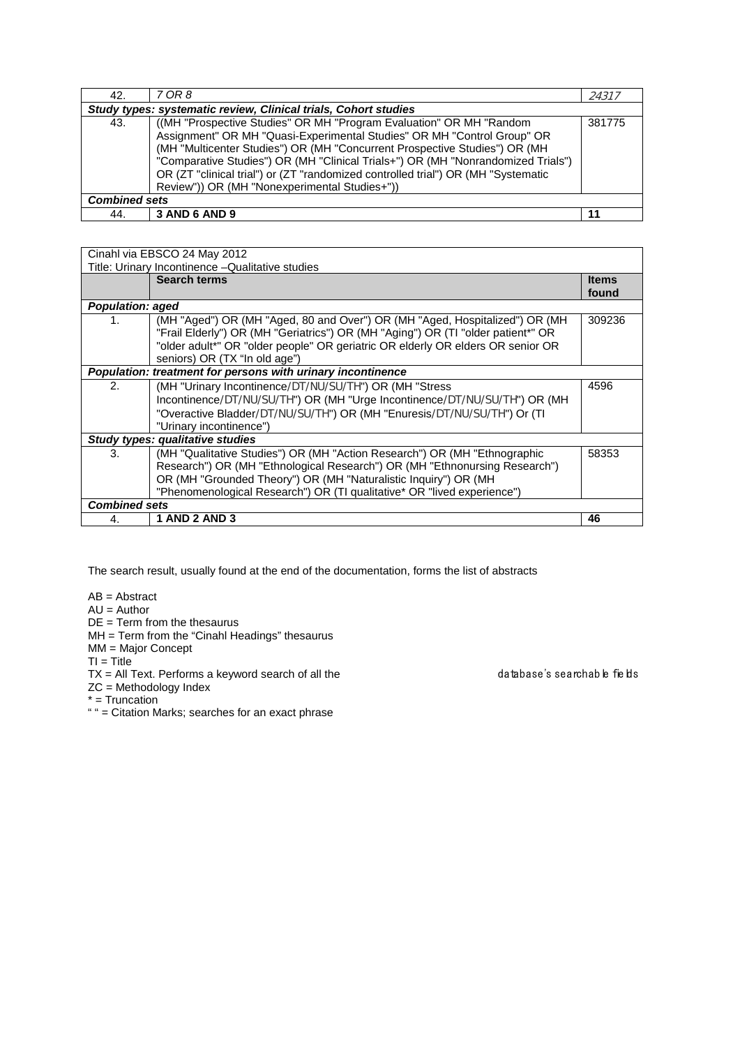| | | |
|---|---|---|
| 42. | *7 OR 8* | *24317* |
| ***Study types: systematic review, Clinical trials, Cohort studies*** | | |
| 43. | ((MH "Prospective Studies" OR MH "Program Evaluation" OR MH "Random Assignment" OR MH "Quasi-Experimental Studies" OR MH "Control Group" OR (MH "Multicenter Studies") OR (MH "Concurrent Prospective Studies") OR (MH "Comparative Studies") OR (MH "Clinical Trials+") OR (MH "Nonrandomized Trials") OR (ZT "clinical trial") or (ZT "randomized controlled trial") OR (MH "Systematic Review")) OR (MH "Nonexperimental Studies+")) | 381775 |
| ***Combined sets*** | | |
| 44. | **3 AND 6 AND 9** | **11** |

| Cinahl via EBSCO 24 May 2012<br>Title: Urinary Incontinence –Qualitative studies | | |
|---|---|---|
| | **Search terms** | **Items found** |
| ***Population: aged*** | | |
| 1. | (MH "Aged") OR (MH "Aged, 80 and Over") OR (MH "Aged, Hospitalized") OR (MH "Frail Elderly") OR (MH "Geriatrics") OR (MH "Aging") OR (TI "older patient*" OR "older adult*" OR "older people" OR geriatric OR elderly OR elders OR senior OR seniors) OR (TX "In old age") | 309236 |
| ***Population: treatment for persons with urinary incontinence*** | | |
| 2. | (MH "Urinary Incontinence/DT/NU/SU/TH") OR (MH "Stress Incontinence/DT/NU/SU/TH") OR (MH "Urge Incontinence/DT/NU/SU/TH") OR (MH "Overactive Bladder/DT/NU/SU/TH") OR (MH "Enuresis/DT/NU/SU/TH") Or (TI "Urinary incontinence") | 4596 |
| ***Study types: qualitative studies*** | | |
| 3. | (MH "Qualitative Studies") OR (MH "Action Research") OR (MH "Ethnographic Research") OR (MH "Ethnological Research") OR (MH "Ethnonursing Research") OR (MH "Grounded Theory") OR (MH "Naturalistic Inquiry") OR (MH "Phenomenological Research") OR (TI qualitative* OR "lived experience") | 58353 |
| ***Combined sets*** | | |
| 4. | **1 AND 2 AND 3** | **46** |

The search result, usually found at the end of the documentation, forms the list of abstracts

AB = Abstract
AU = Author
DE = Term from the thesaurus
MH = Term from the "Cinahl Headings" thesaurus
MM = Major Concept
TI = Title
TX = All Text. Performs a keyword search of all the database's searchable fields
ZC = Methodology Index
* = Truncation
" " = Citation Marks; searches for an exact phrase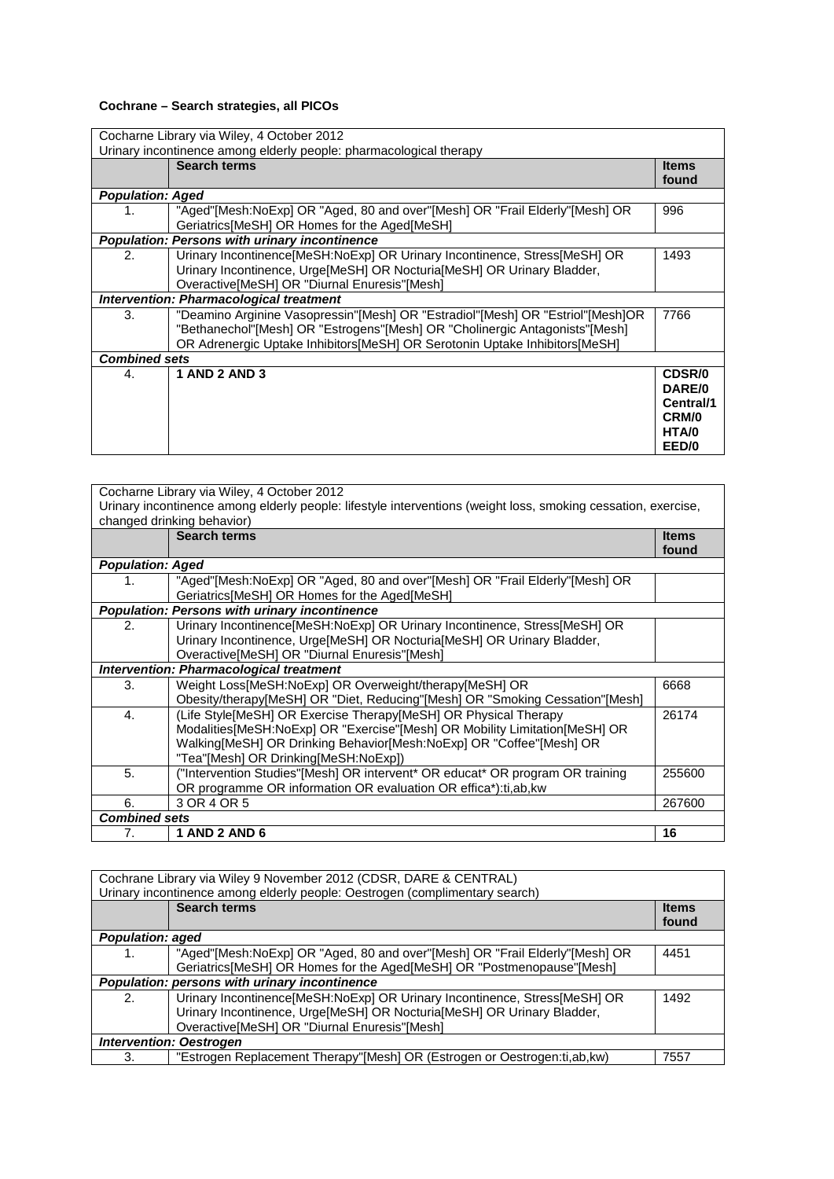**Cochrane – Search strategies, all PICOs**

| Cocharne Library via Wiley, 4 October 2012<br>Urinary incontinence among elderly people: pharmacological therapy | | |
|---|---|---|
| | **Search terms** | **Items found** |
| ***Population: Aged*** | | |
| 1. | "Aged"[Mesh:NoExp] OR "Aged, 80 and over"[Mesh] OR "Frail Elderly"[Mesh] OR Geriatrics[MeSH] OR Homes for the Aged[MeSH] | 996 |
| ***Population: Persons with urinary incontinence*** | | |
| 2. | Urinary Incontinence[MeSH:NoExp] OR Urinary Incontinence, Stress[MeSH] OR Urinary Incontinence, Urge[MeSH] OR Nocturia[MeSH] OR Urinary Bladder, Overactive[MeSH] OR "Diurnal Enuresis"[Mesh] | 1493 |
| ***Intervention: Pharmacological treatment*** | | |
| 3. | "Deamino Arginine Vasopressin"[Mesh] OR "Estradiol"[Mesh] OR "Estriol"[Mesh]OR "Bethanechol"[Mesh] OR "Estrogens"[Mesh] OR "Cholinergic Antagonists"[Mesh] OR Adrenergic Uptake Inhibitors[MeSH] OR Serotonin Uptake Inhibitors[MeSH] | 7766 |
| ***Combined sets*** | | |
| 4. | **1 AND 2 AND 3** | **CDSR/0**<br>**DARE/0**<br>**Central/1**<br>**CRM/0**<br>**HTA/0**<br>**EED/0** |

| Cocharne Library via Wiley, 4 October 2012<br>Urinary incontinence among elderly people: lifestyle interventions (weight loss, smoking cessation, exercise, changed drinking behavior) | | |
|---|---|---|
| | **Search terms** | **Items found** |
| ***Population: Aged*** | | |
| 1. | "Aged"[Mesh:NoExp] OR "Aged, 80 and over"[Mesh] OR "Frail Elderly"[Mesh] OR Geriatrics[MeSH] OR Homes for the Aged[MeSH] | |
| ***Population: Persons with urinary incontinence*** | | |
| 2. | Urinary Incontinence[MeSH:NoExp] OR Urinary Incontinence, Stress[MeSH] OR Urinary Incontinence, Urge[MeSH] OR Nocturia[MeSH] OR Urinary Bladder, Overactive[MeSH] OR "Diurnal Enuresis"[Mesh] | |
| ***Intervention: Pharmacological treatment*** | | |
| 3. | Weight Loss[MeSH:NoExp] OR Overweight/therapy[MeSH] OR Obesity/therapy[MeSH] OR "Diet, Reducing"[Mesh] OR "Smoking Cessation"[Mesh] | 6668 |
| 4. | (Life Style[MeSH] OR Exercise Therapy[MeSH] OR Physical Therapy Modalities[MeSH:NoExp] OR "Exercise"[Mesh] OR Mobility Limitation[MeSH] OR Walking[MeSH] OR Drinking Behavior[Mesh:NoExp] OR "Coffee"[Mesh] OR "Tea"[Mesh] OR Drinking[MeSH:NoExp]) | 26174 |
| 5. | ("Intervention Studies"[Mesh] OR intervent* OR educat* OR program OR training OR programme OR information OR evaluation OR effica*):ti,ab,kw | 255600 |
| 6. | 3 OR 4 OR 5 | 267600 |
| ***Combined sets*** | | |
| 7. | **1 AND 2 AND 6** | **16** |

| Cochrane Library via Wiley 9 November 2012 (CDSR, DARE & CENTRAL)<br>Urinary incontinence among elderly people: Oestrogen (complimentary search) | | |
|---|---|---|
| | **Search terms** | **Items found** |
| ***Population: aged*** | | |
| 1. | "Aged"[Mesh:NoExp] OR "Aged, 80 and over"[Mesh] OR "Frail Elderly"[Mesh] OR Geriatrics[MeSH] OR Homes for the Aged[MeSH] OR "Postmenopause"[Mesh] | 4451 |
| ***Population: persons with urinary incontinence*** | | |
| 2. | Urinary Incontinence[MeSH:NoExp] OR Urinary Incontinence, Stress[MeSH] OR Urinary Incontinence, Urge[MeSH] OR Nocturia[MeSH] OR Urinary Bladder, Overactive[MeSH] OR "Diurnal Enuresis"[Mesh] | 1492 |
| ***Intervention: Oestrogen*** | | |
| 3. | "Estrogen Replacement Therapy"[Mesh] OR (Estrogen or Oestrogen:ti,ab,kw) | 7557 |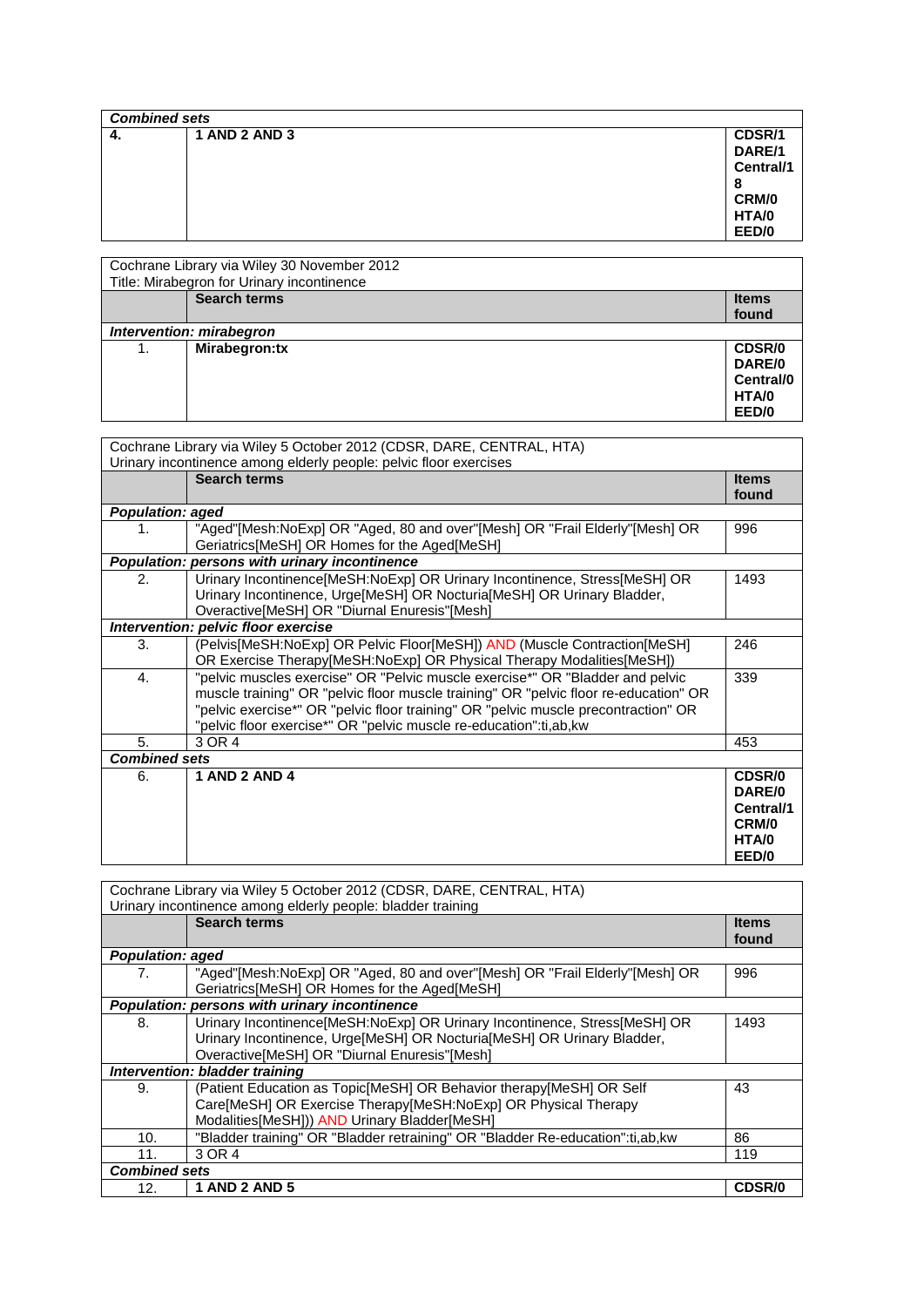| Combined sets | | |
|---|---|---|
| **4.** | **1 AND 2 AND 3** | **CDSR/1**<br>**DARE/1**<br>**Central/18**<br>**CRM/0**<br>**HTA/0**<br>**EED/0** |

| Cochrane Library via Wiley 30 November 2012<br>Title: Mirabegron for Urinary incontinence | | |
|---|---|---|
| | **Search terms** | **Items found** |
| ***Intervention: mirabegron*** | | |
| 1. | **Mirabegron:tx** | **CDSR/0**<br>**DARE/0**<br>**Central/0**<br>**HTA/0**<br>**EED/0** |

| Cochrane Library via Wiley 5 October 2012 (CDSR, DARE, CENTRAL, HTA)<br>Urinary incontinence among elderly people: pelvic floor exercises | | |
|---|---|---|
| | **Search terms** | **Items found** |
| ***Population: aged*** | | |
| 1. | "Aged"[Mesh:NoExp] OR "Aged, 80 and over"[Mesh] OR "Frail Elderly"[Mesh] OR Geriatrics[MeSH] OR Homes for the Aged[MeSH] | 996 |
| ***Population: persons with urinary incontinence*** | | |
| 2. | Urinary Incontinence[MeSH:NoExp] OR Urinary Incontinence, Stress[MeSH] OR Urinary Incontinence, Urge[MeSH] OR Nocturia[MeSH] OR Urinary Bladder, Overactive[MeSH] OR "Diurnal Enuresis"[Mesh] | 1493 |
| ***Intervention: pelvic floor exercise*** | | |
| 3. | (Pelvis[MeSH:NoExp] OR Pelvic Floor[MeSH]) AND (Muscle Contraction[MeSH] OR Exercise Therapy[MeSH:NoExp] OR Physical Therapy Modalities[MeSH]) | 246 |
| 4. | "pelvic muscles exercise" OR "Pelvic muscle exercise*" OR "Bladder and pelvic muscle training" OR "pelvic floor muscle training" OR "pelvic floor re-education" OR "pelvic exercise*" OR "pelvic floor training" OR "pelvic muscle precontraction" OR "pelvic floor exercise*" OR "pelvic muscle re-education":ti,ab,kw | 339 |
| 5. | 3 OR 4 | 453 |
| ***Combined sets*** | | |
| 6. | **1 AND 2 AND 4** | **CDSR/0**<br>**DARE/0**<br>**Central/1**<br>**CRM/0**<br>**HTA/0**<br>**EED/0** |

| Cochrane Library via Wiley 5 October 2012 (CDSR, DARE, CENTRAL, HTA)<br>Urinary incontinence among elderly people: bladder training | | |
|---|---|---|
| | **Search terms** | **Items found** |
| ***Population: aged*** | | |
| 7. | "Aged"[Mesh:NoExp] OR "Aged, 80 and over"[Mesh] OR "Frail Elderly"[Mesh] OR Geriatrics[MeSH] OR Homes for the Aged[MeSH] | 996 |
| ***Population: persons with urinary incontinence*** | | |
| 8. | Urinary Incontinence[MeSH:NoExp] OR Urinary Incontinence, Stress[MeSH] OR Urinary Incontinence, Urge[MeSH] OR Nocturia[MeSH] OR Urinary Bladder, Overactive[MeSH] OR "Diurnal Enuresis"[Mesh] | 1493 |
| ***Intervention: bladder training*** | | |
| 9. | (Patient Education as Topic[MeSH] OR Behavior therapy[MeSH] OR Self Care[MeSH] OR Exercise Therapy[MeSH:NoExp] OR Physical Therapy Modalities[MeSH])) AND Urinary Bladder[MeSH] | 43 |
| 10. | "Bladder training" OR "Bladder retraining" OR "Bladder Re-education":ti,ab,kw | 86 |
| 11. | 3 OR 4 | 119 |
| ***Combined sets*** | | |
| 12. | **1 AND 2 AND 5** | **CDSR/0** |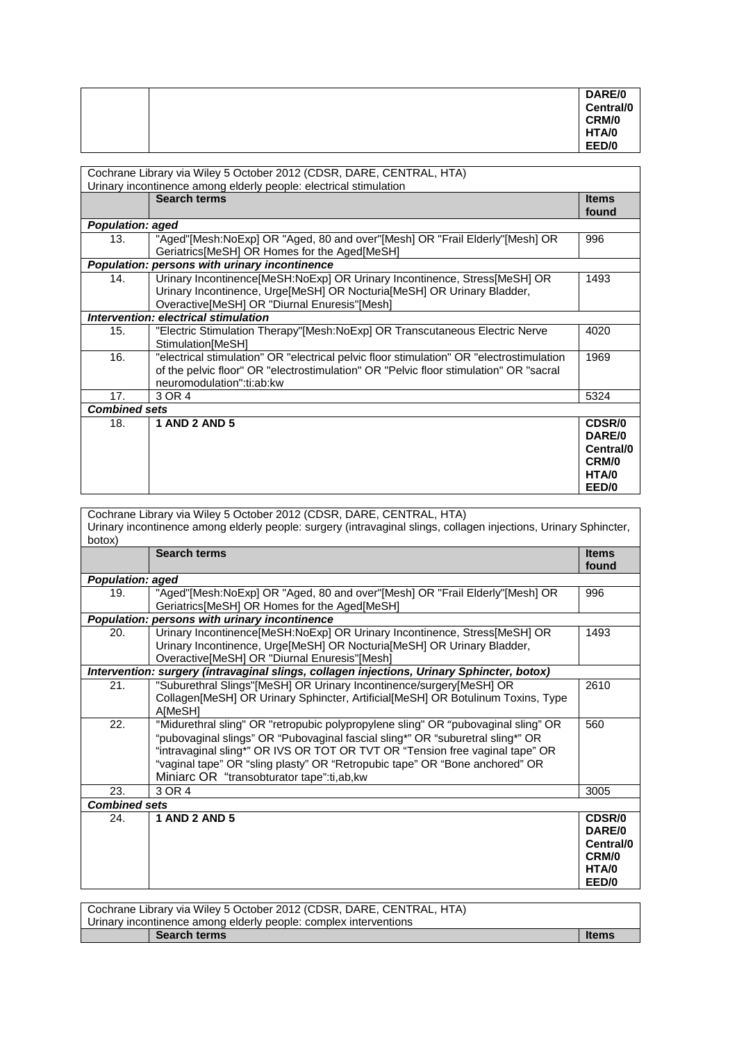| | | |
|---|---|---|
| | | DARE/0<br>Central/0<br>CRM/0<br>HTA/0<br>EED/0 |

| Cochrane Library via Wiley 5 October 2012 (CDSR, DARE, CENTRAL, HTA)<br>Urinary incontinence among elderly people: electrical stimulation | | |
|---|---|---|
| | **Search terms** | **Items found** |
| ***Population: aged*** | | |
| 13. | "Aged"[Mesh:NoExp] OR "Aged, 80 and over"[Mesh] OR "Frail Elderly"[Mesh] OR Geriatrics[MeSH] OR Homes for the Aged[MeSH] | 996 |
| ***Population: persons with urinary incontinence*** | | |
| 14. | Urinary Incontinence[MeSH:NoExp] OR Urinary Incontinence, Stress[MeSH] OR Urinary Incontinence, Urge[MeSH] OR Nocturia[MeSH] OR Urinary Bladder, Overactive[MeSH] OR "Diurnal Enuresis"[Mesh] | 1493 |
| ***Intervention: electrical stimulation*** | | |
| 15. | "Electric Stimulation Therapy"[Mesh:NoExp] OR Transcutaneous Electric Nerve Stimulation[MeSH] | 4020 |
| 16. | "electrical stimulation" OR "electrical pelvic floor stimulation" OR "electrostimulation of the pelvic floor" OR "electrostimulation" OR "Pelvic floor stimulation" OR "sacral neuromodulation":ti:ab:kw | 1969 |
| 17. | 3 OR 4 | 5324 |
| ***Combined sets*** | | |
| 18. | **1 AND 2 AND 5** | **CDSR/0<br>DARE/0<br>Central/0<br>CRM/0<br>HTA/0<br>EED/0** |

| Cochrane Library via Wiley 5 October 2012 (CDSR, DARE, CENTRAL, HTA)<br>Urinary incontinence among elderly people: surgery (intravaginal slings, collagen injections, Urinary Sphincter, botox) | | |
|---|---|---|
| | **Search terms** | **Items found** |
| ***Population: aged*** | | |
| 19. | "Aged"[Mesh:NoExp] OR "Aged, 80 and over"[Mesh] OR "Frail Elderly"[Mesh] OR Geriatrics[MeSH] OR Homes for the Aged[MeSH] | 996 |
| ***Population: persons with urinary incontinence*** | | |
| 20. | Urinary Incontinence[MeSH:NoExp] OR Urinary Incontinence, Stress[MeSH] OR Urinary Incontinence, Urge[MeSH] OR Nocturia[MeSH] OR Urinary Bladder, Overactive[MeSH] OR "Diurnal Enuresis"[Mesh] | 1493 |
| ***Intervention: surgery (intravaginal slings, collagen injections, Urinary Sphincter, botox)*** | | |
| 21. | "Suburethral Slings"[MeSH] OR Urinary Incontinence/surgery[MeSH] OR Collagen[MeSH] OR Urinary Sphincter, Artificial[MeSH] OR Botulinum Toxins, Type A[MeSH] | 2610 |
| 22. | "Midurethral sling" OR "retropubic polypropylene sling" OR "pubovaginal sling" OR "pubovaginal slings" OR "Pubovaginal fascial sling*" OR "suburetral sling*" OR "intravaginal sling*" OR IVS OR TOT OR TVT OR "Tension free vaginal tape" OR "vaginal tape" OR "sling plasty" OR "Retropubic tape" OR "Bone anchored" OR Miniarc OR "transobturator tape":ti,ab,kw | 560 |
| 23. | 3 OR 4 | 3005 |
| ***Combined sets*** | | |
| 24. | **1 AND 2 AND 5** | **CDSR/0<br>DARE/0<br>Central/0<br>CRM/0<br>HTA/0<br>EED/0** |

| Cochrane Library via Wiley 5 October 2012 (CDSR, DARE, CENTRAL, HTA)<br>Urinary incontinence among elderly people: complex interventions | | |
|---|---|---|
| | **Search terms** | **Items** |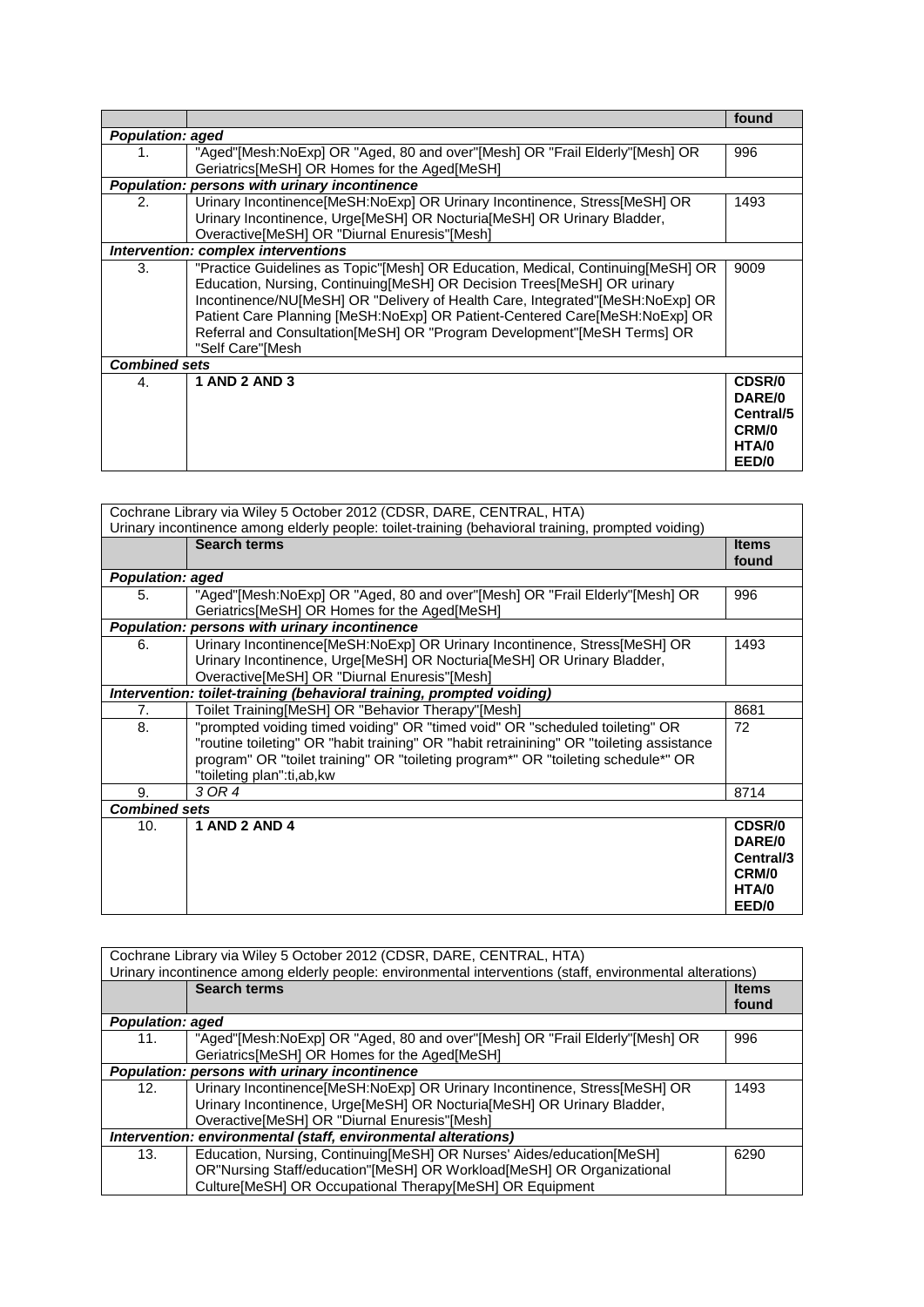| | | found |
|---|---|---|
| ***Population: aged*** | | |
| 1. | "Aged"[Mesh:NoExp] OR "Aged, 80 and over"[Mesh] OR "Frail Elderly"[Mesh] OR Geriatrics[MeSH] OR Homes for the Aged[MeSH] | 996 |
| ***Population: persons with urinary incontinence*** | | |
| 2. | Urinary Incontinence[MeSH:NoExp] OR Urinary Incontinence, Stress[MeSH] OR Urinary Incontinence, Urge[MeSH] OR Nocturia[MeSH] OR Urinary Bladder, Overactive[MeSH] OR "Diurnal Enuresis"[Mesh] | 1493 |
| ***Intervention: complex interventions*** | | |
| 3. | "Practice Guidelines as Topic"[Mesh] OR Education, Medical, Continuing[MeSH] OR Education, Nursing, Continuing[MeSH] OR Decision Trees[MeSH] OR urinary Incontinence/NU[MeSH] OR "Delivery of Health Care, Integrated"[MeSH:NoExp] OR Patient Care Planning [MeSH:NoExp] OR Patient-Centered Care[MeSH:NoExp] OR Referral and Consultation[MeSH] OR "Program Development"[MeSH Terms] OR "Self Care"[Mesh | 9009 |
| ***Combined sets*** | | |
| 4. | **1 AND 2 AND 3** | **CDSR/0**<br>**DARE/0**<br>**Central/5**<br>**CRM/0**<br>**HTA/0**<br>**EED/0** |

Cochrane Library via Wiley 5 October 2012 (CDSR, DARE, CENTRAL, HTA)
Urinary incontinence among elderly people: toilet-training (behavioral training, prompted voiding)

| | **Search terms** | **Items found** |
|---|---|---|
| ***Population: aged*** | | |
| 5. | "Aged"[Mesh:NoExp] OR "Aged, 80 and over"[Mesh] OR "Frail Elderly"[Mesh] OR Geriatrics[MeSH] OR Homes for the Aged[MeSH] | 996 |
| ***Population: persons with urinary incontinence*** | | |
| 6. | Urinary Incontinence[MeSH:NoExp] OR Urinary Incontinence, Stress[MeSH] OR Urinary Incontinence, Urge[MeSH] OR Nocturia[MeSH] OR Urinary Bladder, Overactive[MeSH] OR "Diurnal Enuresis"[Mesh] | 1493 |
| ***Intervention: toilet-training (behavioral training, prompted voiding)*** | | |
| 7. | Toilet Training[MeSH] OR "Behavior Therapy"[Mesh] | 8681 |
| 8. | "prompted voiding timed voiding" OR "timed void" OR "scheduled toileting" OR "routine toileting" OR "habit training" OR "habit retrainining" OR "toileting assistance program" OR "toilet training" OR "toileting program*" OR "toileting schedule*" OR "toileting plan":ti,ab,kw | 72 |
| 9. | *3 OR 4* | 8714 |
| ***Combined sets*** | | |
| 10. | **1 AND 2 AND 4** | **CDSR/0**<br>**DARE/0**<br>**Central/3**<br>**CRM/0**<br>**HTA/0**<br>**EED/0** |

Cochrane Library via Wiley 5 October 2012 (CDSR, DARE, CENTRAL, HTA)
Urinary incontinence among elderly people: environmental interventions (staff, environmental alterations)

| | **Search terms** | **Items found** |
|---|---|---|
| ***Population: aged*** | | |
| 11. | "Aged"[Mesh:NoExp] OR "Aged, 80 and over"[Mesh] OR "Frail Elderly"[Mesh] OR Geriatrics[MeSH] OR Homes for the Aged[MeSH] | 996 |
| ***Population: persons with urinary incontinence*** | | |
| 12. | Urinary Incontinence[MeSH:NoExp] OR Urinary Incontinence, Stress[MeSH] OR Urinary Incontinence, Urge[MeSH] OR Nocturia[MeSH] OR Urinary Bladder, Overactive[MeSH] OR "Diurnal Enuresis"[Mesh] | 1493 |
| ***Intervention: environmental (staff, environmental alterations)*** | | |
| 13. | Education, Nursing, Continuing[MeSH] OR Nurses' Aides/education[MeSH] OR"Nursing Staff/education"[MeSH] OR Workload[MeSH] OR Organizational Culture[MeSH] OR Occupational Therapy[MeSH] OR Equipment | 6290 |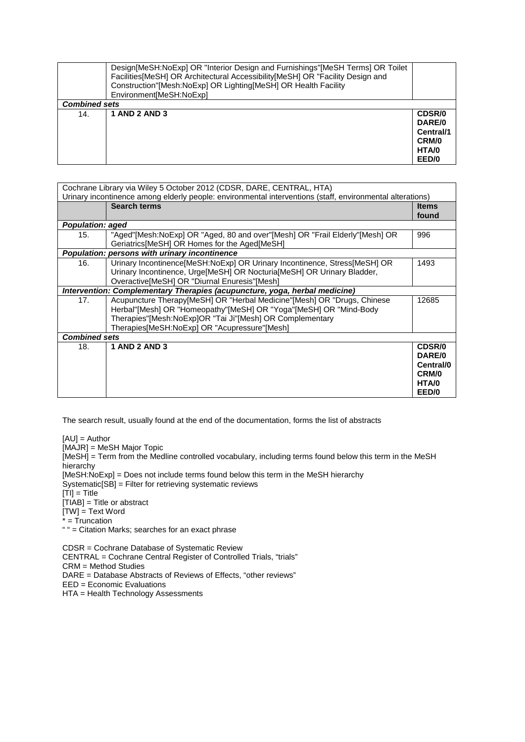|  | Design[MeSH:NoExp] OR "Interior Design and Furnishings"[MeSH Terms] OR Toilet Facilities[MeSH] OR Architectural Accessibility[MeSH] OR "Facility Design and Construction"[Mesh:NoExp] OR Lighting[MeSH] OR Health Facility Environment[MeSH:NoExp] |  |
|---|---|---|
| ***Combined sets*** | | |
| 14. | **1 AND 2 AND 3** | **CDSR/0**<br>**DARE/0**<br>**Central/1**<br>**CRM/0**<br>**HTA/0**<br>**EED/0** |

| Cochrane Library via Wiley 5 October 2012 (CDSR, DARE, CENTRAL, HTA)<br>Urinary incontinence among elderly people: environmental interventions (staff, environmental alterations) | | |
|---|---|---|
|  | **Search terms** | **Items found** |
| ***Population: aged*** | | |
| 15. | "Aged"[Mesh:NoExp] OR "Aged, 80 and over"[Mesh] OR "Frail Elderly"[Mesh] OR Geriatrics[MeSH] OR Homes for the Aged[MeSH] | 996 |
| ***Population: persons with urinary incontinence*** | | |
| 16. | Urinary Incontinence[MeSH:NoExp] OR Urinary Incontinence, Stress[MeSH] OR Urinary Incontinence, Urge[MeSH] OR Nocturia[MeSH] OR Urinary Bladder, Overactive[MeSH] OR "Diurnal Enuresis"[Mesh] | 1493 |
| ***Intervention: Complementary Therapies (acupuncture, yoga, herbal medicine)*** | | |
| 17. | Acupuncture Therapy[MeSH] OR "Herbal Medicine"[Mesh] OR "Drugs, Chinese Herbal"[Mesh] OR "Homeopathy"[MeSH] OR "Yoga"[MeSH] OR "Mind-Body Therapies"[Mesh:NoExp]OR "Tai Ji"[Mesh] OR Complementary Therapies[MeSH:NoExp] OR "Acupressure"[Mesh] | 12685 |
| ***Combined sets*** | | |
| 18. | **1 AND 2 AND 3** | **CDSR/0**<br>**DARE/0**<br>**Central/0**<br>**CRM/0**<br>**HTA/0**<br>**EED/0** |

The search result, usually found at the end of the documentation, forms the list of abstracts

[AU] = Author
[MAJR] = MeSH Major Topic
[MeSH] = Term from the Medline controlled vocabulary, including terms found below this term in the MeSH hierarchy
[MeSH:NoExp] = Does not include terms found below this term in the MeSH hierarchy
Systematic[SB] = Filter for retrieving systematic reviews
[TI] = Title
[TIAB] = Title or abstract
[TW] = Text Word
* = Truncation
" " = Citation Marks; searches for an exact phrase

CDSR = Cochrane Database of Systematic Review
CENTRAL = Cochrane Central Register of Controlled Trials, "trials"
CRM = Method Studies
DARE = Database Abstracts of Reviews of Effects, "other reviews"
EED = Economic Evaluations
HTA = Health Technology Assessments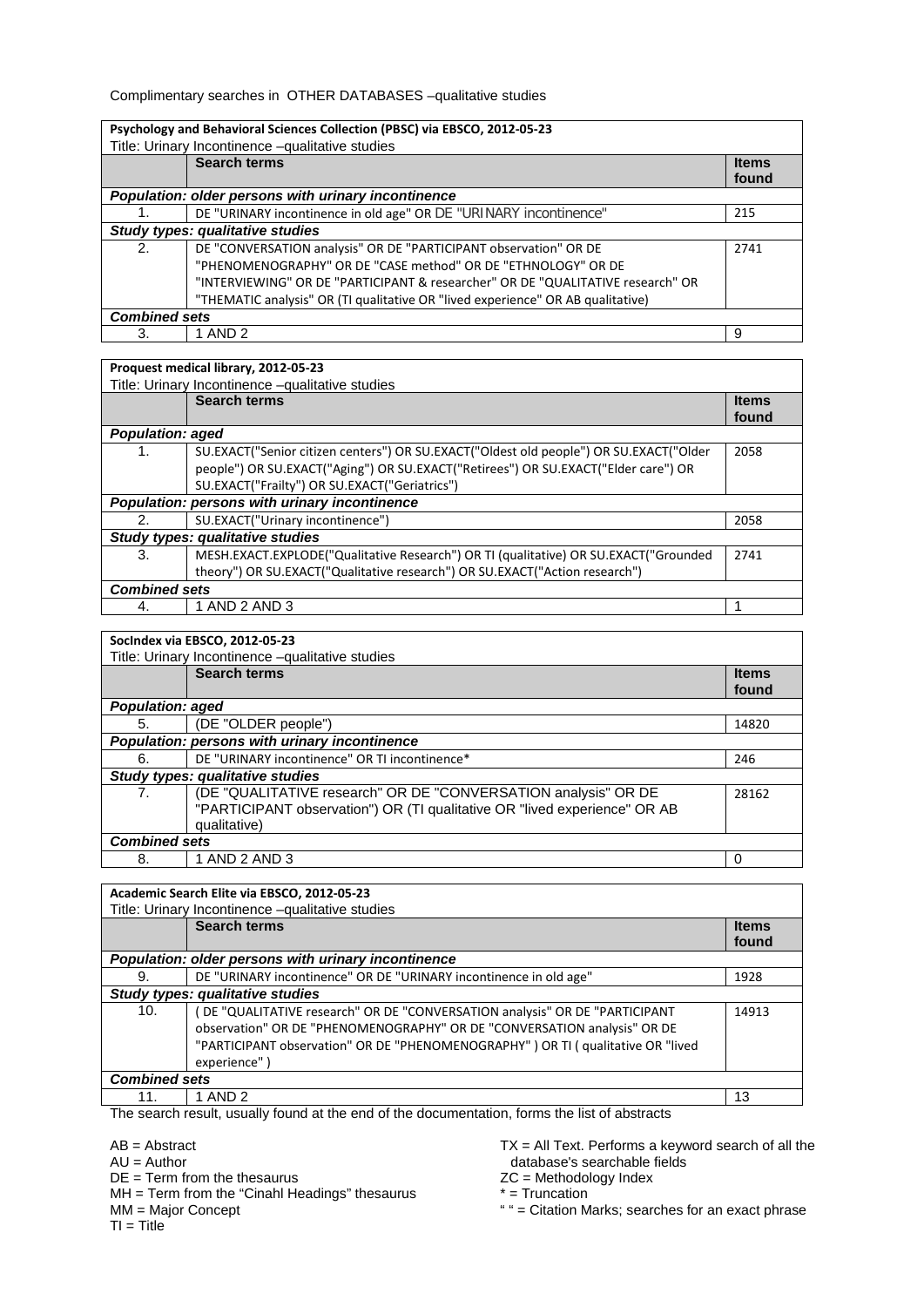Complimentary searches in OTHER DATABASES –qualitative studies

| **Psychology and Behavioral Sciences Collection (PBSC) via EBSCO, 2012-05-23** | | |
|---|---|---|
| Title: Urinary Incontinence –qualitative studies | | |
| | **Search terms** | **Items found** |
| ***Population: older persons with urinary incontinence*** | | |
| 1. | DE "URINARY incontinence in old age" OR DE "URINARY incontinence" | 215 |
| ***Study types: qualitative studies*** | | |
| 2. | DE "CONVERSATION analysis" OR DE "PARTICIPANT observation" OR DE "PHENOMENOGRAPHY" OR DE "CASE method" OR DE "ETHNOLOGY" OR DE "INTERVIEWING" OR DE "PARTICIPANT & researcher" OR DE "QUALITATIVE research" OR "THEMATIC analysis" OR (TI qualitative OR "lived experience" OR AB qualitative) | 2741 |
| ***Combined sets*** | | |
| 3. | 1 AND 2 | 9 |

| **Proquest medical library, 2012-05-23** | | |
|---|---|---|
| Title: Urinary Incontinence –qualitative studies | | |
| | **Search terms** | **Items found** |
| ***Population: aged*** | | |
| 1. | SU.EXACT("Senior citizen centers") OR SU.EXACT("Oldest old people") OR SU.EXACT("Older people") OR SU.EXACT("Aging") OR SU.EXACT("Retirees") OR SU.EXACT("Elder care") OR SU.EXACT("Frailty") OR SU.EXACT("Geriatrics") | 2058 |
| ***Population: persons with urinary incontinence*** | | |
| 2. | SU.EXACT("Urinary incontinence") | 2058 |
| ***Study types: qualitative studies*** | | |
| 3. | MESH.EXACT.EXPLODE("Qualitative Research") OR TI (qualitative) OR SU.EXACT("Grounded theory") OR SU.EXACT("Qualitative research") OR SU.EXACT("Action research") | 2741 |
| ***Combined sets*** | | |
| 4. | 1 AND 2 AND 3 | 1 |

| **SocIndex via EBSCO, 2012-05-23** | | |
|---|---|---|
| Title: Urinary Incontinence –qualitative studies | | |
| | **Search terms** | **Items found** |
| ***Population: aged*** | | |
| 5. | (DE "OLDER people") | 14820 |
| ***Population: persons with urinary incontinence*** | | |
| 6. | DE "URINARY incontinence" OR TI incontinence* | 246 |
| ***Study types: qualitative studies*** | | |
| 7. | (DE "QUALITATIVE research" OR DE "CONVERSATION analysis" OR DE "PARTICIPANT observation") OR (TI qualitative OR "lived experience" OR AB qualitative) | 28162 |
| ***Combined sets*** | | |
| 8. | 1 AND 2 AND 3 | 0 |

| **Academic Search Elite via EBSCO, 2012-05-23** | | |
|---|---|---|
| Title: Urinary Incontinence –qualitative studies | | |
| | **Search terms** | **Items found** |
| ***Population: older persons with urinary incontinence*** | | |
| 9. | DE "URINARY incontinence" OR DE "URINARY incontinence in old age" | 1928 |
| ***Study types: qualitative studies*** | | |
| 10. | ( DE "QUALITATIVE research" OR DE "CONVERSATION analysis" OR DE "PARTICIPANT observation" OR DE "PHENOMENOGRAPHY" OR DE "CONVERSATION analysis" OR DE "PARTICIPANT observation" OR DE "PHENOMENOGRAPHY" ) OR TI ( qualitative OR "lived experience" ) | 14913 |
| ***Combined sets*** | | |
| 11. | 1 AND 2 | 13 |

The search result, usually found at the end of the documentation, forms the list of abstracts

AB = Abstract
AU = Author
DE = Term from the thesaurus
MH = Term from the "Cinahl Headings" thesaurus
MM = Major Concept
TI = Title
TX = All Text. Performs a keyword search of all the database's searchable fields
ZC = Methodology Index
* = Truncation
" " = Citation Marks; searches for an exact phrase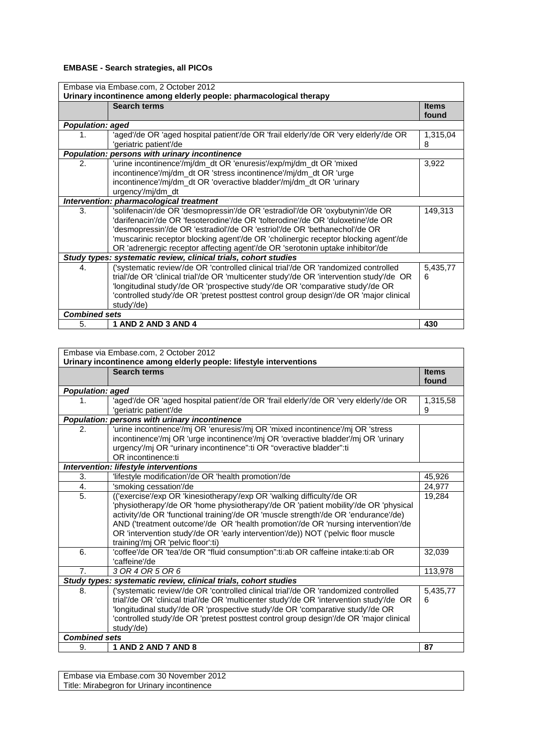**EMBASE - Search strategies, all PICOs**

| Embase via Embase.com, 2 October 2012<br>**Urinary incontinence among elderly people: pharmacological therapy** | | |
|---|---|---|
| | **Search terms** | **Items found** |
| ***Population: aged*** | | |
| 1. | 'aged'/de OR 'aged hospital patient'/de OR 'frail elderly'/de OR 'very elderly'/de OR 'geriatric patient'/de | 1,315,048 |
| ***Population: persons with urinary incontinence*** | | |
| 2. | 'urine incontinence'/mj/dm_dt OR 'enuresis'/exp/mj/dm_dt OR 'mixed incontinence'/mj/dm_dt OR 'stress incontinence'/mj/dm_dt OR 'urge incontinence'/mj/dm_dt OR 'overactive bladder'/mj/dm_dt OR 'urinary urgency'/mj/dm_dt | 3,922 |
| ***Intervention: pharmacological treatment*** | | |
| 3. | 'solifenacin'/de OR 'desmopressin'/de OR 'estradiol'/de OR 'oxybutynin'/de OR 'darifenacin'/de OR 'fesoterodine'/de OR 'tolterodine'/de OR 'duloxetine'/de OR 'desmopressin'/de OR 'estradiol'/de OR 'estriol'/de OR 'bethanechol'/de OR 'muscarinic receptor blocking agent'/de OR 'cholinergic receptor blocking agent'/de OR 'adrenergic receptor affecting agent'/de OR 'serotonin uptake inhibitor'/de | 149,313 |
| ***Study types: systematic review, clinical trials, cohort studies*** | | |
| 4. | ('systematic review'/de OR 'controlled clinical trial'/de OR 'randomized controlled trial'/de OR 'clinical trial'/de OR 'multicenter study'/de OR 'intervention study'/de OR 'longitudinal study'/de OR 'prospective study'/de OR 'comparative study'/de OR 'controlled study'/de OR 'pretest posttest control group design'/de OR 'major clinical study'/de) | 5,435,776 |
| ***Combined sets*** | | |
| 5. | **1 AND 2 AND 3 AND 4** | **430** |

| Embase via Embase.com, 2 October 2012<br>**Urinary incontinence among elderly people: lifestyle interventions** | | |
|---|---|---|
| | **Search terms** | **Items found** |
| ***Population: aged*** | | |
| 1. | 'aged'/de OR 'aged hospital patient'/de OR 'frail elderly'/de OR 'very elderly'/de OR 'geriatric patient'/de | 1,315,589 |
| ***Population: persons with urinary incontinence*** | | |
| 2. | 'urine incontinence'/mj OR 'enuresis'/mj OR 'mixed incontinence'/mj OR 'stress incontinence'/mj OR 'urge incontinence'/mj OR 'overactive bladder'/mj OR 'urinary urgency'/mj OR "urinary incontinence":ti OR "overactive bladder":ti OR incontinence:ti | |
| ***Intervention: lifestyle interventions*** | | |
| 3. | 'lifestyle modification'/de OR 'health promotion'/de | 45,926 |
| 4. | 'smoking cessation'/de | 24,977 |
| 5. | (('exercise'/exp OR 'kinesiotherapy'/exp OR 'walking difficulty'/de OR 'physiotherapy'/de OR 'home physiotherapy'/de OR 'patient mobility'/de OR 'physical activity'/de OR 'functional training'/de OR 'muscle strength'/de OR 'endurance'/de) AND ('treatment outcome'/de OR 'health promotion'/de OR 'nursing intervention'/de OR 'intervention study'/de OR 'early intervention'/de)) NOT ('pelvic floor muscle training'/mj OR 'pelvic floor':ti) | 19,284 |
| 6. | 'coffee'/de OR 'tea'/de OR "fluid consumption":ti:ab OR caffeine intake:ti:ab OR 'caffeine'/de | 32,039 |
| 7. | *3 OR 4 OR 5 OR 6* | 113,978 |
| ***Study types: systematic review, clinical trials, cohort studies*** | | |
| 8. | ('systematic review'/de OR 'controlled clinical trial'/de OR 'randomized controlled trial'/de OR 'clinical trial'/de OR 'multicenter study'/de OR 'intervention study'/de OR 'longitudinal study'/de OR 'prospective study'/de OR 'comparative study'/de OR 'controlled study'/de OR 'pretest posttest control group design'/de OR 'major clinical study'/de) | 5,435,776 |
| ***Combined sets*** | | |
| 9. | **1 AND 2 AND 7 AND 8** | **87** |

| Embase via Embase.com 30 November 2012<br>Title: Mirabegron for Urinary incontinence |
|---|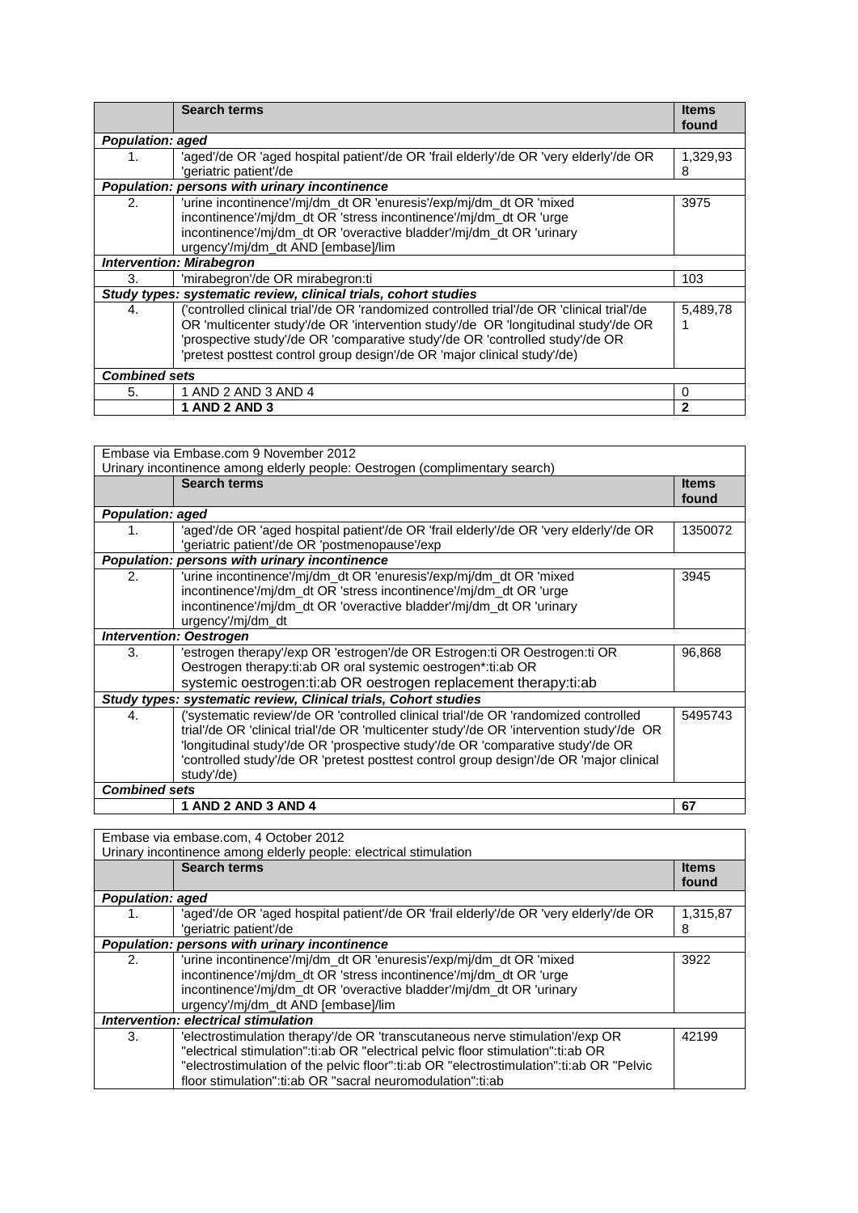|  | Search terms | Items found |
|---|---|---|
| ***Population: aged*** | | |
| 1. | 'aged'/de OR 'aged hospital patient'/de OR 'frail elderly'/de OR 'very elderly'/de OR 'geriatric patient'/de | 1,329,938 |
| ***Population: persons with urinary incontinence*** | | |
| 2. | 'urine incontinence'/mj/dm_dt OR 'enuresis'/exp/mj/dm_dt OR 'mixed incontinence'/mj/dm_dt OR 'stress incontinence'/mj/dm_dt OR 'urge incontinence'/mj/dm_dt OR 'overactive bladder'/mj/dm_dt OR 'urinary urgency'/mj/dm_dt AND [embase]/lim | 3975 |
| ***Intervention: Mirabegron*** | | |
| 3. | 'mirabegron'/de OR mirabegron:ti | 103 |
| ***Study types: systematic review, clinical trials, cohort studies*** | | |
| 4. | ('controlled clinical trial'/de OR 'randomized controlled trial'/de OR 'clinical trial'/de OR 'multicenter study'/de OR 'intervention study'/de OR 'longitudinal study'/de OR 'prospective study'/de OR 'comparative study'/de OR 'controlled study'/de OR 'pretest posttest control group design'/de OR 'major clinical study'/de) | 5,489,781 |
| ***Combined sets*** | | |
| 5. | 1 AND 2 AND 3 AND 4 | 0 |
|  | **1 AND 2 AND 3** | **2** |

| Embase via Embase.com 9 November 2012<br>Urinary incontinence among elderly people: Oestrogen (complimentary search) | | |
|---|---|---|
|  | **Search terms** | **Items found** |
| ***Population: aged*** | | |
| 1. | 'aged'/de OR 'aged hospital patient'/de OR 'frail elderly'/de OR 'very elderly'/de OR 'geriatric patient'/de OR 'postmenopause'/exp | 1350072 |
| ***Population: persons with urinary incontinence*** | | |
| 2. | 'urine incontinence'/mj/dm_dt OR 'enuresis'/exp/mj/dm_dt OR 'mixed incontinence'/mj/dm_dt OR 'stress incontinence'/mj/dm_dt OR 'urge incontinence'/mj/dm_dt OR 'overactive bladder'/mj/dm_dt OR 'urinary urgency'/mj/dm_dt | 3945 |
| ***Intervention: Oestrogen*** | | |
| 3. | 'estrogen therapy'/exp OR 'estrogen'/de OR Estrogen:ti OR Oestrogen:ti OR Oestrogen therapy:ti:ab OR oral systemic oestrogen*:ti:ab OR systemic oestrogen:ti:ab OR oestrogen replacement therapy:ti:ab | 96,868 |
| ***Study types: systematic review, Clinical trials, Cohort studies*** | | |
| 4. | ('systematic review'/de OR 'controlled clinical trial'/de OR 'randomized controlled trial'/de OR 'clinical trial'/de OR 'multicenter study'/de OR 'intervention study'/de OR 'longitudinal study'/de OR 'prospective study'/de OR 'comparative study'/de OR 'controlled study'/de OR 'pretest posttest control group design'/de OR 'major clinical study'/de) | 5495743 |
| ***Combined sets*** | | |
|  | **1 AND 2 AND 3 AND 4** | **67** |

| Embase via embase.com, 4 October 2012<br>Urinary incontinence among elderly people: electrical stimulation | | |
|---|---|---|
|  | **Search terms** | **Items found** |
| ***Population: aged*** | | |
| 1. | 'aged'/de OR 'aged hospital patient'/de OR 'frail elderly'/de OR 'very elderly'/de OR 'geriatric patient'/de | 1,315,878 |
| ***Population: persons with urinary incontinence*** | | |
| 2. | 'urine incontinence'/mj/dm_dt OR 'enuresis'/exp/mj/dm_dt OR 'mixed incontinence'/mj/dm_dt OR 'stress incontinence'/mj/dm_dt OR 'urge incontinence'/mj/dm_dt OR 'overactive bladder'/mj/dm_dt OR 'urinary urgency'/mj/dm_dt AND [embase]/lim | 3922 |
| ***Intervention: electrical stimulation*** | | |
| 3. | 'electrostimulation therapy'/de OR 'transcutaneous nerve stimulation'/exp OR "electrical stimulation":ti:ab OR "electrical pelvic floor stimulation":ti:ab OR "electrostimulation of the pelvic floor":ti:ab OR "electrostimulation":ti:ab OR "Pelvic floor stimulation":ti:ab OR "sacral neuromodulation":ti:ab | 42199 |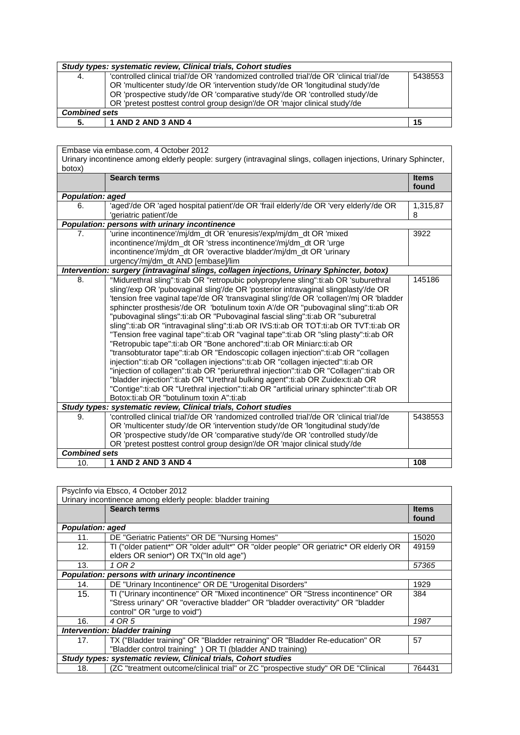| | | |
|---|---|---|
| ***Study types: systematic review, Clinical trials, Cohort studies*** | | |
| 4. | 'controlled clinical trial'/de OR 'randomized controlled trial'/de OR 'clinical trial'/de OR 'multicenter study'/de OR 'intervention study'/de OR 'longitudinal study'/de OR 'prospective study'/de OR 'comparative study'/de OR 'controlled study'/de OR 'pretest posttest control group design'/de OR 'major clinical study'/de | 5438553 |
| ***Combined sets*** | | |
| **5.** | **1 AND 2 AND 3 AND 4** | **15** |

| Embase via embase.com, 4 October 2012<br>Urinary incontinence among elderly people: surgery (intravaginal slings, collagen injections, Urinary Sphincter, botox) | | |
|---|---|---|
| | **Search terms** | **Items found** |
| ***Population: aged*** | | |
| 6. | 'aged'/de OR 'aged hospital patient'/de OR 'frail elderly'/de OR 'very elderly'/de OR 'geriatric patient'/de | 1,315,878 |
| ***Population: persons with urinary incontinence*** | | |
| 7. | 'urine incontinence'/mj/dm_dt OR 'enuresis'/exp/mj/dm_dt OR 'mixed incontinence'/mj/dm_dt OR 'stress incontinence'/mj/dm_dt OR 'urge incontinence'/mj/dm_dt OR 'overactive bladder'/mj/dm_dt OR 'urinary urgency'/mj/dm_dt AND [embase]/lim | 3922 |
| ***Intervention: surgery (intravaginal slings, collagen injections, Urinary Sphincter, botox)*** | | |
| 8. | "Midurethral sling":ti:ab OR "retropubic polypropylene sling":ti:ab OR 'suburethral sling'/exp OR 'pubovaginal sling'/de OR 'posterior intravaginal slingplasty'/de OR 'tension free vaginal tape'/de OR 'transvaginal sling'/de OR 'collagen'/mj OR 'bladder sphincter prosthesis'/de OR 'botulinum toxin A'/de OR "pubovaginal sling":ti:ab OR "pubovaginal slings":ti:ab OR "Pubovaginal fascial sling":ti:ab OR "suburetral sling":ti:ab OR "intravaginal sling":ti:ab OR IVS:ti:ab OR TOT:ti:ab OR TVT:ti:ab OR "Tension free vaginal tape":ti:ab OR "vaginal tape":ti:ab OR "sling plasty":ti:ab OR "Retropubic tape":ti:ab OR "Bone anchored":ti:ab OR Miniarc:ti:ab OR "transobturator tape":ti:ab OR "Endoscopic collagen injection":ti:ab OR "collagen injection":ti:ab OR "collagen injections":ti:ab OR "collagen injected":ti:ab OR "injection of collagen":ti:ab OR "periurethral injection":ti:ab OR "Collagen":ti:ab OR "bladder injection":ti:ab OR "Urethral bulking agent":ti:ab OR Zuidex:ti:ab OR "Contige":ti:ab OR "Urethral injection":ti:ab OR "artificial urinary sphincter":ti:ab OR Botox:ti:ab OR "botulinum toxin A":ti:ab | 145186 |
| ***Study types: systematic review, Clinical trials, Cohort studies*** | | |
| 9. | 'controlled clinical trial'/de OR 'randomized controlled trial'/de OR 'clinical trial'/de OR 'multicenter study'/de OR 'intervention study'/de OR 'longitudinal study'/de OR 'prospective study'/de OR 'comparative study'/de OR 'controlled study'/de OR 'pretest posttest control group design'/de OR 'major clinical study'/de | 5438553 |
| ***Combined sets*** | | |
| 10. | **1 AND 2 AND 3 AND 4** | **108** |

| PsycInfo via Ebsco, 4 October 2012<br>Urinary incontinence among elderly people: bladder training | | |
|---|---|---|
| | **Search terms** | **Items found** |
| ***Population: aged*** | | |
| 11. | DE "Geriatric Patients" OR DE "Nursing Homes" | 15020 |
| 12. | TI ("older patient*" OR "older adult*" OR "older people" OR geriatric* OR elderly OR elders OR senior*) OR TX("In old age") | 49159 |
| 13. | *1 OR 2* | *57365* |
| ***Population: persons with urinary incontinence*** | | |
| 14. | DE "Urinary Incontinence" OR DE "Urogenital Disorders" | 1929 |
| 15. | TI ("Urinary incontinence" OR "Mixed incontinence" OR "Stress incontinence" OR "Stress urinary" OR "overactive bladder" OR "bladder overactivity" OR "bladder control" OR "urge to void") | 384 |
| 16. | *4 OR 5* | *1987* |
| ***Intervention: bladder training*** | | |
| 17. | TX ("Bladder training" OR "Bladder retraining" OR "Bladder Re-education" OR "Bladder control training" ) OR TI (bladder AND training) | 57 |
| ***Study types: systematic review, Clinical trials, Cohort studies*** | | |
| 18. | (ZC "treatment outcome/clinical trial" or ZC "prospective study" OR DE "Clinical | 764431 |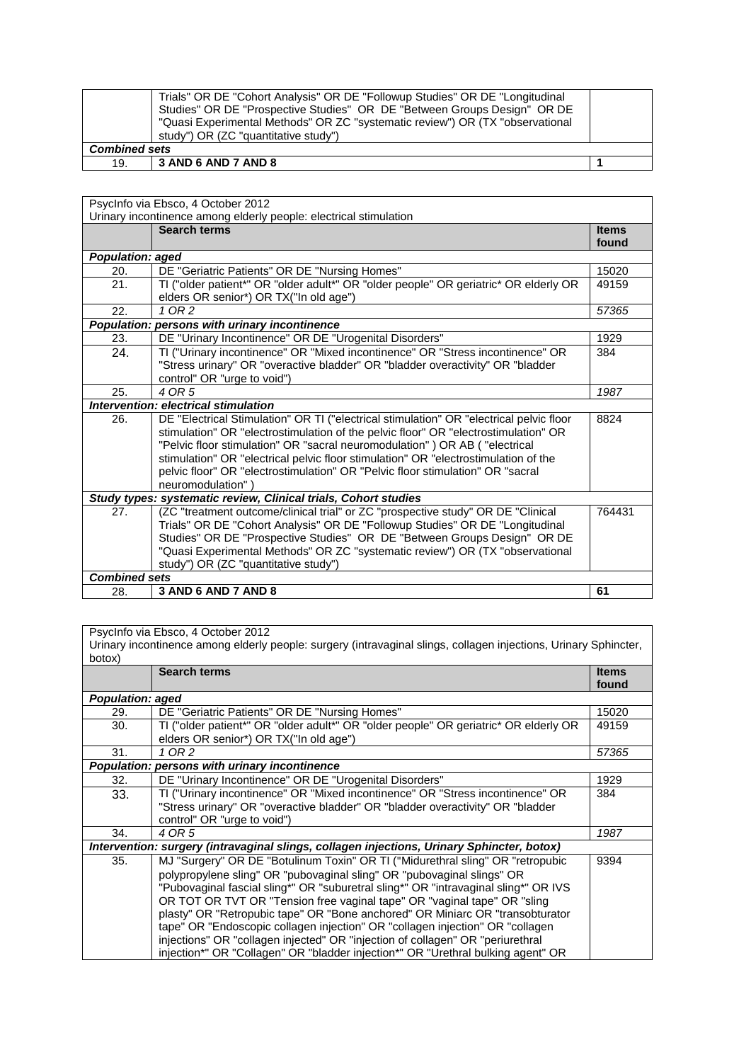|  | Trials" OR DE "Cohort Analysis" OR DE "Followup Studies" OR DE "Longitudinal Studies" OR DE "Prospective Studies" OR DE "Between Groups Design" OR DE "Quasi Experimental Methods" OR ZC "systematic review") OR (TX "observational study") OR (ZC "quantitative study") |  |
|---|---|---|
| ***Combined sets*** |  |  |
| 19. | **3 AND 6 AND 7 AND 8** | **1** |

| PsycInfo via Ebsco, 4 October 2012<br>Urinary incontinence among elderly people: electrical stimulation |  |  |
|---|---|---|
|  | **Search terms** | **Items found** |
| ***Population: aged*** |  |  |
| 20. | DE "Geriatric Patients" OR DE "Nursing Homes" | 15020 |
| 21. | TI ("older patient*" OR "older adult*" OR "older people" OR geriatric* OR elderly OR elders OR senior*) OR TX("In old age") | 49159 |
| 22. | *1 OR 2* | *57365* |
| ***Population: persons with urinary incontinence*** |  |  |
| 23. | DE "Urinary Incontinence" OR DE "Urogenital Disorders" | 1929 |
| 24. | TI ("Urinary incontinence" OR "Mixed incontinence" OR "Stress incontinence" OR "Stress urinary" OR "overactive bladder" OR "bladder overactivity" OR "bladder control" OR "urge to void") | 384 |
| 25. | *4 OR 5* | *1987* |
| ***Intervention: electrical stimulation*** |  |  |
| 26. | DE "Electrical Stimulation" OR TI ("electrical stimulation" OR "electrical pelvic floor stimulation" OR "electrostimulation of the pelvic floor" OR "electrostimulation" OR "Pelvic floor stimulation" OR "sacral neuromodulation" ) OR AB ( "electrical stimulation" OR "electrical pelvic floor stimulation" OR "electrostimulation of the pelvic floor" OR "electrostimulation" OR "Pelvic floor stimulation" OR "sacral neuromodulation" ) | 8824 |
| ***Study types: systematic review, Clinical trials, Cohort studies*** |  |  |
| 27. | (ZC "treatment outcome/clinical trial" or ZC "prospective study" OR DE "Clinical Trials" OR DE "Cohort Analysis" OR DE "Followup Studies" OR DE "Longitudinal Studies" OR DE "Prospective Studies" OR DE "Between Groups Design" OR DE "Quasi Experimental Methods" OR ZC "systematic review") OR (TX "observational study") OR (ZC "quantitative study") | 764431 |
| ***Combined sets*** |  |  |
| 28. | **3 AND 6 AND 7 AND 8** | **61** |

| PsycInfo via Ebsco, 4 October 2012<br>Urinary incontinence among elderly people: surgery (intravaginal slings, collagen injections, Urinary Sphincter, botox) |  |  |
|---|---|---|
|  | **Search terms** | **Items found** |
| ***Population: aged*** |  |  |
| 29. | DE "Geriatric Patients" OR DE "Nursing Homes" | 15020 |
| 30. | TI ("older patient*" OR "older adult*" OR "older people" OR geriatric* OR elderly OR elders OR senior*) OR TX("In old age") | 49159 |
| 31. | *1 OR 2* | *57365* |
| ***Population: persons with urinary incontinence*** |  |  |
| 32. | DE "Urinary Incontinence" OR DE "Urogenital Disorders" | 1929 |
| 33. | TI ("Urinary incontinence" OR "Mixed incontinence" OR "Stress incontinence" OR "Stress urinary" OR "overactive bladder" OR "bladder overactivity" OR "bladder control" OR "urge to void") | 384 |
| 34. | *4 OR 5* | *1987* |
| ***Intervention: surgery (intravaginal slings, collagen injections, Urinary Sphincter, botox)*** |  |  |
| 35. | MJ "Surgery" OR DE "Botulinum Toxin" OR TI ("Midurethral sling" OR "retropubic polypropylene sling" OR "pubovaginal sling" OR "pubovaginal slings" OR "Pubovaginal fascial sling*" OR "suburetral sling*" OR "intravaginal sling*" OR IVS OR TOT OR TVT OR "Tension free vaginal tape" OR "vaginal tape" OR "sling plasty" OR "Retropubic tape" OR "Bone anchored" OR Miniarc OR "transobturator tape" OR "Endoscopic collagen injection" OR "collagen injection" OR "collagen injections" OR "collagen injected" OR "injection of collagen" OR "periurethral injection*" OR "Collagen" OR "bladder injection*" OR "Urethral bulking agent" OR | 9394 |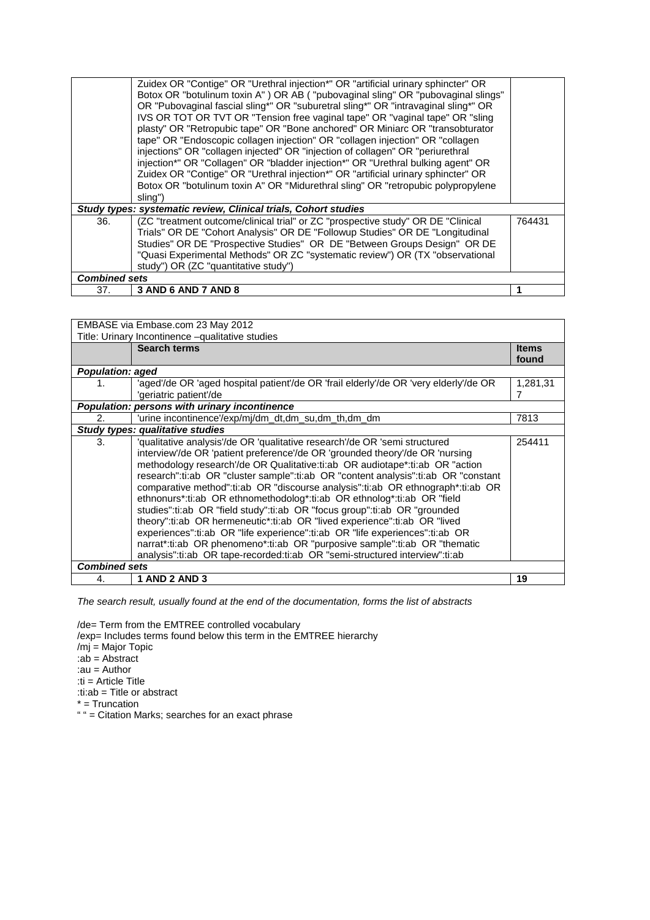| | | |
|---|---|---|
| | Zuidex OR "Contige" OR "Urethral injection*" OR "artificial urinary sphincter" OR Botox OR "botulinum toxin A" ) OR AB ( "pubovaginal sling" OR "pubovaginal slings" OR "Pubovaginal fascial sling*" OR "suburetral sling*" OR "intravaginal sling*" OR IVS OR TOT OR TVT OR "Tension free vaginal tape" OR "vaginal tape" OR "sling plasty" OR "Retropubic tape" OR "Bone anchored" OR Miniarc OR "transobturator tape" OR "Endoscopic collagen injection" OR "collagen injection" OR "collagen injections" OR "collagen injected" OR "injection of collagen" OR "periurethral injection*" OR "Collagen" OR "bladder injection*" OR "Urethral bulking agent" OR Zuidex OR "Contige" OR "Urethral injection*" OR "artificial urinary sphincter" OR Botox OR "botulinum toxin A" OR "Midurethral sling" OR "retropubic polypropylene sling") | |
| ***Study types: systematic review, Clinical trials, Cohort studies*** | | |
| 36. | (ZC "treatment outcome/clinical trial" or ZC "prospective study" OR DE "Clinical Trials" OR DE "Cohort Analysis" OR DE "Followup Studies" OR DE "Longitudinal Studies" OR DE "Prospective Studies" OR DE "Between Groups Design" OR DE "Quasi Experimental Methods" OR ZC "systematic review") OR (TX "observational study") OR (ZC "quantitative study") | 764431 |
| ***Combined sets*** | | |
| 37. | **3 AND 6 AND 7 AND 8** | **1** |

| EMBASE via Embase.com 23 May 2012<br>Title: Urinary Incontinence –qualitative studies | | |
|---|---|---|
| | **Search terms** | **Items found** |
| ***Population: aged*** | | |
| 1. | 'aged'/de OR 'aged hospital patient'/de OR 'frail elderly'/de OR 'very elderly'/de OR 'geriatric patient'/de | 1,281,317 |
| ***Population: persons with urinary incontinence*** | | |
| 2. | 'urine incontinence'/exp/mj/dm_dt,dm_su,dm_th,dm_dm | 7813 |
| ***Study types: qualitative studies*** | | |
| 3. | 'qualitative analysis'/de OR 'qualitative research'/de OR 'semi structured interview'/de OR 'patient preference'/de OR 'grounded theory'/de OR 'nursing methodology research'/de OR Qualitative:ti:ab OR audiotape*:ti:ab OR "action research":ti:ab OR "cluster sample":ti:ab OR "content analysis":ti:ab OR "constant comparative method":ti:ab OR "discourse analysis":ti:ab OR ethnograph*:ti:ab OR ethnonurs*:ti:ab OR ethnomethodolog*:ti:ab OR ethnolog*:ti:ab OR "field studies":ti:ab OR "field study":ti:ab OR "focus group":ti:ab OR "grounded theory":ti:ab OR hermeneutic*:ti:ab OR "lived experience":ti:ab OR "lived experiences":ti:ab OR "life experience":ti:ab OR "life experiences":ti:ab OR narrat*:ti:ab OR phenomeno*:ti:ab OR "purposive sample":ti:ab OR "thematic analysis":ti:ab OR tape-recorded:ti:ab OR "semi-structured interview":ti:ab | 254411 |
| ***Combined sets*** | | |
| 4. | **1 AND 2 AND 3** | **19** |

*The search result, usually found at the end of the documentation, forms the list of abstracts*

/de= Term from the EMTREE controlled vocabulary
/exp= Includes terms found below this term in the EMTREE hierarchy
/mj = Major Topic
:ab = Abstract
:au = Author
:ti = Article Title
:ti:ab = Title or abstract
* = Truncation
" " = Citation Marks; searches for an exact phrase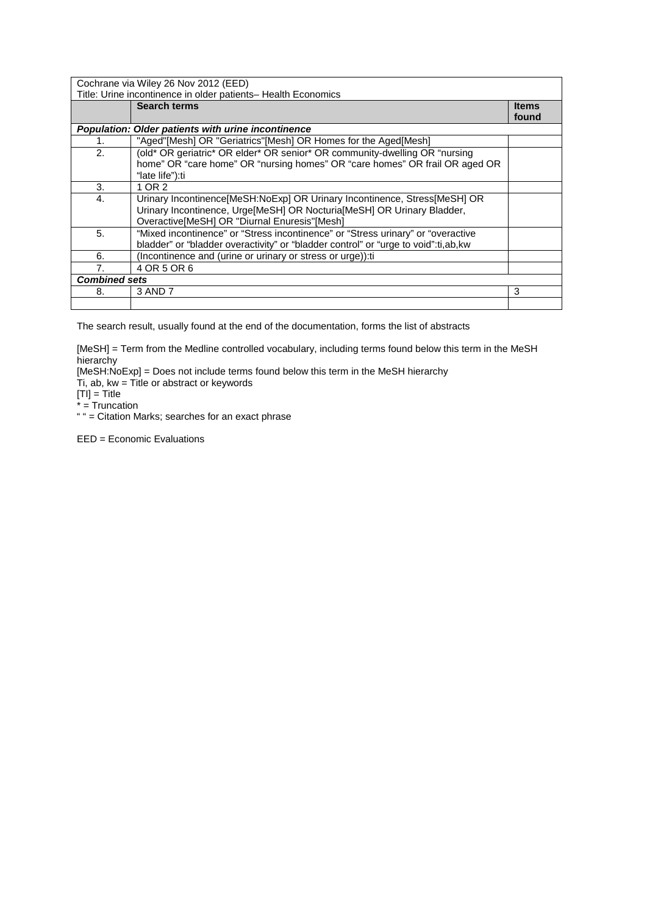| Cochrane via Wiley 26 Nov 2012 (EED)<br>Title: Urine incontinence in older patients– Health Economics | | |
|---|---|---|
| | **Search terms** | **Items found** |
| ***Population: Older patients with urine incontinence*** | | |
| 1. | "Aged"[Mesh] OR "Geriatrics"[Mesh] OR Homes for the Aged[Mesh] | |
| 2. | (old* OR geriatric* OR elder* OR senior* OR community-dwelling OR "nursing home" OR "care home" OR "nursing homes" OR "care homes" OR frail OR aged OR "late life"):ti | |
| 3. | 1 OR 2 | |
| 4. | Urinary Incontinence[MeSH:NoExp] OR Urinary Incontinence, Stress[MeSH] OR Urinary Incontinence, Urge[MeSH] OR Nocturia[MeSH] OR Urinary Bladder, Overactive[MeSH] OR "Diurnal Enuresis"[Mesh] | |
| 5. | "Mixed incontinence" or "Stress incontinence" or "Stress urinary" or "overactive bladder" or "bladder overactivity" or "bladder control" or "urge to void":ti,ab,kw | |
| 6. | (Incontinence and (urine or urinary or stress or urge)):ti | |
| 7. | 4 OR 5 OR 6 | |
| ***Combined sets*** | | |
| 8. | 3 AND 7 | 3 |
| | | |

The search result, usually found at the end of the documentation, forms the list of abstracts

[MeSH] = Term from the Medline controlled vocabulary, including terms found below this term in the MeSH hierarchy
[MeSH:NoExp] = Does not include terms found below this term in the MeSH hierarchy
Ti, ab, kw = Title or abstract or keywords
[TI] = Title
* = Truncation
" " = Citation Marks; searches for an exact phrase

EED = Economic Evaluations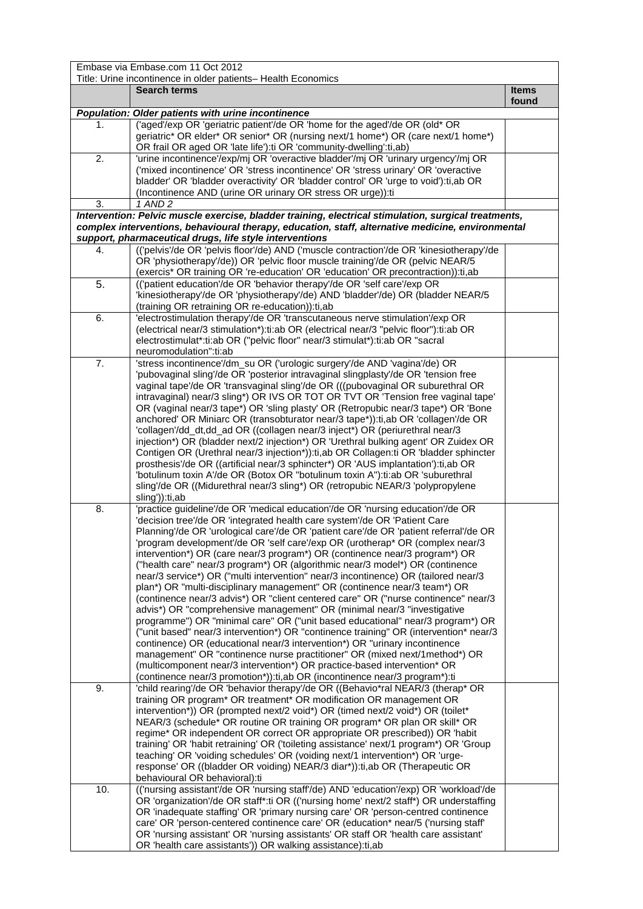| Embase via Embase.com 11 Oct 2012<br>Title: Urine incontinence in older patients– Health Economics | | |
|---|---|---|
| | **Search terms** | **Items found** |
| ***Population: Older patients with urine incontinence*** | | |
| 1. | ('aged'/exp OR 'geriatric patient'/de OR 'home for the aged'/de OR (old* OR geriatric* OR elder* OR senior* OR (nursing next/1 home*) OR (care next/1 home*) OR frail OR aged OR 'late life'):ti OR 'community-dwelling':ti,ab) | |
| 2. | 'urine incontinence'/exp/mj OR 'overactive bladder'/mj OR 'urinary urgency'/mj OR ('mixed incontinence' OR 'stress incontinence' OR 'stress urinary' OR 'overactive bladder' OR 'bladder overactivity' OR 'bladder control' OR 'urge to void'):ti,ab OR (Incontinence AND (urine OR urinary OR stress OR urge)):ti | |
| 3. | *1 AND 2* | |
| ***Intervention: Pelvic muscle exercise, bladder training, electrical stimulation, surgical treatments, complex interventions, behavioural therapy, education, staff, alternative medicine, environmental support, pharmaceutical drugs, life style interventions*** | | |
| 4. | (('pelvis'/de OR 'pelvis floor'/de) AND ('muscle contraction'/de OR 'kinesiotherapy'/de OR 'physiotherapy'/de)) OR 'pelvic floor muscle training'/de OR (pelvic NEAR/5 (exercis* OR training OR 're-education' OR 'education' OR precontraction)):ti,ab | |
| 5. | (('patient education'/de OR 'behavior therapy'/de OR 'self care'/exp OR 'kinesiotherapy'/de OR 'physiotherapy'/de) AND 'bladder'/de) OR (bladder NEAR/5 (training OR retraining OR re-education)):ti,ab | |
| 6. | 'electrostimulation therapy'/de OR 'transcutaneous nerve stimulation'/exp OR (electrical near/3 stimulation*):ti:ab OR (electrical near/3 "pelvic floor"):ti:ab OR electrostimulat*:ti:ab OR ("pelvic floor" near/3 stimulat*):ti:ab OR "sacral neuromodulation":ti:ab | |
| 7. | 'stress incontinence'/dm_su OR ('urologic surgery'/de AND 'vagina'/de) OR 'pubovaginal sling'/de OR 'posterior intravaginal slingplasty'/de OR 'tension free vaginal tape'/de OR 'transvaginal sling'/de OR (((pubovaginal OR suburethral OR intravaginal) near/3 sling*) OR IVS OR TOT OR TVT OR 'Tension free vaginal tape' OR (vaginal near/3 tape*) OR 'sling plasty' OR (Retropubic near/3 tape*) OR 'Bone anchored' OR Miniarc OR (transobturator near/3 tape*)):ti,ab OR 'collagen'/de OR 'collagen'/dd_dt,dd_ad OR ((collagen near/3 inject*) OR (periurethral near/3 injection*) OR (bladder next/2 injection*) OR 'Urethral bulking agent' OR Zuidex OR Contigen OR (Urethral near/3 injection*)):ti,ab OR Collagen:ti OR 'bladder sphincter prosthesis'/de OR ((artificial near/3 sphincter*) OR 'AUS implantation'):ti,ab OR 'botulinum toxin A'/de OR (Botox OR "botulinum toxin A"):ti:ab OR 'suburethral sling'/de OR ((Midurethral near/3 sling*) OR (retropubic NEAR/3 'polypropylene sling')):ti,ab | |
| 8. | 'practice guideline'/de OR 'medical education'/de OR 'nursing education'/de OR 'decision tree'/de OR 'integrated health care system'/de OR 'Patient Care Planning'/de OR 'urological care'/de OR 'patient care'/de OR 'patient referral'/de OR 'program development'/de OR 'self care'/exp OR (urotherap* OR (complex near/3 intervention*) OR (care near/3 program*) OR (continence near/3 program*) OR ("health care" near/3 program*) OR (algorithmic near/3 model*) OR (continence near/3 service*) OR ("multi intervention" near/3 incontinence) OR (tailored near/3 plan*) OR "multi-disciplinary management" OR (continence near/3 team*) OR (continence near/3 advis*) OR "client centered care" OR ("nurse continence" near/3 advis*) OR "comprehensive management" OR (minimal near/3 "investigative programme") OR "minimal care" OR ("unit based educational" near/3 program*) OR ("unit based" near/3 intervention*) OR "continence training" OR (intervention* near/3 continence) OR (educational near/3 intervention*) OR "urinary incontinence management" OR "continence nurse practitioner" OR (mixed next/1method*) OR (multicomponent near/3 intervention*) OR practice-based intervention* OR (continence near/3 promotion*)):ti,ab OR (incontinence near/3 program*):ti | |
| 9. | 'child rearing'/de OR 'behavior therapy'/de OR ((Behavio*ral NEAR/3 (therap* OR training OR program* OR treatment* OR modification OR management OR intervention*)) OR (prompted next/2 void*) OR (timed next/2 void*) OR (toilet* NEAR/3 (schedule* OR routine OR training OR program* OR plan OR skill* OR regime* OR independent OR correct OR appropriate OR prescribed)) OR 'habit training' OR 'habit retraining' OR ('toileting assistance' next/1 program*) OR 'Group teaching' OR 'voiding schedules' OR (voiding next/1 intervention*) OR 'urge-response' OR ((bladder OR voiding) NEAR/3 diar*)):ti,ab OR (Therapeutic OR behavioural OR behavioral):ti | |
| 10. | (('nursing assistant'/de OR 'nursing staff'/de) AND 'education'/exp) OR 'workload'/de OR 'organization'/de OR staff*:ti OR (('nursing home' next/2 staff*) OR understaffing OR 'inadequate staffing' OR 'primary nursing care' OR 'person-centred continence care' OR 'person-centered continence care' OR (education* near/5 ('nursing staff' OR 'nursing assistant' OR 'nursing assistants' OR staff OR 'health care assistant' OR 'health care assistants')) OR walking assistance):ti,ab | |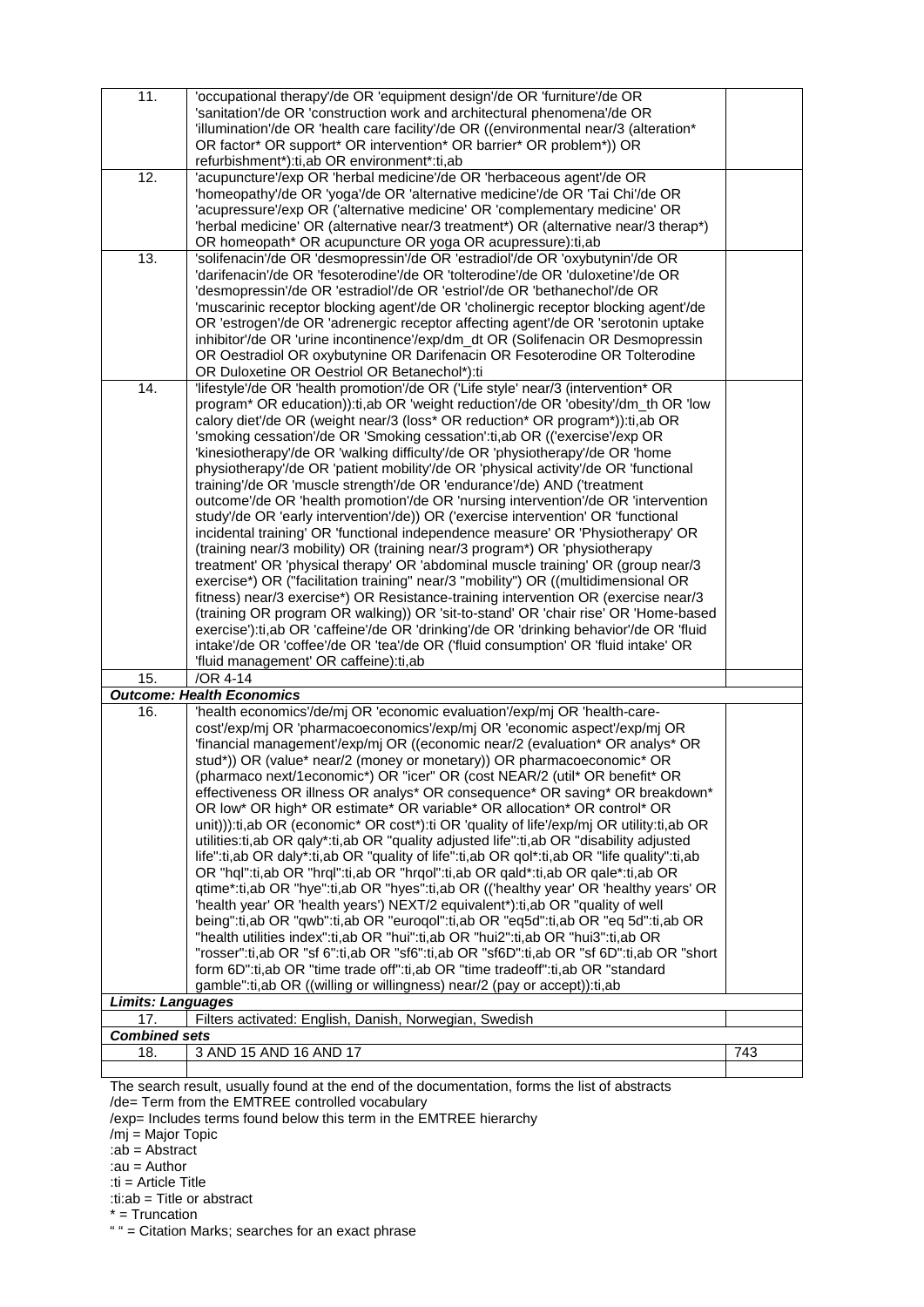| | | |
|---|---|---|
| 11. | 'occupational therapy'/de OR 'equipment design'/de OR 'furniture'/de OR 'sanitation'/de OR 'construction work and architectural phenomena'/de OR 'illumination'/de OR 'health care facility'/de OR ((environmental near/3 (alteration* OR factor* OR support* OR intervention* OR barrier* OR problem*)) OR refurbishment*):ti,ab OR environment*:ti,ab | |
| 12. | 'acupuncture'/exp OR 'herbal medicine'/de OR 'herbaceous agent'/de OR 'homeopathy'/de OR 'yoga'/de OR 'alternative medicine'/de OR 'Tai Chi'/de OR 'acupressure'/exp OR ('alternative medicine' OR 'complementary medicine' OR 'herbal medicine' OR (alternative near/3 treatment*) OR (alternative near/3 therap*) OR homeopath* OR acupuncture OR yoga OR acupressure):ti,ab | |
| 13. | 'solifenacin'/de OR 'desmopressin'/de OR 'estradiol'/de OR 'oxybutynin'/de OR 'darifenacin'/de OR 'fesoterodine'/de OR 'tolterodine'/de OR 'duloxetine'/de OR 'desmopressin'/de OR 'estradiol'/de OR 'estriol'/de OR 'bethanechol'/de OR 'muscarinic receptor blocking agent'/de OR 'cholinergic receptor blocking agent'/de OR 'estrogen'/de OR 'adrenergic receptor affecting agent'/de OR 'serotonin uptake inhibitor'/de OR 'urine incontinence'/exp/dm_dt OR (Solifenacin OR Desmopressin OR Oestradiol OR oxybutynine OR Darifenacin OR Fesoterodine OR Tolterodine OR Duloxetine OR Oestriol OR Betanechol*):ti | |
| 14. | 'lifestyle'/de OR 'health promotion'/de OR ('Life style' near/3 (intervention* OR program* OR education)):ti,ab OR 'weight reduction'/de OR 'obesity'/dm_th OR 'low calory diet'/de OR (weight near/3 (loss* OR reduction* OR program*)):ti,ab OR 'smoking cessation'/de OR 'Smoking cessation':ti,ab OR (('exercise'/exp OR 'kinesiotherapy'/de OR 'walking difficulty'/de OR 'physiotherapy'/de OR 'home physiotherapy'/de OR 'patient mobility'/de OR 'physical activity'/de OR 'functional training'/de OR 'muscle strength'/de OR 'endurance'/de) AND ('treatment outcome'/de OR 'health promotion'/de OR 'nursing intervention'/de OR 'intervention study'/de OR 'early intervention'/de)) OR ('exercise intervention' OR 'functional incidental training' OR 'functional independence measure' OR 'Physiotherapy' OR (training near/3 mobility) OR (training near/3 program*) OR 'physiotherapy treatment' OR 'physical therapy' OR 'abdominal muscle training' OR (group near/3 exercise*) OR ("facilitation training" near/3 "mobility") OR ((multidimensional OR fitness) near/3 exercise*) OR Resistance-training intervention OR (exercise near/3 (training OR program OR walking)) OR 'sit-to-stand' OR 'chair rise' OR 'Home-based exercise'):ti,ab OR 'caffeine'/de OR 'drinking'/de OR 'drinking behavior'/de OR 'fluid intake'/de OR 'coffee'/de OR 'tea'/de OR ('fluid consumption' OR 'fluid intake' OR 'fluid management' OR caffeine):ti,ab | |
| 15. | /OR 4-14 | |
| ***Outcome: Health Economics*** | | |
| 16. | 'health economics'/de/mj OR 'economic evaluation'/exp/mj OR 'health-care-cost'/exp/mj OR 'pharmacoeconomics'/exp/mj OR 'economic aspect'/exp/mj OR 'financial management'/exp/mj OR ((economic near/2 (evaluation* OR analys* OR stud*)) OR (value* near/2 (money or monetary)) OR pharmacoeconomic* OR (pharmaco next/1economic*) OR "icer" OR (cost NEAR/2 (util* OR benefit* OR effectiveness OR illness OR analys* OR consequence* OR saving* OR breakdown* OR low* OR high* OR estimate* OR variable* OR allocation* OR control* OR unit))):ti,ab OR (economic* OR cost*):ti OR 'quality of life'/exp/mj OR utility:ti,ab OR utilities:ti,ab OR qaly*:ti,ab OR "quality adjusted life":ti,ab OR "disability adjusted life":ti,ab OR daly*:ti,ab OR "quality of life":ti,ab OR qol*:ti,ab OR "life quality":ti,ab OR "hql":ti,ab OR "hrql":ti,ab OR "hrqol":ti,ab OR qald*:ti,ab OR qale*:ti,ab OR qtime*:ti,ab OR "hye":ti,ab OR "hyes":ti,ab OR (('healthy year' OR 'healthy years' OR 'health year' OR 'health years') NEXT/2 equivalent*):ti,ab OR "quality of well being":ti,ab OR "qwb":ti,ab OR "euroqol":ti,ab OR "eq5d":ti,ab OR "eq 5d":ti,ab OR "health utilities index":ti,ab OR "hui":ti,ab OR "hui2":ti,ab OR "hui3":ti,ab OR "rosser":ti,ab OR "sf 6":ti,ab OR "sf6":ti,ab OR "sf6D":ti,ab OR "sf 6D":ti,ab OR "short form 6D":ti,ab OR "time trade off":ti,ab OR "time tradeoff":ti,ab OR "standard gamble":ti,ab OR ((willing or willingness) near/2 (pay or accept)):ti,ab | |
| ***Limits: Languages*** | | |
| 17. | Filters activated: English, Danish, Norwegian, Swedish | |
| ***Combined sets*** | | |
| 18. | 3 AND 15 AND 16 AND 17 | 743 |
| | | |

The search result, usually found at the end of the documentation, forms the list of abstracts
/de= Term from the EMTREE controlled vocabulary
/exp= Includes terms found below this term in the EMTREE hierarchy
/mj = Major Topic
:ab = Abstract
:au = Author
:ti = Article Title
:ti:ab = Title or abstract
* = Truncation
" " = Citation Marks; searches for an exact phrase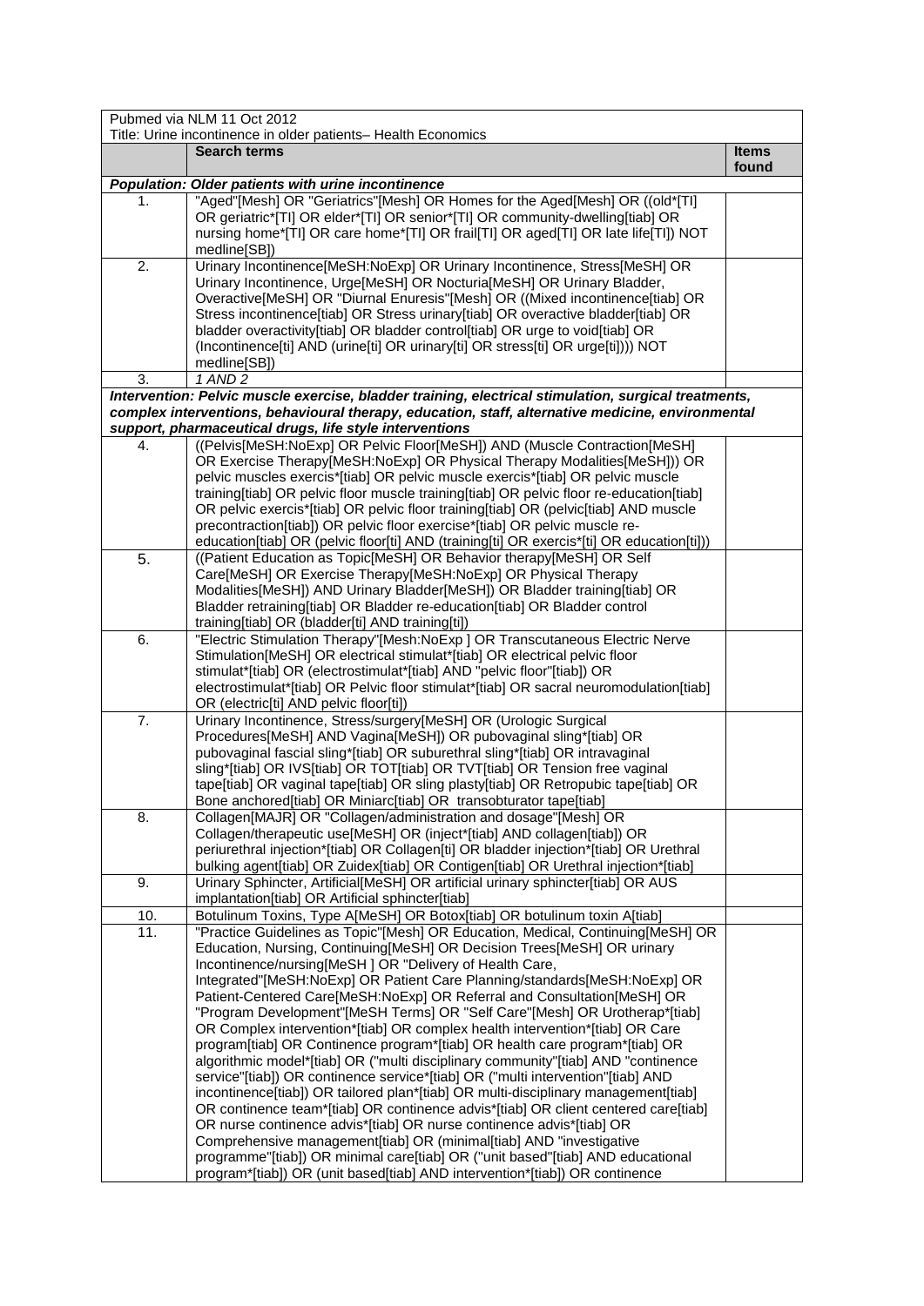| Pubmed via NLM 11 Oct 2012<br>Title: Urine incontinence in older patients– Health Economics | | |
|---|---|---|
| | **Search terms** | **Items found** |
| ***Population: Older patients with urine incontinence*** | | |
| 1. | "Aged"[Mesh] OR "Geriatrics"[Mesh] OR Homes for the Aged[Mesh] OR ((old*[TI] OR geriatric*[TI] OR elder*[TI] OR senior*[TI] OR community-dwelling[tiab] OR nursing home*[TI] OR care home*[TI] OR frail[TI] OR aged[TI] OR late life[TI]) NOT medline[SB]) | |
| 2. | Urinary Incontinence[MeSH:NoExp] OR Urinary Incontinence, Stress[MeSH] OR Urinary Incontinence, Urge[MeSH] OR Nocturia[MeSH] OR Urinary Bladder, Overactive[MeSH] OR "Diurnal Enuresis"[Mesh] OR ((Mixed incontinence[tiab] OR Stress incontinence[tiab] OR Stress urinary[tiab] OR overactive bladder[tiab] OR bladder overactivity[tiab] OR bladder control[tiab] OR urge to void[tiab] OR (Incontinence[ti] AND (urine[ti] OR urinary[ti] OR stress[ti] OR urge[ti]))) NOT medline[SB]) | |
| 3. | *1 AND 2* | |
| ***Intervention: Pelvic muscle exercise, bladder training, electrical stimulation, surgical treatments, complex interventions, behavioural therapy, education, staff, alternative medicine, environmental support, pharmaceutical drugs, life style interventions*** | | |
| 4. | ((Pelvis[MeSH:NoExp] OR Pelvic Floor[MeSH]) AND (Muscle Contraction[MeSH] OR Exercise Therapy[MeSH:NoExp] OR Physical Therapy Modalities[MeSH])) OR pelvic muscles exercis*[tiab] OR pelvic muscle exercis*[tiab] OR pelvic muscle training[tiab] OR pelvic floor muscle training[tiab] OR pelvic floor re-education[tiab] OR pelvic exercis*[tiab] OR pelvic floor training[tiab] OR (pelvic[tiab] AND muscle precontraction[tiab]) OR pelvic floor exercise*[tiab] OR pelvic muscle re-education[tiab] OR (pelvic floor[ti] AND (training[ti] OR exercis*[ti] OR education[ti])) | |
| 5. | ((Patient Education as Topic[MeSH] OR Behavior therapy[MeSH] OR Self Care[MeSH] OR Exercise Therapy[MeSH:NoExp] OR Physical Therapy Modalities[MeSH]) AND Urinary Bladder[MeSH]) OR Bladder training[tiab] OR Bladder retraining[tiab] OR Bladder re-education[tiab] OR Bladder control training[tiab] OR (bladder[ti] AND training[ti]) | |
| 6. | "Electric Stimulation Therapy"[Mesh:NoExp ] OR Transcutaneous Electric Nerve Stimulation[MeSH] OR electrical stimulat*[tiab] OR electrical pelvic floor stimulat*[tiab] OR (electrostimulat*[tiab] AND "pelvic floor"[tiab]) OR electrostimulat*[tiab] OR Pelvic floor stimulat*[tiab] OR sacral neuromodulation[tiab] OR (electric[ti] AND pelvic floor[ti]) | |
| 7. | Urinary Incontinence, Stress/surgery[MeSH] OR (Urologic Surgical Procedures[MeSH] AND Vagina[MeSH]) OR pubovaginal sling*[tiab] OR pubovaginal fascial sling*[tiab] OR suburethral sling*[tiab] OR intravaginal sling*[tiab] OR IVS[tiab] OR TOT[tiab] OR TVT[tiab] OR Tension free vaginal tape[tiab] OR vaginal tape[tiab] OR sling plasty[tiab] OR Retropubic tape[tiab] OR Bone anchored[tiab] OR Miniarc[tiab] OR transobturator tape[tiab] | |
| 8. | Collagen[MAJR] OR "Collagen/administration and dosage"[Mesh] OR Collagen/therapeutic use[MeSH] OR (inject*[tiab] AND collagen[tiab]) OR periurethral injection*[tiab] OR Collagen[ti] OR bladder injection*[tiab] OR Urethral bulking agent[tiab] OR Zuidex[tiab] OR Contigen[tiab] OR Urethral injection*[tiab] | |
| 9. | Urinary Sphincter, Artificial[MeSH] OR artificial urinary sphincter[tiab] OR AUS implantation[tiab] OR Artificial sphincter[tiab] | |
| 10. | Botulinum Toxins, Type A[MeSH] OR Botox[tiab] OR botulinum toxin A[tiab] | |
| 11. | "Practice Guidelines as Topic"[Mesh] OR Education, Medical, Continuing[MeSH] OR Education, Nursing, Continuing[MeSH] OR Decision Trees[MeSH] OR urinary Incontinence/nursing[MeSH ] OR "Delivery of Health Care, Integrated"[MeSH:NoExp] OR Patient Care Planning/standards[MeSH:NoExp] OR Patient-Centered Care[MeSH:NoExp] OR Referral and Consultation[MeSH] OR "Program Development"[MeSH Terms] OR "Self Care"[Mesh] OR Urotherap*[tiab] OR Complex intervention*[tiab] OR complex health intervention*[tiab] OR Care program[tiab] OR Continence program*[tiab] OR health care program*[tiab] OR algorithmic model*[tiab] OR ("multi disciplinary community"[tiab] AND "continence service"[tiab]) OR continence service*[tiab] OR ("multi intervention"[tiab] AND incontinence[tiab]) OR tailored plan*[tiab] OR multi-disciplinary management[tiab] OR continence team*[tiab] OR continence advis*[tiab] OR client centered care[tiab] OR nurse continence advis*[tiab] OR nurse continence advis*[tiab] OR Comprehensive management[tiab] OR (minimal[tiab] AND "investigative programme"[tiab]) OR minimal care[tiab] OR ("unit based"[tiab] AND educational program*[tiab]) OR (unit based[tiab] AND intervention*[tiab]) OR continence | |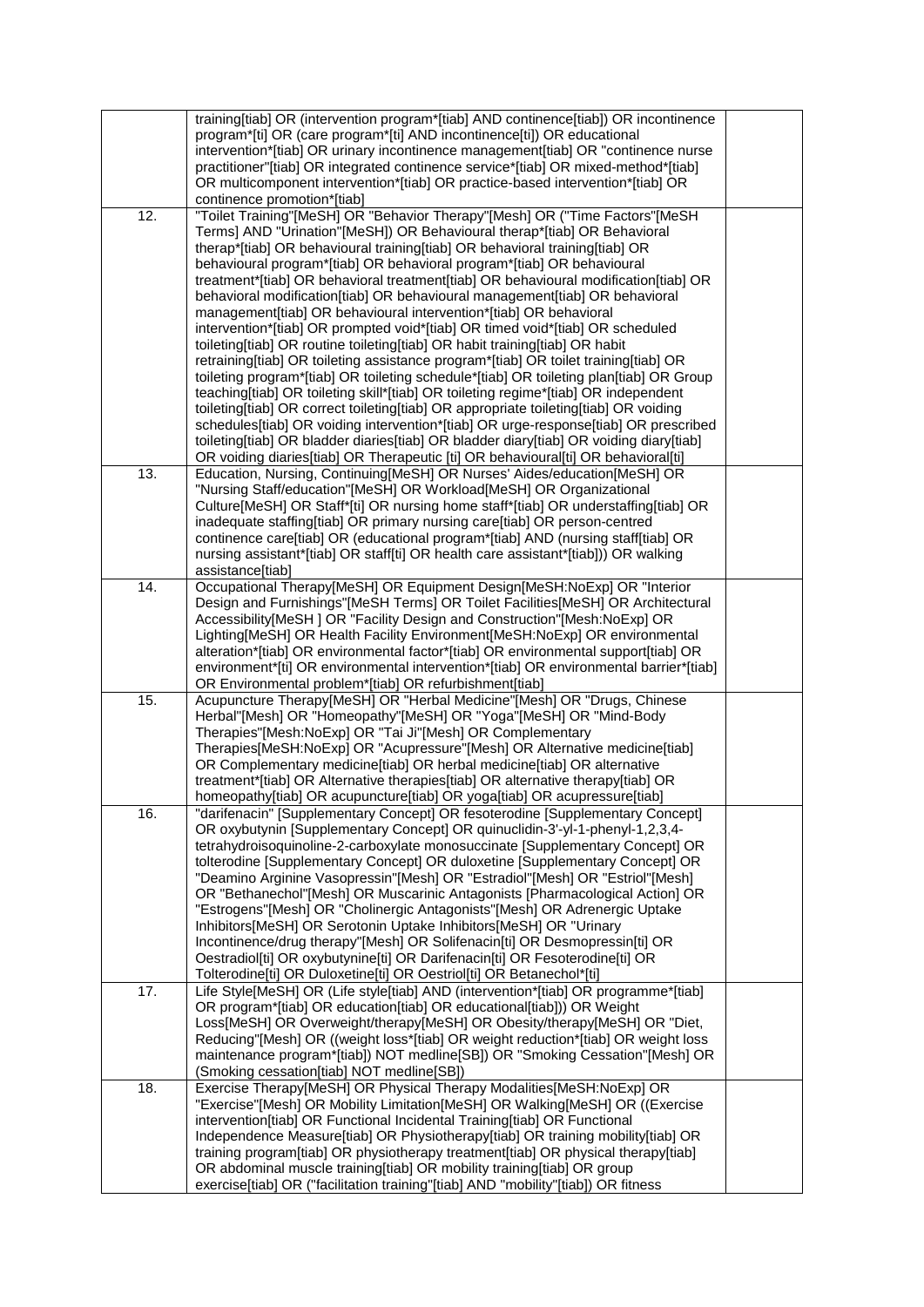| | | |
|---|---|---|
| | training[tiab] OR (intervention program*[tiab] AND continence[tiab]) OR incontinence program*[ti] OR (care program*[ti] AND incontinence[ti]) OR educational intervention*[tiab] OR urinary incontinence management[tiab] OR "continence nurse practitioner"[tiab] OR integrated continence service*[tiab] OR mixed-method*[tiab] OR multicomponent intervention*[tiab] OR practice-based intervention*[tiab] OR continence promotion*[tiab] | |
| 12. | "Toilet Training"[MeSH] OR "Behavior Therapy"[Mesh] OR ("Time Factors"[MeSH Terms] AND "Urination"[MeSH]) OR Behavioural therap*[tiab] OR Behavioral therap*[tiab] OR behavioural training[tiab] OR behavioral training[tiab] OR behavioural program*[tiab] OR behavioral program*[tiab] OR behavioural treatment*[tiab] OR behavioral treatment[tiab] OR behavioural modification[tiab] OR behavioral modification[tiab] OR behavioural management[tiab] OR behavioral management[tiab] OR behavioural intervention*[tiab] OR behavioral intervention*[tiab] OR prompted void*[tiab] OR timed void*[tiab] OR scheduled toileting[tiab] OR routine toileting[tiab] OR habit training[tiab] OR habit retraining[tiab] OR toileting assistance program*[tiab] OR toilet training[tiab] OR toileting program*[tiab] OR toileting schedule*[tiab] OR toileting plan[tiab] OR Group teaching[tiab] OR toileting skill*[tiab] OR toileting regime*[tiab] OR independent toileting[tiab] OR correct toileting[tiab] OR appropriate toileting[tiab] OR voiding schedules[tiab] OR voiding intervention*[tiab] OR urge-response[tiab] OR prescribed toileting[tiab] OR bladder diaries[tiab] OR bladder diary[tiab] OR voiding diary[tiab] OR voiding diaries[tiab] OR Therapeutic [ti] OR behavioural[ti] OR behavioral[ti] | |
| 13. | Education, Nursing, Continuing[MeSH] OR Nurses' Aides/education[MeSH] OR "Nursing Staff/education"[MeSH] OR Workload[MeSH] OR Organizational Culture[MeSH] OR Staff*[ti] OR nursing home staff*[tiab] OR understaffing[tiab] OR inadequate staffing[tiab] OR primary nursing care[tiab] OR person-centred continence care[tiab] OR (educational program*[tiab] AND (nursing staff[tiab] OR nursing assistant*[tiab] OR staff[ti] OR health care assistant*[tiab])) OR walking assistance[tiab] | |
| 14. | Occupational Therapy[MeSH] OR Equipment Design[MeSH:NoExp] OR "Interior Design and Furnishings"[MeSH Terms] OR Toilet Facilities[MeSH] OR Architectural Accessibility[MeSH ] OR "Facility Design and Construction"[Mesh:NoExp] OR Lighting[MeSH] OR Health Facility Environment[MeSH:NoExp] OR environmental alteration*[tiab] OR environmental factor*[tiab] OR environmental support[tiab] OR environment*[ti] OR environmental intervention*[tiab] OR environmental barrier*[tiab] OR Environmental problem*[tiab] OR refurbishment[tiab] | |
| 15. | Acupuncture Therapy[MeSH] OR "Herbal Medicine"[Mesh] OR "Drugs, Chinese Herbal"[Mesh] OR "Homeopathy"[MeSH] OR "Yoga"[MeSH] OR "Mind-Body Therapies"[Mesh:NoExp] OR "Tai Ji"[Mesh] OR Complementary Therapies[MeSH:NoExp] OR "Acupressure"[Mesh] OR Alternative medicine[tiab] OR Complementary medicine[tiab] OR herbal medicine[tiab] OR alternative treatment*[tiab] OR Alternative therapies[tiab] OR alternative therapy[tiab] OR homeopathy[tiab] OR acupuncture[tiab] OR yoga[tiab] OR acupressure[tiab] | |
| 16. | "darifenacin" [Supplementary Concept] OR fesoterodine [Supplementary Concept] OR oxybutynin [Supplementary Concept] OR quinuclidin-3'-yl-1-phenyl-1,2,3,4-tetrahydroisoquinoline-2-carboxylate monosuccinate [Supplementary Concept] OR tolterodine [Supplementary Concept] OR duloxetine [Supplementary Concept] OR "Deamino Arginine Vasopressin"[Mesh] OR "Estradiol"[Mesh] OR "Estriol"[Mesh] OR "Bethanechol"[Mesh] OR Muscarinic Antagonists [Pharmacological Action] OR "Estrogens"[Mesh] OR "Cholinergic Antagonists"[Mesh] OR Adrenergic Uptake Inhibitors[MeSH] OR Serotonin Uptake Inhibitors[MeSH] OR "Urinary Incontinence/drug therapy"[Mesh] OR Solifenacin[ti] OR Desmopressin[ti] OR Oestradiol[ti] OR oxybutynine[ti] OR Darifenacin[ti] OR Fesoterodine[ti] OR Tolterodine[ti] OR Duloxetine[ti] OR Oestriol[ti] OR Betanechol*[ti] | |
| 17. | Life Style[MeSH] OR (Life style[tiab] AND (intervention*[tiab] OR programme*[tiab] OR program*[tiab] OR education[tiab] OR educational[tiab])) OR Weight Loss[MeSH] OR Overweight/therapy[MeSH] OR Obesity/therapy[MeSH] OR "Diet, Reducing"[Mesh] OR ((weight loss*[tiab] OR weight reduction*[tiab] OR weight loss maintenance program*[tiab]) NOT medline[SB]) OR "Smoking Cessation"[Mesh] OR (Smoking cessation[tiab] NOT medline[SB]) | |
| 18. | Exercise Therapy[MeSH] OR Physical Therapy Modalities[MeSH:NoExp] OR "Exercise"[Mesh] OR Mobility Limitation[MeSH] OR Walking[MeSH] OR ((Exercise intervention[tiab] OR Functional Incidental Training[tiab] OR Functional Independence Measure[tiab] OR Physiotherapy[tiab] OR training mobility[tiab] OR training program[tiab] OR physiotherapy treatment[tiab] OR physical therapy[tiab] OR abdominal muscle training[tiab] OR mobility training[tiab] OR group exercise[tiab] OR ("facilitation training"[tiab] AND "mobility"[tiab]) OR fitness | |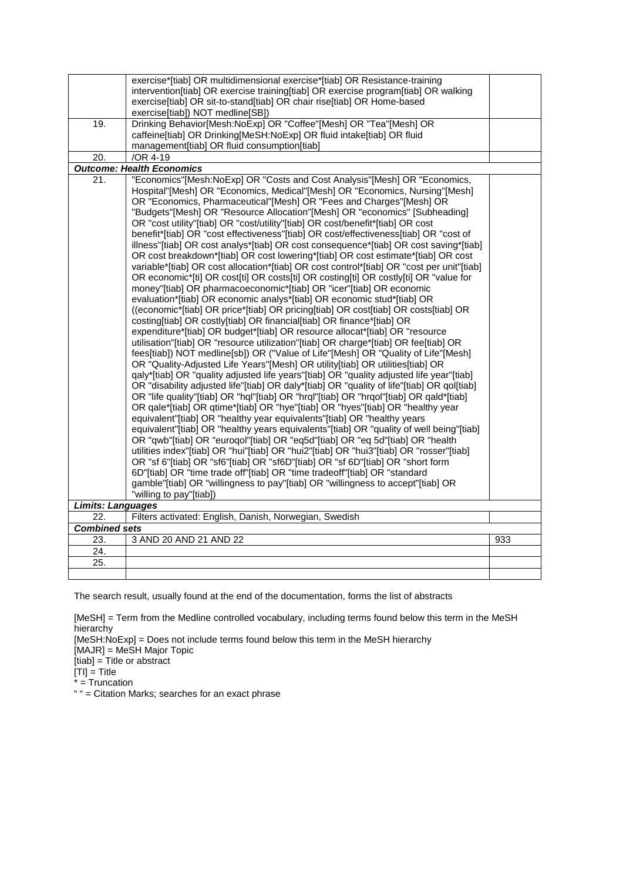| | | |
|---|---|---|
| | exercise*[tiab] OR multidimensional exercise*[tiab] OR Resistance-training intervention[tiab] OR exercise training[tiab] OR exercise program[tiab] OR walking exercise[tiab] OR sit-to-stand[tiab] OR chair rise[tiab] OR Home-based exercise[tiab]) NOT medline[SB]) | |
| 19. | Drinking Behavior[Mesh:NoExp] OR "Coffee"[Mesh] OR "Tea"[Mesh] OR caffeine[tiab] OR Drinking[MeSH:NoExp] OR fluid intake[tiab] OR fluid management[tiab] OR fluid consumption[tiab] | |
| 20. | /OR 4-19 | |
| ***Outcome: Health Economics*** | | |
| 21. | "Economics"[Mesh:NoExp] OR "Costs and Cost Analysis"[Mesh] OR "Economics, Hospital"[Mesh] OR "Economics, Medical"[Mesh] OR "Economics, Nursing"[Mesh] OR "Economics, Pharmaceutical"[Mesh] OR "Fees and Charges"[Mesh] OR "Budgets"[Mesh] OR "Resource Allocation"[Mesh] OR "economics" [Subheading] OR "cost utility"[tiab] OR "cost/utility"[tiab] OR cost/benefit*[tiab] OR cost benefit*[tiab] OR "cost effectiveness"[tiab] OR cost/effectiveness[tiab] OR "cost of illness"[tiab] OR cost analys*[tiab] OR cost consequence*[tiab] OR cost saving*[tiab] OR cost breakdown*[tiab] OR cost lowering*[tiab] OR cost estimate*[tiab] OR cost variable*[tiab] OR cost allocation*[tiab] OR cost control*[tiab] OR "cost per unit"[tiab] OR economic*[ti] OR cost[ti] OR costs[ti] OR costing[ti] OR costly[ti] OR "value for money"[tiab] OR pharmacoeconomic*[tiab] OR "icer"[tiab] OR economic evaluation*[tiab] OR economic analys*[tiab] OR economic stud*[tiab] OR ((economic*[tiab] OR price*[tiab] OR pricing[tiab] OR cost[tiab] OR costs[tiab] OR costing[tiab] OR costly[tiab] OR financial[tiab] OR finance*[tiab] OR expenditure*[tiab] OR budget*[tiab] OR resource allocat*[tiab] OR "resource utilisation"[tiab] OR "resource utilization"[tiab] OR charge*[tiab] OR fee[tiab] OR fees[tiab]) NOT medline[sb]) OR ("Value of Life"[Mesh] OR "Quality of Life"[Mesh] OR "Quality-Adjusted Life Years"[Mesh] OR utility[tiab] OR utilities[tiab] OR qaly*[tiab] OR "quality adjusted life years"[tiab] OR "quality adjusted life year"[tiab] OR "disability adjusted life"[tiab] OR daly*[tiab] OR "quality of life"[tiab] OR qol[tiab] OR "life quality"[tiab] OR "hql"[tiab] OR "hrql"[tiab] OR "hrqol"[tiab] OR qald*[tiab] OR qale*[tiab] OR qtime*[tiab] OR "hye"[tiab] OR "hyes"[tiab] OR "healthy year equivalent"[tiab] OR "healthy year equivalents"[tiab] OR "healthy years equivalent"[tiab] OR "healthy years equivalents"[tiab] OR "quality of well being"[tiab] OR "qwb"[tiab] OR "euroqol"[tiab] OR "eq5d"[tiab] OR "eq 5d"[tiab] OR "health utilities index"[tiab] OR "hui"[tiab] OR "hui2"[tiab] OR "hui3"[tiab] OR "rosser"[tiab] OR "sf 6"[tiab] OR "sf6"[tiab] OR "sf6D"[tiab] OR "sf 6D"[tiab] OR "short form 6D"[tiab] OR "time trade off"[tiab] OR "time tradeoff"[tiab] OR "standard gamble"[tiab] OR "willingness to pay"[tiab] OR "willingness to accept"[tiab] OR "willing to pay"[tiab]) | |
| ***Limits: Languages*** | | |
| 22. | Filters activated: English, Danish, Norwegian, Swedish | |
| ***Combined sets*** | | |
| 23. | 3 AND 20 AND 21 AND 22 | 933 |
| 24. | | |
| 25. | | |
| | | |

The search result, usually found at the end of the documentation, forms the list of abstracts

[MeSH] = Term from the Medline controlled vocabulary, including terms found below this term in the MeSH hierarchy
[MeSH:NoExp] = Does not include terms found below this term in the MeSH hierarchy
[MAJR] = MeSH Major Topic
[tiab] = Title or abstract
[TI] = Title
* = Truncation
" " = Citation Marks; searches for an exact phrase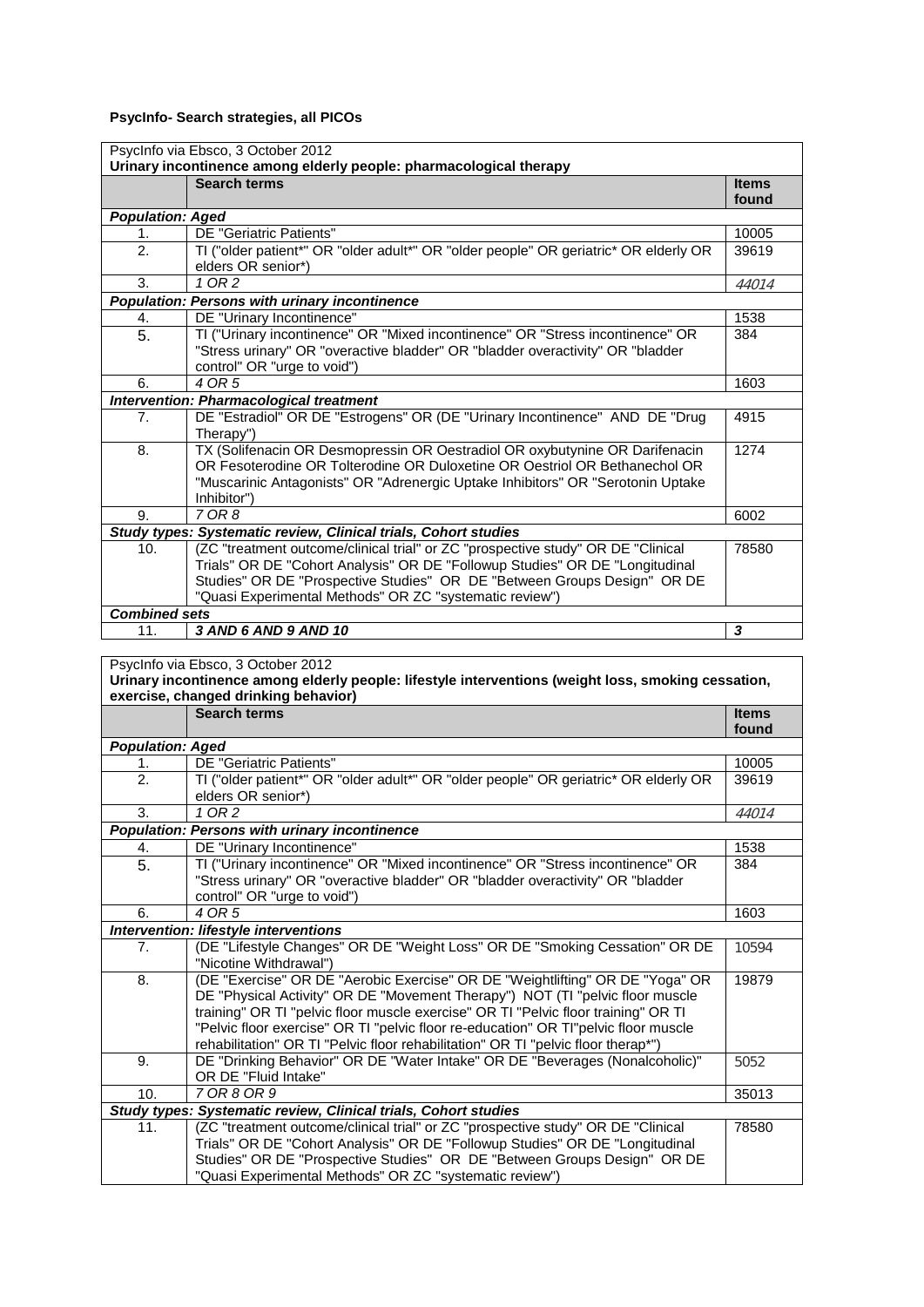**PsycInfo- Search strategies, all PICOs**

| PsycInfo via Ebsco, 3 October 2012 | | |
|---|---|---|
| **Urinary incontinence among elderly people: pharmacological therapy** | | |
| | **Search terms** | **Items found** |
| ***Population: Aged*** | | |
| 1. | DE "Geriatric Patients" | 10005 |
| 2. | TI ("older patient*" OR "older adult*" OR "older people" OR geriatric* OR elderly OR elders OR senior*) | 39619 |
| 3. | *1 OR 2* | *44014* |
| ***Population: Persons with urinary incontinence*** | | |
| 4. | DE "Urinary Incontinence" | 1538 |
| 5. | TI ("Urinary incontinence" OR "Mixed incontinence" OR "Stress incontinence" OR "Stress urinary" OR "overactive bladder" OR "bladder overactivity" OR "bladder control" OR "urge to void") | 384 |
| 6. | *4 OR 5* | 1603 |
| ***Intervention: Pharmacological treatment*** | | |
| 7. | DE "Estradiol" OR DE "Estrogens" OR (DE "Urinary Incontinence" AND DE "Drug Therapy") | 4915 |
| 8. | TX (Solifenacin OR Desmopressin OR Oestradiol OR oxybutynine OR Darifenacin OR Fesoterodine OR Tolterodine OR Duloxetine OR Oestriol OR Bethanechol OR "Muscarinic Antagonists" OR "Adrenergic Uptake Inhibitors" OR "Serotonin Uptake Inhibitor") | 1274 |
| 9. | *7 OR 8* | 6002 |
| ***Study types: Systematic review, Clinical trials, Cohort studies*** | | |
| 10. | (ZC "treatment outcome/clinical trial" or ZC "prospective study" OR DE "Clinical Trials" OR DE "Cohort Analysis" OR DE "Followup Studies" OR DE "Longitudinal Studies" OR DE "Prospective Studies" OR DE "Between Groups Design" OR DE "Quasi Experimental Methods" OR ZC "systematic review") | 78580 |
| ***Combined sets*** | | |
| 11. | ***3 AND 6 AND 9 AND 10*** | ***3*** |

| PsycInfo via Ebsco, 3 October 2012 | | |
|---|---|---|
| **Urinary incontinence among elderly people: lifestyle interventions (weight loss, smoking cessation, exercise, changed drinking behavior)** | | |
| | **Search terms** | **Items found** |
| ***Population: Aged*** | | |
| 1. | DE "Geriatric Patients" | 10005 |
| 2. | TI ("older patient*" OR "older adult*" OR "older people" OR geriatric* OR elderly OR elders OR senior*) | 39619 |
| 3. | *1 OR 2* | *44014* |
| ***Population: Persons with urinary incontinence*** | | |
| 4. | DE "Urinary Incontinence" | 1538 |
| 5. | TI ("Urinary incontinence" OR "Mixed incontinence" OR "Stress incontinence" OR "Stress urinary" OR "overactive bladder" OR "bladder overactivity" OR "bladder control" OR "urge to void") | 384 |
| 6. | *4 OR 5* | 1603 |
| ***Intervention: lifestyle interventions*** | | |
| 7. | (DE "Lifestyle Changes" OR DE "Weight Loss" OR DE "Smoking Cessation" OR DE "Nicotine Withdrawal") | 10594 |
| 8. | (DE "Exercise" OR DE "Aerobic Exercise" OR DE "Weightlifting" OR DE "Yoga" OR DE "Physical Activity" OR DE "Movement Therapy") NOT (TI "pelvic floor muscle training" OR TI "pelvic floor muscle exercise" OR TI "Pelvic floor training" OR TI "Pelvic floor exercise" OR TI "pelvic floor re-education" OR TI"pelvic floor muscle rehabilitation" OR TI "Pelvic floor rehabilitation" OR TI "pelvic floor therap*") | 19879 |
| 9. | DE "Drinking Behavior" OR DE "Water Intake" OR DE "Beverages (Nonalcoholic)" OR DE "Fluid Intake" | 5052 |
| 10. | *7 OR 8 OR 9* | 35013 |
| ***Study types: Systematic review, Clinical trials, Cohort studies*** | | |
| 11. | (ZC "treatment outcome/clinical trial" or ZC "prospective study" OR DE "Clinical Trials" OR DE "Cohort Analysis" OR DE "Followup Studies" OR DE "Longitudinal Studies" OR DE "Prospective Studies" OR DE "Between Groups Design" OR DE "Quasi Experimental Methods" OR ZC "systematic review") | 78580 |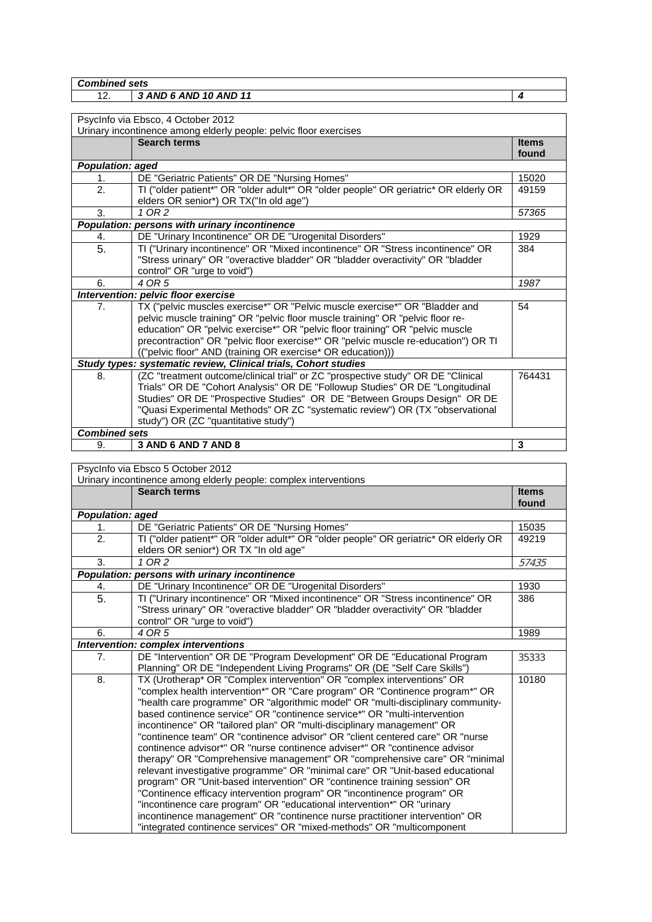| *Combined sets* | | |
|---|---|---|
| 12. | ***3 AND 6 AND 10 AND 11*** | ***4*** |

PsycInfo via Ebsco, 4 October 2012
Urinary incontinence among elderly people: pelvic floor exercises

| | **Search terms** | **Items found** |
|---|---|---|
| ***Population: aged*** | | |
| 1. | DE "Geriatric Patients" OR DE "Nursing Homes" | 15020 |
| 2. | TI ("older patient*" OR "older adult*" OR "older people" OR geriatric* OR elderly OR elders OR senior*) OR TX("In old age") | 49159 |
| 3. | *1 OR 2* | *57365* |
| ***Population: persons with urinary incontinence*** | | |
| 4. | DE "Urinary Incontinence" OR DE "Urogenital Disorders" | 1929 |
| 5. | TI ("Urinary incontinence" OR "Mixed incontinence" OR "Stress incontinence" OR "Stress urinary" OR "overactive bladder" OR "bladder overactivity" OR "bladder control" OR "urge to void") | 384 |
| 6. | *4 OR 5* | *1987* |
| ***Intervention: pelvic floor exercise*** | | |
| 7. | TX ("pelvic muscles exercise*" OR "Pelvic muscle exercise*" OR "Bladder and pelvic muscle training" OR "pelvic floor muscle training" OR "pelvic floor re-education" OR "pelvic exercise*" OR "pelvic floor training" OR "pelvic muscle precontraction" OR "pelvic floor exercise*" OR "pelvic muscle re-education") OR TI (("pelvic floor" AND (training OR exercise* OR education))) | 54 |
| ***Study types: systematic review, Clinical trials, Cohort studies*** | | |
| 8. | (ZC "treatment outcome/clinical trial" or ZC "prospective study" OR DE "Clinical Trials" OR DE "Cohort Analysis" OR DE "Followup Studies" OR DE "Longitudinal Studies" OR DE "Prospective Studies" OR DE "Between Groups Design" OR DE "Quasi Experimental Methods" OR ZC "systematic review") OR (TX "observational study") OR (ZC "quantitative study") | 764431 |
| ***Combined sets*** | | |
| 9. | **3 AND 6 AND 7 AND 8** | **3** |

PsycInfo via Ebsco 5 October 2012
Urinary incontinence among elderly people: complex interventions

| | **Search terms** | **Items found** |
|---|---|---|
| ***Population: aged*** | | |
| 1. | DE "Geriatric Patients" OR DE "Nursing Homes" | 15035 |
| 2. | TI ("older patient*" OR "older adult*" OR "older people" OR geriatric* OR elderly OR elders OR senior*) OR TX "In old age" | 49219 |
| 3. | *1 OR 2* | *57435* |
| ***Population: persons with urinary incontinence*** | | |
| 4. | DE "Urinary Incontinence" OR DE "Urogenital Disorders" | 1930 |
| 5. | TI ("Urinary incontinence" OR "Mixed incontinence" OR "Stress incontinence" OR "Stress urinary" OR "overactive bladder" OR "bladder overactivity" OR "bladder control" OR "urge to void") | 386 |
| 6. | *4 OR 5* | 1989 |
| ***Intervention: complex interventions*** | | |
| 7. | DE "Intervention" OR DE "Program Development" OR DE "Educational Program Planning" OR DE "Independent Living Programs" OR (DE "Self Care Skills") | 35333 |
| 8. | TX (Urotherap* OR "Complex intervention" OR "complex interventions" OR "complex health intervention*" OR "Care program" OR "Continence program*" OR "health care programme" OR "algorithmic model" OR "multi-disciplinary community-based continence service" OR "continence service*" OR "multi-intervention incontinence" OR "tailored plan" OR "multi-disciplinary management" OR "continence team" OR "continence advisor" OR "client centered care" OR "nurse continence advisor*" OR "nurse continence adviser*" OR "continence advisor therapy" OR "Comprehensive management" OR "comprehensive care" OR "minimal relevant investigative programme" OR "minimal care" OR "Unit-based educational program" OR "Unit-based intervention" OR "continence training session" OR "Continence efficacy intervention program" OR "incontinence program" OR "incontinence care program" OR "educational intervention*" OR "urinary incontinence management" OR "continence nurse practitioner intervention" OR "integrated continence services" OR "mixed-methods" OR "multicomponent | 10180 |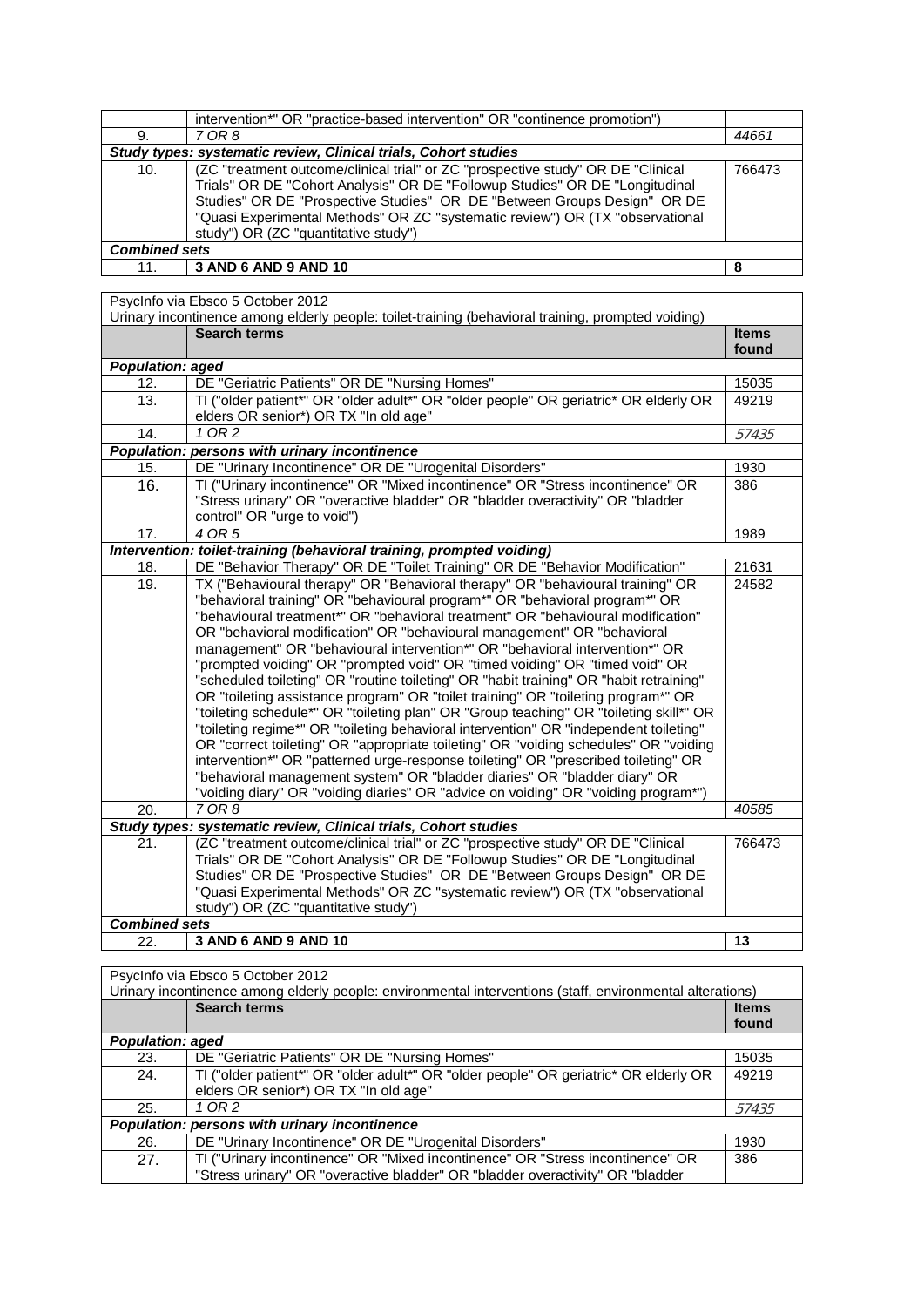|  | intervention*" OR "practice-based intervention" OR "continence promotion") |  |
|---|---|---|
| 9. | *7 OR 8* | *44661* |
| ***Study types: systematic review, Clinical trials, Cohort studies*** |  |  |
| 10. | (ZC "treatment outcome/clinical trial" or ZC "prospective study" OR DE "Clinical Trials" OR DE "Cohort Analysis" OR DE "Followup Studies" OR DE "Longitudinal Studies" OR DE "Prospective Studies" OR DE "Between Groups Design" OR DE "Quasi Experimental Methods" OR ZC "systematic review") OR (TX "observational study") OR (ZC "quantitative study") | 766473 |
| ***Combined sets*** |  |  |
| 11. | **3 AND 6 AND 9 AND 10** | **8** |

PsycInfo via Ebsco 5 October 2012
Urinary incontinence among elderly people: toilet-training (behavioral training, prompted voiding)

|  | **Search terms** | **Items found** |
|---|---|---|
| ***Population: aged*** |  |  |
| 12. | DE "Geriatric Patients" OR DE "Nursing Homes" | 15035 |
| 13. | TI ("older patient*" OR "older adult*" OR "older people" OR geriatric* OR elderly OR elders OR senior*) OR TX "In old age" | 49219 |
| 14. | *1 OR 2* | *57435* |
| ***Population: persons with urinary incontinence*** |  |  |
| 15. | DE "Urinary Incontinence" OR DE "Urogenital Disorders" | 1930 |
| 16. | TI ("Urinary incontinence" OR "Mixed incontinence" OR "Stress incontinence" OR "Stress urinary" OR "overactive bladder" OR "bladder overactivity" OR "bladder control" OR "urge to void") | 386 |
| 17. | *4 OR 5* | 1989 |
| ***Intervention: toilet-training (behavioral training, prompted voiding)*** |  |  |
| 18. | DE "Behavior Therapy" OR DE "Toilet Training" OR DE "Behavior Modification" | 21631 |
| 19. | TX ("Behavioural therapy" OR "Behavioral therapy" OR "behavioural training" OR "behavioral training" OR "behavioural program*" OR "behavioral program*" OR "behavioural treatment*" OR "behavioral treatment" OR "behavioural modification" OR "behavioral modification" OR "behavioural management" OR "behavioral management" OR "behavioural intervention*" OR "behavioral intervention*" OR "prompted voiding" OR "prompted void" OR "timed voiding" OR "timed void" OR "scheduled toileting" OR "routine toileting" OR "habit training" OR "habit retraining" OR "toileting assistance program" OR "toilet training" OR "toileting program*" OR "toileting schedule*" OR "toileting plan" OR "Group teaching" OR "toileting skill*" OR "toileting regime*" OR "toileting behavioral intervention" OR "independent toileting" OR "correct toileting" OR "appropriate toileting" OR "voiding schedules" OR "voiding intervention*" OR "patterned urge-response toileting" OR "prescribed toileting" OR "behavioral management system" OR "bladder diaries" OR "bladder diary" OR "voiding diary" OR "voiding diaries" OR "advice on voiding" OR "voiding program*") | 24582 |
| 20. | *7 OR 8* | *40585* |
| ***Study types: systematic review, Clinical trials, Cohort studies*** |  |  |
| 21. | (ZC "treatment outcome/clinical trial" or ZC "prospective study" OR DE "Clinical Trials" OR DE "Cohort Analysis" OR DE "Followup Studies" OR DE "Longitudinal Studies" OR DE "Prospective Studies" OR DE "Between Groups Design" OR DE "Quasi Experimental Methods" OR ZC "systematic review") OR (TX "observational study") OR (ZC "quantitative study") | 766473 |
| ***Combined sets*** |  |  |
| 22. | **3 AND 6 AND 9 AND 10** | **13** |

PsycInfo via Ebsco 5 October 2012
Urinary incontinence among elderly people: environmental interventions (staff, environmental alterations)

|  | **Search terms** | **Items found** |
|---|---|---|
| ***Population: aged*** |  |  |
| 23. | DE "Geriatric Patients" OR DE "Nursing Homes" | 15035 |
| 24. | TI ("older patient*" OR "older adult*" OR "older people" OR geriatric* OR elderly OR elders OR senior*) OR TX "In old age" | 49219 |
| 25. | *1 OR 2* | *57435* |
| ***Population: persons with urinary incontinence*** |  |  |
| 26. | DE "Urinary Incontinence" OR DE "Urogenital Disorders" | 1930 |
| 27. | TI ("Urinary incontinence" OR "Mixed incontinence" OR "Stress incontinence" OR "Stress urinary" OR "overactive bladder" OR "bladder overactivity" OR "bladder | 386 |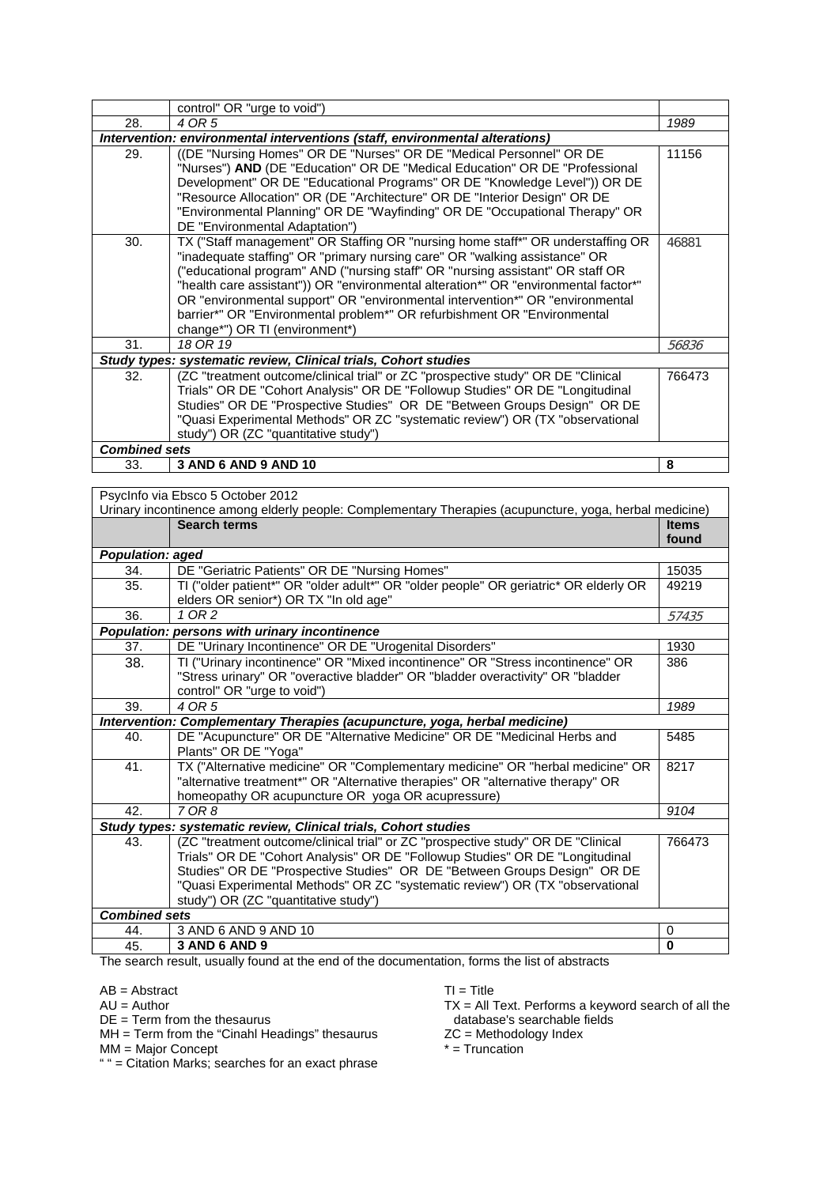| | control" OR "urge to void") | |
|---|---|---|
| 28. | *4 OR 5* | *1989* |
| ***Intervention: environmental interventions (staff, environmental alterations)*** | | |
| 29. | ((DE "Nursing Homes" OR DE "Nurses" OR DE "Medical Personnel" OR DE "Nurses") **AND** (DE "Education" OR DE "Medical Education" OR DE "Professional Development" OR DE "Educational Programs" OR DE "Knowledge Level")) OR DE "Resource Allocation" OR (DE "Architecture" OR DE "Interior Design" OR DE "Environmental Planning" OR DE "Wayfinding" OR DE "Occupational Therapy" OR DE "Environmental Adaptation") | 11156 |
| 30. | TX ("Staff management" OR Staffing OR "nursing home staff*" OR understaffing OR "inadequate staffing" OR "primary nursing care" OR "walking assistance" OR ("educational program" AND ("nursing staff" OR "nursing assistant" OR staff OR "health care assistant")) OR "environmental alteration*" OR "environmental factor*" OR "environmental support" OR "environmental intervention*" OR "environmental barrier*" OR "Environmental problem*" OR refurbishment OR "Environmental change*") OR TI (environment*) | 46881 |
| 31. | *18 OR 19* | *56836* |
| ***Study types: systematic review, Clinical trials, Cohort studies*** | | |
| 32. | (ZC "treatment outcome/clinical trial" or ZC "prospective study" OR DE "Clinical Trials" OR DE "Cohort Analysis" OR DE "Followup Studies" OR DE "Longitudinal Studies" OR DE "Prospective Studies" OR DE "Between Groups Design" OR DE "Quasi Experimental Methods" OR ZC "systematic review") OR (TX "observational study") OR (ZC "quantitative study") | 766473 |
| ***Combined sets*** | | |
| 33. | **3 AND 6 AND 9 AND 10** | **8** |

PsycInfo via Ebsco 5 October 2012

Urinary incontinence among elderly people: Complementary Therapies (acupuncture, yoga, herbal medicine)

| | Search terms | Items found |
|---|---|---|
| ***Population: aged*** | | |
| 34. | DE "Geriatric Patients" OR DE "Nursing Homes" | 15035 |
| 35. | TI ("older patient*" OR "older adult*" OR "older people" OR geriatric* OR elderly OR elders OR senior*) OR TX "In old age" | 49219 |
| 36. | *1 OR 2* | *57435* |
| ***Population: persons with urinary incontinence*** | | |
| 37. | DE "Urinary Incontinence" OR DE "Urogenital Disorders" | 1930 |
| 38. | TI ("Urinary incontinence" OR "Mixed incontinence" OR "Stress incontinence" OR "Stress urinary" OR "overactive bladder" OR "bladder overactivity" OR "bladder control" OR "urge to void") | 386 |
| 39. | *4 OR 5* | *1989* |
| ***Intervention: Complementary Therapies (acupuncture, yoga, herbal medicine)*** | | |
| 40. | DE "Acupuncture" OR DE "Alternative Medicine" OR DE "Medicinal Herbs and Plants" OR DE "Yoga" | 5485 |
| 41. | TX ("Alternative medicine" OR "Complementary medicine" OR "herbal medicine" OR "alternative treatment*" OR "Alternative therapies" OR "alternative therapy" OR homeopathy OR acupuncture OR yoga OR acupressure) | 8217 |
| 42. | *7 OR 8* | *9104* |
| ***Study types: systematic review, Clinical trials, Cohort studies*** | | |
| 43. | (ZC "treatment outcome/clinical trial" or ZC "prospective study" OR DE "Clinical Trials" OR DE "Cohort Analysis" OR DE "Followup Studies" OR DE "Longitudinal Studies" OR DE "Prospective Studies" OR DE "Between Groups Design" OR DE "Quasi Experimental Methods" OR ZC "systematic review") OR (TX "observational study") OR (ZC "quantitative study") | 766473 |
| ***Combined sets*** | | |
| 44. | 3 AND 6 AND 9 AND 10 | 0 |
| 45. | **3 AND 6 AND 9** | **0** |

The search result, usually found at the end of the documentation, forms the list of abstracts

AB = Abstract
AU = Author
DE = Term from the thesaurus
MH = Term from the "Cinahl Headings" thesaurus
MM = Major Concept
" " = Citation Marks; searches for an exact phrase

TI = Title
TX = All Text. Performs a keyword search of all the database's searchable fields
ZC = Methodology Index
* = Truncation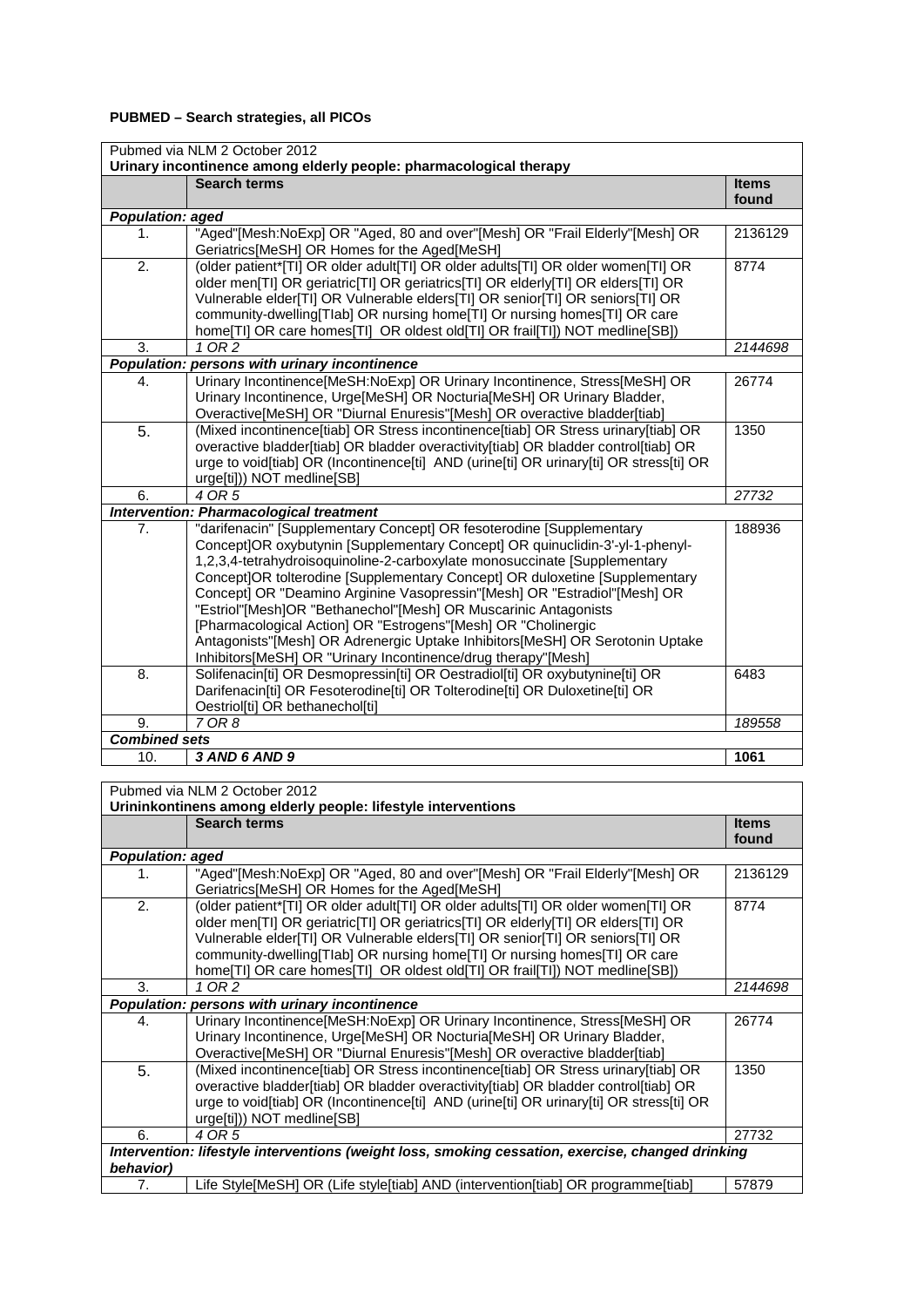**PUBMED – Search strategies, all PICOs**

| Pubmed via NLM 2 October 2012 **Urinary incontinence among elderly people: pharmacological therapy** | | |
|---|---|---|
| | **Search terms** | **Items found** |
| ***Population: aged*** | | |
| 1. | "Aged"[Mesh:NoExp] OR "Aged, 80 and over"[Mesh] OR "Frail Elderly"[Mesh] OR Geriatrics[MeSH] OR Homes for the Aged[MeSH] | 2136129 |
| 2. | (older patient*[TI] OR older adult[TI] OR older adults[TI] OR older women[TI] OR older men[TI] OR geriatric[TI] OR geriatrics[TI] OR elderly[TI] OR elders[TI] OR Vulnerable elder[TI] OR Vulnerable elders[TI] OR senior[TI] OR seniors[TI] OR community-dwelling[TIab] OR nursing home[TI] Or nursing homes[TI] OR care home[TI] OR care homes[TI] OR oldest old[TI] OR frail[TI]) NOT medline[SB]) | 8774 |
| 3. | *1 OR 2* | *2144698* |
| ***Population: persons with urinary incontinence*** | | |
| 4. | Urinary Incontinence[MeSH:NoExp] OR Urinary Incontinence, Stress[MeSH] OR Urinary Incontinence, Urge[MeSH] OR Nocturia[MeSH] OR Urinary Bladder, Overactive[MeSH] OR "Diurnal Enuresis"[Mesh] OR overactive bladder[tiab] | 26774 |
| 5. | (Mixed incontinence[tiab] OR Stress incontinence[tiab] OR Stress urinary[tiab] OR overactive bladder[tiab] OR bladder overactivity[tiab] OR bladder control[tiab] OR urge to void[tiab] OR (Incontinence[ti] AND (urine[ti] OR urinary[ti] OR stress[ti] OR urge[ti])) NOT medline[SB] | 1350 |
| 6. | *4 OR 5* | *27732* |
| ***Intervention: Pharmacological treatment*** | | |
| 7. | "darifenacin" [Supplementary Concept] OR fesoterodine [Supplementary Concept]OR oxybutynin [Supplementary Concept] OR quinuclidin-3'-yl-1-phenyl-1,2,3,4-tetrahydroisoquinoline-2-carboxylate monosuccinate [Supplementary Concept]OR tolterodine [Supplementary Concept] OR duloxetine [Supplementary Concept] OR "Deamino Arginine Vasopressin"[Mesh] OR "Estradiol"[Mesh] OR "Estriol"[Mesh]OR "Bethanechol"[Mesh] OR Muscarinic Antagonists [Pharmacological Action] OR "Estrogens"[Mesh] OR "Cholinergic Antagonists"[Mesh] OR Adrenergic Uptake Inhibitors[MeSH] OR Serotonin Uptake Inhibitors[MeSH] OR "Urinary Incontinence/drug therapy"[Mesh] | 188936 |
| 8. | Solifenacin[ti] OR Desmopressin[ti] OR Oestradiol[ti] OR oxybutynine[ti] OR Darifenacin[ti] OR Fesoterodine[ti] OR Tolterodine[ti] OR Duloxetine[ti] OR Oestriol[ti] OR bethanechol[ti] | 6483 |
| 9. | *7 OR 8* | *189558* |
| ***Combined sets*** | | |
| 10. | ***3 AND 6 AND 9*** | **1061** |

| Pubmed via NLM 2 October 2012 **Urininkontinens among elderly people: lifestyle interventions** | | |
|---|---|---|
| | **Search terms** | **Items found** |
| ***Population: aged*** | | |
| 1. | "Aged"[Mesh:NoExp] OR "Aged, 80 and over"[Mesh] OR "Frail Elderly"[Mesh] OR Geriatrics[MeSH] OR Homes for the Aged[MeSH] | 2136129 |
| 2. | (older patient*[TI] OR older adult[TI] OR older adults[TI] OR older women[TI] OR older men[TI] OR geriatric[TI] OR geriatrics[TI] OR elderly[TI] OR elders[TI] OR Vulnerable elder[TI] OR Vulnerable elders[TI] OR senior[TI] OR seniors[TI] OR community-dwelling[TIab] OR nursing home[TI] Or nursing homes[TI] OR care home[TI] OR care homes[TI] OR oldest old[TI] OR frail[TI]) NOT medline[SB]) | 8774 |
| 3. | *1 OR 2* | *2144698* |
| ***Population: persons with urinary incontinence*** | | |
| 4. | Urinary Incontinence[MeSH:NoExp] OR Urinary Incontinence, Stress[MeSH] OR Urinary Incontinence, Urge[MeSH] OR Nocturia[MeSH] OR Urinary Bladder, Overactive[MeSH] OR "Diurnal Enuresis"[Mesh] OR overactive bladder[tiab] | 26774 |
| 5. | (Mixed incontinence[tiab] OR Stress incontinence[tiab] OR Stress urinary[tiab] OR overactive bladder[tiab] OR bladder overactivity[tiab] OR bladder control[tiab] OR urge to void[tiab] OR (Incontinence[ti] AND (urine[ti] OR urinary[ti] OR stress[ti] OR urge[ti])) NOT medline[SB] | 1350 |
| 6. | *4 OR 5* | 27732 |
| ***Intervention: lifestyle interventions (weight loss, smoking cessation, exercise, changed drinking behavior)*** | | |
| 7. | Life Style[MeSH] OR (Life style[tiab] AND (intervention[tiab] OR programme[tiab] | 57879 |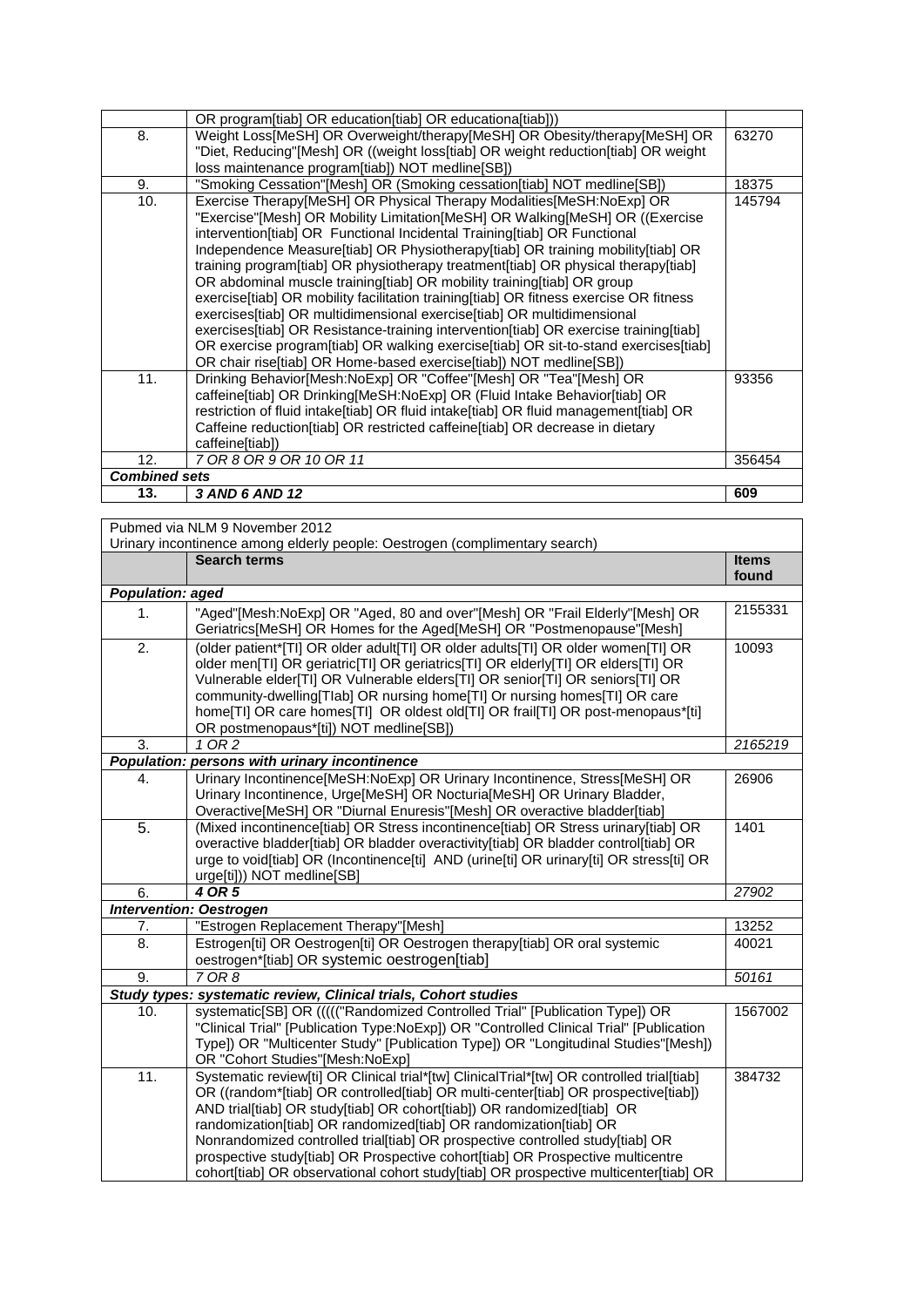|  | Search terms | Items found |
|---|---|---|
|  | OR program[tiab] OR education[tiab] OR educationa[tiab])) |  |
| 8. | Weight Loss[MeSH] OR Overweight/therapy[MeSH] OR Obesity/therapy[MeSH] OR "Diet, Reducing"[Mesh] OR ((weight loss[tiab] OR weight reduction[tiab] OR weight loss maintenance program[tiab]) NOT medline[SB]) | 63270 |
| 9. | "Smoking Cessation"[Mesh] OR (Smoking cessation[tiab] NOT medline[SB]) | 18375 |
| 10. | Exercise Therapy[MeSH] OR Physical Therapy Modalities[MeSH:NoExp] OR "Exercise"[Mesh] OR Mobility Limitation[MeSH] OR Walking[MeSH] OR ((Exercise intervention[tiab] OR Functional Incidental Training[tiab] OR Functional Independence Measure[tiab] OR Physiotherapy[tiab] OR training mobility[tiab] OR training program[tiab] OR physiotherapy treatment[tiab] OR physical therapy[tiab] OR abdominal muscle training[tiab] OR mobility training[tiab] OR group exercise[tiab] OR mobility facilitation training[tiab] OR fitness exercise OR fitness exercises[tiab] OR multidimensional exercise[tiab] OR multidimensional exercises[tiab] OR Resistance-training intervention[tiab] OR exercise training[tiab] OR exercise program[tiab] OR walking exercise[tiab] OR sit-to-stand exercises[tiab] OR chair rise[tiab] OR Home-based exercise[tiab]) NOT medline[SB]) | 145794 |
| 11. | Drinking Behavior[Mesh:NoExp] OR "Coffee"[Mesh] OR "Tea"[Mesh] OR caffeine[tiab] OR Drinking[MeSH:NoExp] OR (Fluid Intake Behavior[tiab] OR restriction of fluid intake[tiab] OR fluid intake[tiab] OR fluid management[tiab] OR Caffeine reduction[tiab] OR restricted caffeine[tiab] OR decrease in dietary caffeine[tiab]) |  93356 |
| 12. | *7 OR 8 OR 9 OR 10 OR 11* | 356454 |
| ***Combined sets*** |  |  |
| **13.** | ***3 AND 6 AND 12*** | **609** |

Pubmed via NLM 9 November 2012
Urinary incontinence among elderly people: Oestrogen (complimentary search)

|  | Search terms | Items found |
|---|---|---|
| ***Population: aged*** |  |  |
| 1. | "Aged"[Mesh:NoExp] OR "Aged, 80 and over"[Mesh] OR "Frail Elderly"[Mesh] OR Geriatrics[MeSH] OR Homes for the Aged[MeSH] OR "Postmenopause"[Mesh] | 2155331 |
| 2. | (older patient*[TI] OR older adult[TI] OR older adults[TI] OR older women[TI] OR older men[TI] OR geriatric[TI] OR geriatrics[TI] OR elderly[TI] OR elders[TI] OR Vulnerable elder[TI] OR Vulnerable elders[TI] OR senior[TI] OR seniors[TI] OR community-dwelling[TIab] OR nursing home[TI] Or nursing homes[TI] OR care home[TI] OR care homes[TI] OR oldest old[TI] OR frail[TI] OR post-menopaus*[ti] OR postmenopaus*[ti]) NOT medline[SB]) | 10093 |
| 3. | *1 OR 2* | *2165219* |
| ***Population: persons with urinary incontinence*** |  |  |
| 4. | Urinary Incontinence[MeSH:NoExp] OR Urinary Incontinence, Stress[MeSH] OR Urinary Incontinence, Urge[MeSH] OR Nocturia[MeSH] OR Urinary Bladder, Overactive[MeSH] OR "Diurnal Enuresis"[Mesh] OR overactive bladder[tiab] | 26906 |
| 5. | (Mixed incontinence[tiab] OR Stress incontinence[tiab] OR Stress urinary[tiab] OR overactive bladder[tiab] OR bladder overactivity[tiab] OR bladder control[tiab] OR urge to void[tiab] OR (Incontinence[ti] AND (urine[ti] OR urinary[ti] OR stress[ti] OR urge[ti])) NOT medline[SB] | 1401 |
| 6. | ***4 OR 5*** | *27902* |
| ***Intervention: Oestrogen*** |  |  |
| 7. | "Estrogen Replacement Therapy"[Mesh] | 13252 |
| 8. | Estrogen[ti] OR Oestrogen[ti] OR Oestrogen therapy[tiab] OR oral systemic oestrogen*[tiab] OR systemic oestrogen[tiab] | 40021 |
| 9. | *7 OR 8* | *50161* |
| ***Study types: systematic review, Clinical trials, Cohort studies*** |  |  |
| 10. | systematic[SB] OR ((((("Randomized Controlled Trial" [Publication Type]) OR "Clinical Trial" [Publication Type:NoExp]) OR "Controlled Clinical Trial" [Publication Type]) OR "Multicenter Study" [Publication Type]) OR "Longitudinal Studies"[Mesh]) OR "Cohort Studies"[Mesh:NoExp] | 1567002 |
| 11. | Systematic review[ti] OR Clinical trial*[tw] ClinicalTrial*[tw] OR controlled trial[tiab] OR ((random*[tiab] OR controlled[tiab] OR multi-center[tiab] OR prospective[tiab]) AND trial[tiab] OR study[tiab] OR cohort[tiab]) OR randomized[tiab] OR randomization[tiab] OR randomized[tiab] OR randomization[tiab] OR Nonrandomized controlled trial[tiab] OR prospective controlled study[tiab] OR prospective study[tiab] OR Prospective cohort[tiab] OR Prospective multicentre cohort[tiab] OR observational cohort study[tiab] OR prospective multicenter[tiab] OR | 384732 |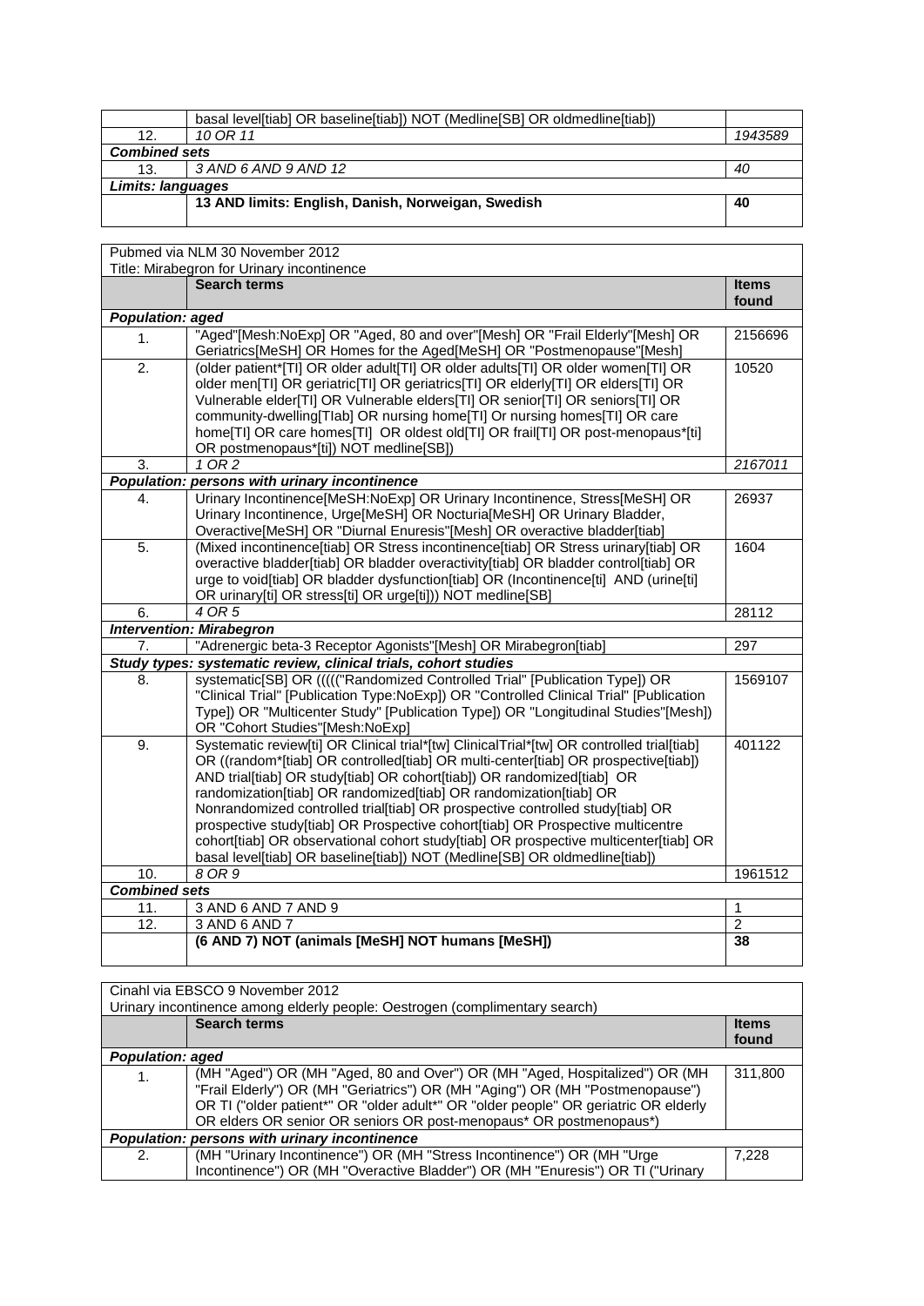|  | Search terms | Items found |
|---|---|---|
|  | basal level[tiab] OR baseline[tiab]) NOT (Medline[SB] OR oldmedline[tiab]) |  |
| 12. | *10 OR 11* | *1943589* |
| ***Combined sets*** |  |  |
| 13. | *3 AND 6 AND 9 AND 12* | *40* |
| ***Limits: languages*** |  |  |
|  | **13 AND limits: English, Danish, Norweigan, Swedish** | **40** |

Pubmed via NLM 30 November 2012
Title: Mirabegron for Urinary incontinence

|  | Search terms | Items found |
|---|---|---|
| ***Population: aged*** |  |  |
| 1. | "Aged"[Mesh:NoExp] OR "Aged, 80 and over"[Mesh] OR "Frail Elderly"[Mesh] OR Geriatrics[MeSH] OR Homes for the Aged[MeSH] OR "Postmenopause"[Mesh] | 2156696 |
| 2. | (older patient*[TI] OR older adult[TI] OR older adults[TI] OR older women[TI] OR older men[TI] OR geriatric[TI] OR geriatrics[TI] OR elderly[TI] OR elders[TI] OR Vulnerable elder[TI] OR Vulnerable elders[TI] OR senior[TI] OR seniors[TI] OR community-dwelling[TIab] OR nursing home[TI] Or nursing homes[TI] OR care home[TI] OR care homes[TI] OR oldest old[TI] OR frail[TI] OR post-menopaus*[ti] OR postmenopaus*[ti]) NOT medline[SB]) | 10520 |
| 3. | *1 OR 2* | *2167011* |
| ***Population: persons with urinary incontinence*** |  |  |
| 4. | Urinary Incontinence[MeSH:NoExp] OR Urinary Incontinence, Stress[MeSH] OR Urinary Incontinence, Urge[MeSH] OR Nocturia[MeSH] OR Urinary Bladder, Overactive[MeSH] OR "Diurnal Enuresis"[Mesh] OR overactive bladder[tiab] | 26937 |
| 5. | (Mixed incontinence[tiab] OR Stress incontinence[tiab] OR Stress urinary[tiab] OR overactive bladder[tiab] OR bladder overactivity[tiab] OR bladder control[tiab] OR urge to void[tiab] OR bladder dysfunction[tiab] OR (Incontinence[ti] AND (urine[ti] OR urinary[ti] OR stress[ti] OR urge[ti])) NOT medline[SB] | 1604 |
| 6. | *4 OR 5* | 28112 |
| ***Intervention: Mirabegron*** |  |  |
| 7. | "Adrenergic beta-3 Receptor Agonists"[Mesh] OR Mirabegron[tiab] | 297 |
| ***Study types: systematic review, clinical trials, cohort studies*** |  |  |
| 8. | systematic[SB] OR ((((("Randomized Controlled Trial" [Publication Type]) OR "Clinical Trial" [Publication Type:NoExp]) OR "Controlled Clinical Trial" [Publication Type]) OR "Multicenter Study" [Publication Type]) OR "Longitudinal Studies"[Mesh]) OR "Cohort Studies"[Mesh:NoExp] | 1569107 |
| 9. | Systematic review[ti] OR Clinical trial*[tw] ClinicalTrial*[tw] OR controlled trial[tiab] OR ((random*[tiab] OR controlled[tiab] OR multi-center[tiab] OR prospective[tiab]) AND trial[tiab] OR study[tiab] OR cohort[tiab]) OR randomized[tiab] OR randomization[tiab] OR randomized[tiab] OR randomization[tiab] OR Nonrandomized controlled trial[tiab] OR prospective controlled study[tiab] OR prospective study[tiab] OR Prospective cohort[tiab] OR Prospective multicentre cohort[tiab] OR observational cohort study[tiab] OR prospective multicenter[tiab] OR basal level[tiab] OR baseline[tiab]) NOT (Medline[SB] OR oldmedline[tiab]) | 401122 |
| 10. | *8 OR 9* | 1961512 |
| ***Combined sets*** |  |  |
| 11. | 3 AND 6 AND 7 AND 9 | 1 |
| 12. | 3 AND 6 AND 7 | 2 |
|  | **(6 AND 7) NOT (animals [MeSH] NOT humans [MeSH])** | **38** |

Cinahl via EBSCO 9 November 2012
Urinary incontinence among elderly people: Oestrogen (complimentary search)

|  | Search terms | Items found |
|---|---|---|
| ***Population: aged*** |  |  |
| 1. | (MH "Aged") OR (MH "Aged, 80 and Over") OR (MH "Aged, Hospitalized") OR (MH "Frail Elderly") OR (MH "Geriatrics") OR (MH "Aging") OR (MH "Postmenopause") OR TI ("older patient*" OR "older adult*" OR "older people" OR geriatric OR elderly OR elders OR senior OR seniors OR post-menopaus* OR postmenopaus*) | 311,800 |
| ***Population: persons with urinary incontinence*** |  |  |
| 2. | (MH "Urinary Incontinence") OR (MH "Stress Incontinence") OR (MH "Urge Incontinence") OR (MH "Overactive Bladder") OR (MH "Enuresis") OR TI ("Urinary | 7,228 |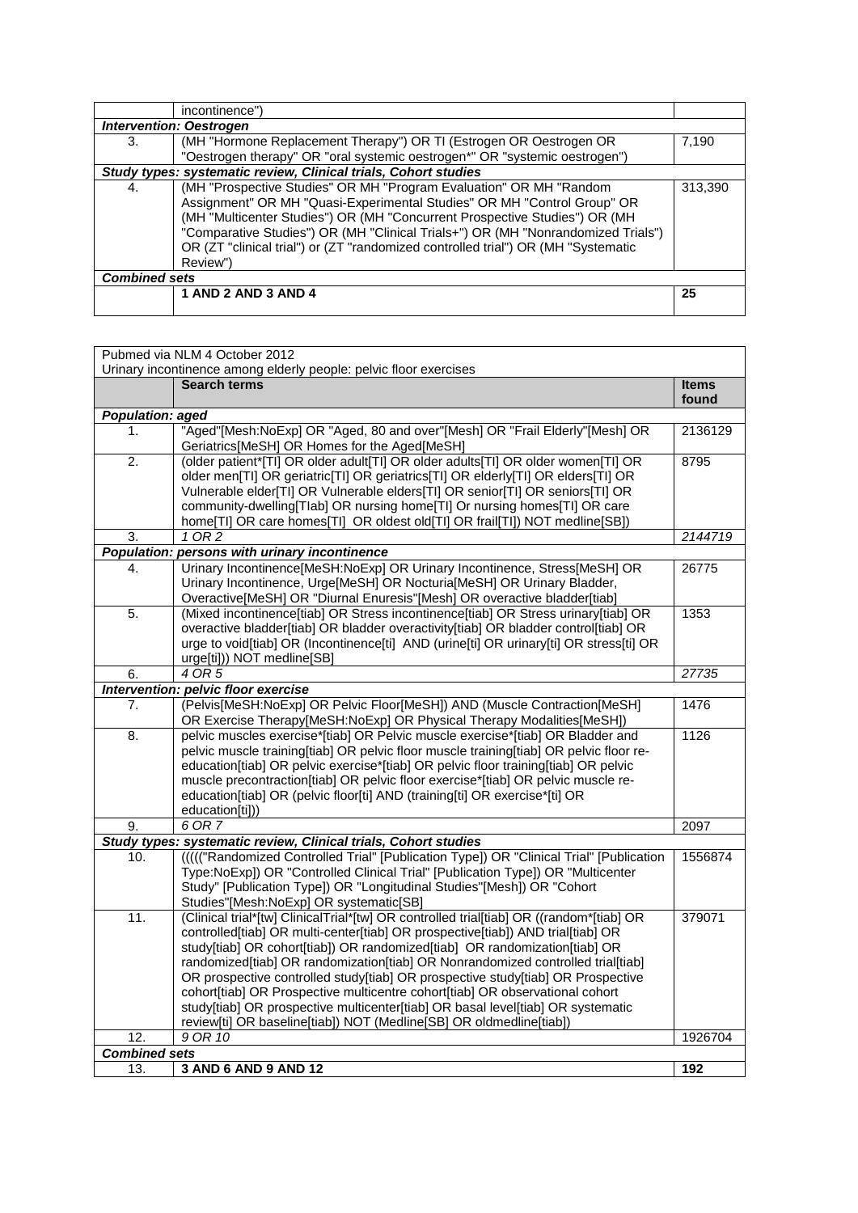| | incontinence") | |
|---|---|---|
| ***Intervention: Oestrogen*** | | |
| 3. | (MH "Hormone Replacement Therapy") OR TI (Estrogen OR Oestrogen OR "Oestrogen therapy" OR "oral systemic oestrogen*" OR "systemic oestrogen") | 7,190 |
| ***Study types: systematic review, Clinical trials, Cohort studies*** | | |
| 4. | (MH "Prospective Studies" OR MH "Program Evaluation" OR MH "Random Assignment" OR MH "Quasi-Experimental Studies" OR MH "Control Group" OR (MH "Multicenter Studies") OR (MH "Concurrent Prospective Studies") OR (MH "Comparative Studies") OR (MH "Clinical Trials+") OR (MH "Nonrandomized Trials") OR (ZT "clinical trial") or (ZT "randomized controlled trial") OR (MH "Systematic Review") | 313,390 |
| ***Combined sets*** | | |
| | **1 AND 2 AND 3 AND 4** | **25** |

| Pubmed via NLM 4 October 2012<br>Urinary incontinence among elderly people: pelvic floor exercises | | |
|---|---|---|
| | **Search terms** | **Items found** |
| ***Population: aged*** | | |
| 1. | "Aged"[Mesh:NoExp] OR "Aged, 80 and over"[Mesh] OR "Frail Elderly"[Mesh] OR Geriatrics[MeSH] OR Homes for the Aged[MeSH] | 2136129 |
| 2. | (older patient*[TI] OR older adult[TI] OR older adults[TI] OR older women[TI] OR older men[TI] OR geriatric[TI] OR geriatrics[TI] OR elderly[TI] OR elders[TI] OR Vulnerable elder[TI] OR Vulnerable elders[TI] OR senior[TI] OR seniors[TI] OR community-dwelling[TIab] OR nursing home[TI] Or nursing homes[TI] OR care home[TI] OR care homes[TI] OR oldest old[TI] OR frail[TI]) NOT medline[SB]) | 8795 |
| 3. | *1 OR 2* | *2144719* |
| ***Population: persons with urinary incontinence*** | | |
| 4. | Urinary Incontinence[MeSH:NoExp] OR Urinary Incontinence, Stress[MeSH] OR Urinary Incontinence, Urge[MeSH] OR Nocturia[MeSH] OR Urinary Bladder, Overactive[MeSH] OR "Diurnal Enuresis"[Mesh] OR overactive bladder[tiab] | 26775 |
| 5. | (Mixed incontinence[tiab] OR Stress incontinence[tiab] OR Stress urinary[tiab] OR overactive bladder[tiab] OR bladder overactivity[tiab] OR bladder control[tiab] OR urge to void[tiab] OR (Incontinence[ti] AND (urine[ti] OR urinary[ti] OR stress[ti] OR urge[ti])) NOT medline[SB] | 1353 |
| 6. | *4 OR 5* | *27735* |
| ***Intervention: pelvic floor exercise*** | | |
| 7. | (Pelvis[MeSH:NoExp] OR Pelvic Floor[MeSH]) AND (Muscle Contraction[MeSH] OR Exercise Therapy[MeSH:NoExp] OR Physical Therapy Modalities[MeSH]) | 1476 |
| 8. | pelvic muscles exercise*[tiab] OR Pelvic muscle exercise*[tiab] OR Bladder and pelvic muscle training[tiab] OR pelvic floor muscle training[tiab] OR pelvic floor re-education[tiab] OR pelvic exercise*[tiab] OR pelvic floor training[tiab] OR pelvic muscle precontraction[tiab] OR pelvic floor exercise*[tiab] OR pelvic muscle re-education[tiab] OR (pelvic floor[ti] AND (training[ti] OR exercise*[ti] OR education[ti])) | 1126 |
| 9. | *6 OR 7* | 2097 |
| ***Study types: systematic review, Clinical trials, Cohort studies*** | | |
| 10. | ((((("Randomized Controlled Trial" [Publication Type]) OR "Clinical Trial" [Publication Type:NoExp]) OR "Controlled Clinical Trial" [Publication Type]) OR "Multicenter Study" [Publication Type]) OR "Longitudinal Studies"[Mesh]) OR "Cohort Studies"[Mesh:NoExp] OR systematic[SB] | 1556874 |
| 11. | (Clinical trial*[tw] ClinicalTrial*[tw] OR controlled trial[tiab] OR ((random*[tiab] OR controlled[tiab] OR multi-center[tiab] OR prospective[tiab]) AND trial[tiab] OR study[tiab] OR cohort[tiab]) OR randomized[tiab] OR randomization[tiab] OR randomized[tiab] OR randomization[tiab] OR Nonrandomized controlled trial[tiab] OR prospective controlled study[tiab] OR prospective study[tiab] OR Prospective cohort[tiab] OR Prospective multicentre cohort[tiab] OR observational cohort study[tiab] OR prospective multicenter[tiab] OR basal level[tiab] OR systematic review[ti] OR baseline[tiab]) NOT (Medline[SB] OR oldmedline[tiab]) | 379071 |
| 12. | *9 OR 10* | 1926704 |
| ***Combined sets*** | | |
| 13. | **3 AND 6 AND 9 AND 12** | **192** |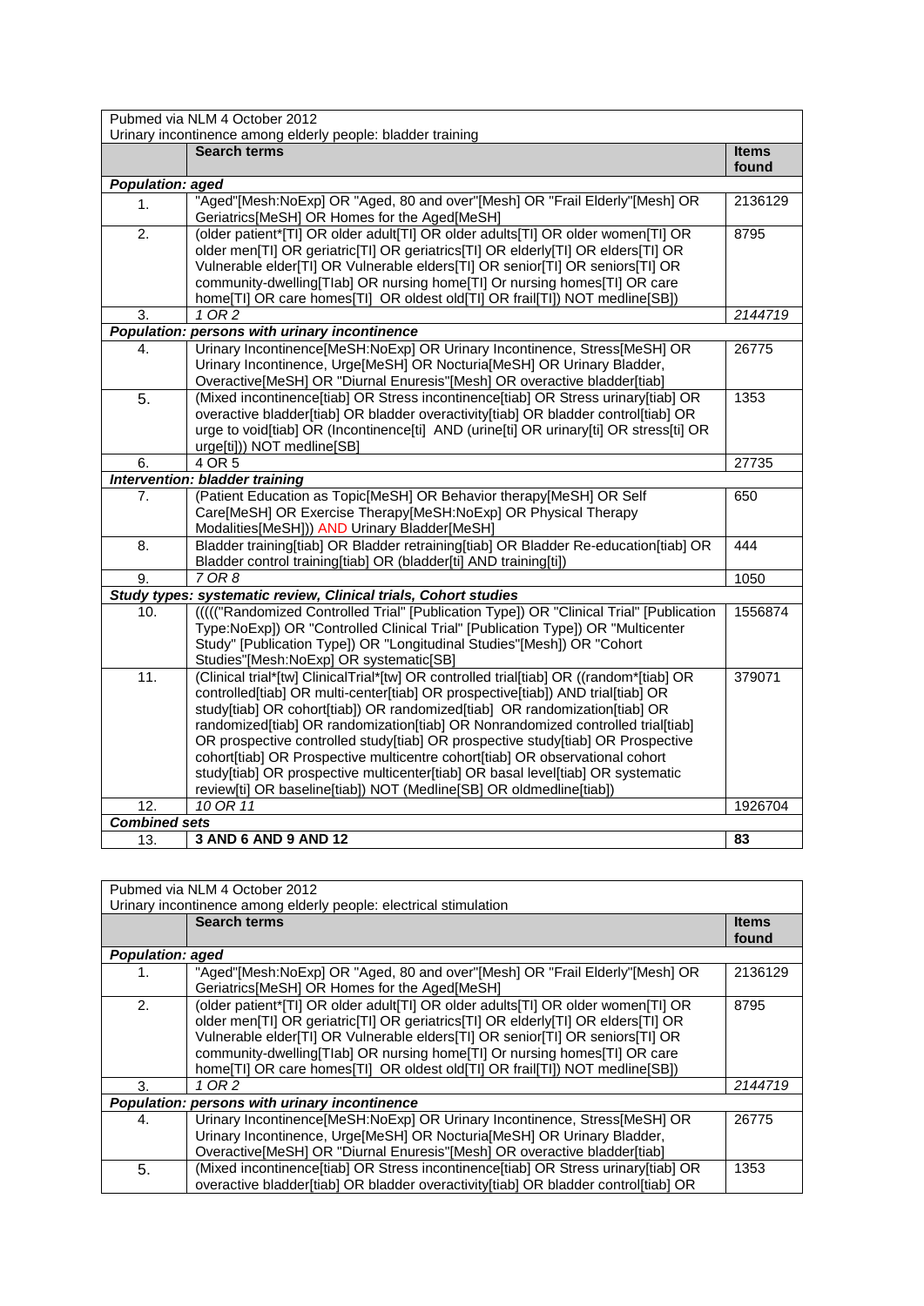| Pubmed via NLM 4 October 2012<br>Urinary incontinence among elderly people: bladder training | | |
|---|---|---|
| | **Search terms** | **Items found** |
| ***Population: aged*** | | |
| 1. | "Aged"[Mesh:NoExp] OR "Aged, 80 and over"[Mesh] OR "Frail Elderly"[Mesh] OR Geriatrics[MeSH] OR Homes for the Aged[MeSH] | 2136129 |
| 2. | (older patient*[TI] OR older adult[TI] OR older adults[TI] OR older women[TI] OR older men[TI] OR geriatric[TI] OR geriatrics[TI] OR elderly[TI] OR elders[TI] OR Vulnerable elder[TI] OR Vulnerable elders[TI] OR senior[TI] OR seniors[TI] OR community-dwelling[TIab] OR nursing home[TI] Or nursing homes[TI] OR care home[TI] OR care homes[TI] OR oldest old[TI] OR frail[TI]) NOT medline[SB]) | 8795 |
| 3. | *1 OR 2* | *2144719* |
| ***Population: persons with urinary incontinence*** | | |
| 4. | Urinary Incontinence[MeSH:NoExp] OR Urinary Incontinence, Stress[MeSH] OR Urinary Incontinence, Urge[MeSH] OR Nocturia[MeSH] OR Urinary Bladder, Overactive[MeSH] OR "Diurnal Enuresis"[Mesh] OR overactive bladder[tiab] | 26775 |
| 5. | (Mixed incontinence[tiab] OR Stress incontinence[tiab] OR Stress urinary[tiab] OR overactive bladder[tiab] OR bladder overactivity[tiab] OR bladder control[tiab] OR urge to void[tiab] OR (Incontinence[ti] AND (urine[ti] OR urinary[ti] OR stress[ti] OR urge[ti])) NOT medline[SB] | 1353 |
| 6. | 4 OR 5 | 27735 |
| ***Intervention: bladder training*** | | |
| 7. | (Patient Education as Topic[MeSH] OR Behavior therapy[MeSH] OR Self Care[MeSH] OR Exercise Therapy[MeSH:NoExp] OR Physical Therapy Modalities[MeSH])) AND Urinary Bladder[MeSH] | 650 |
| 8. | Bladder training[tiab] OR Bladder retraining[tiab] OR Bladder Re-education[tiab] OR Bladder control training[tiab] OR (bladder[ti] AND training[ti]) | 444 |
| 9. | *7 OR 8* | 1050 |
| ***Study types: systematic review, Clinical trials, Cohort studies*** | | |
| 10. | ((((("Randomized Controlled Trial" [Publication Type]) OR "Clinical Trial" [Publication Type:NoExp]) OR "Controlled Clinical Trial" [Publication Type]) OR "Multicenter Study" [Publication Type]) OR "Longitudinal Studies"[Mesh]) OR "Cohort Studies"[Mesh:NoExp] OR systematic[SB] | 1556874 |
| 11. | (Clinical trial*[tw] ClinicalTrial*[tw] OR controlled trial[tiab] OR ((random*[tiab] OR controlled[tiab] OR multi-center[tiab] OR prospective[tiab]) AND trial[tiab] OR study[tiab] OR cohort[tiab]) OR randomized[tiab] OR randomization[tiab] OR randomized[tiab] OR randomization[tiab] OR Nonrandomized controlled trial[tiab] OR prospective controlled study[tiab] OR prospective study[tiab] OR Prospective cohort[tiab] OR Prospective multicentre cohort[tiab] OR observational cohort study[tiab] OR prospective multicenter[tiab] OR basal level[tiab] OR systematic review[ti] OR baseline[tiab]) NOT (Medline[SB] OR oldmedline[tiab]) | 379071 |
| 12. | *10 OR 11* | 1926704 |
| ***Combined sets*** | | |
| 13. | **3 AND 6 AND 9 AND 12** | **83** |

| Pubmed via NLM 4 October 2012<br>Urinary incontinence among elderly people: electrical stimulation | | |
|---|---|---|
| | **Search terms** | **Items found** |
| ***Population: aged*** | | |
| 1. | "Aged"[Mesh:NoExp] OR "Aged, 80 and over"[Mesh] OR "Frail Elderly"[Mesh] OR Geriatrics[MeSH] OR Homes for the Aged[MeSH] | 2136129 |
| 2. | (older patient*[TI] OR older adult[TI] OR older adults[TI] OR older women[TI] OR older men[TI] OR geriatric[TI] OR geriatrics[TI] OR elderly[TI] OR elders[TI] OR Vulnerable elder[TI] OR Vulnerable elders[TI] OR senior[TI] OR seniors[TI] OR community-dwelling[TIab] OR nursing home[TI] Or nursing homes[TI] OR care home[TI] OR care homes[TI] OR oldest old[TI] OR frail[TI]) NOT medline[SB]) | 8795 |
| 3. | *1 OR 2* | *2144719* |
| ***Population: persons with urinary incontinence*** | | |
| 4. | Urinary Incontinence[MeSH:NoExp] OR Urinary Incontinence, Stress[MeSH] OR Urinary Incontinence, Urge[MeSH] OR Nocturia[MeSH] OR Urinary Bladder, Overactive[MeSH] OR "Diurnal Enuresis"[Mesh] OR overactive bladder[tiab] | 26775 |
| 5. | (Mixed incontinence[tiab] OR Stress incontinence[tiab] OR Stress urinary[tiab] OR overactive bladder[tiab] OR bladder overactivity[tiab] OR bladder control[tiab] OR | 1353 |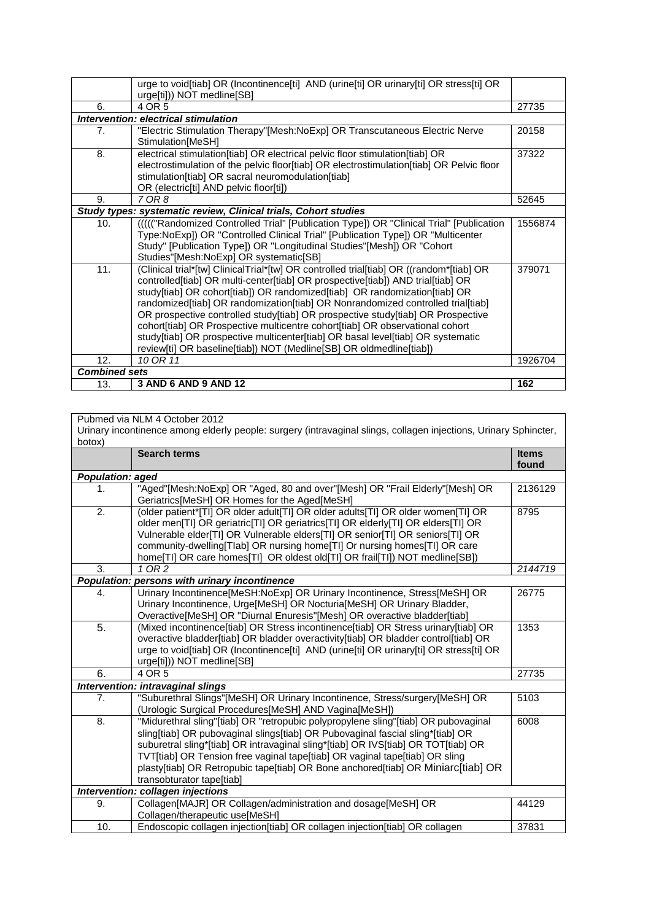|  | Search terms | Items found |
|---|---|---|
|  | urge to void[tiab] OR (Incontinence[ti] AND (urine[ti] OR urinary[ti] OR stress[ti] OR urge[ti])) NOT medline[SB] |  |
| 6. | 4 OR 5 | 27735 |
| ***Intervention: electrical stimulation*** |  |  |
| 7. | "Electric Stimulation Therapy"[Mesh:NoExp] OR Transcutaneous Electric Nerve Stimulation[MeSH] | 20158 |
| 8. | electrical stimulation[tiab] OR electrical pelvic floor stimulation[tiab] OR electrostimulation of the pelvic floor[tiab] OR electrostimulation[tiab] OR Pelvic floor stimulation[tiab] OR sacral neuromodulation[tiab] OR (electric[ti] AND pelvic floor[ti]) | 37322 |
| 9. | *7 OR 8* | 52645 |
| ***Study types: systematic review, Clinical trials, Cohort studies*** |  |  |
| 10. | ((((("Randomized Controlled Trial" [Publication Type]) OR "Clinical Trial" [Publication Type:NoExp]) OR "Controlled Clinical Trial" [Publication Type]) OR "Multicenter Study" [Publication Type]) OR "Longitudinal Studies"[Mesh]) OR "Cohort Studies"[Mesh:NoExp] OR systematic[SB] | 1556874 |
| 11. | (Clinical trial*[tw] ClinicalTrial*[tw] OR controlled trial[tiab] OR ((random*[tiab] OR controlled[tiab] OR multi-center[tiab] OR prospective[tiab]) AND trial[tiab] OR study[tiab] OR cohort[tiab]) OR randomized[tiab] OR randomization[tiab] OR randomized[tiab] OR randomization[tiab] OR Nonrandomized controlled trial[tiab] OR prospective controlled study[tiab] OR prospective study[tiab] OR Prospective cohort[tiab] OR Prospective multicentre cohort[tiab] OR observational cohort study[tiab] OR prospective multicenter[tiab] OR basal level[tiab] OR systematic review[ti] OR baseline[tiab]) NOT (Medline[SB] OR oldmedline[tiab]) | 379071 |
| 12. | *10 OR 11* | 1926704 |
| ***Combined sets*** |  |  |
| 13. | **3 AND 6 AND 9 AND 12** | **162** |

Pubmed via NLM 4 October 2012

Urinary incontinence among elderly people: surgery (intravaginal slings, collagen injections, Urinary Sphincter, botox)

|  | Search terms | Items found |
|---|---|---|
| ***Population: aged*** |  |  |
| 1. | "Aged"[Mesh:NoExp] OR "Aged, 80 and over"[Mesh] OR "Frail Elderly"[Mesh] OR Geriatrics[MeSH] OR Homes for the Aged[MeSH] | 2136129 |
| 2. | (older patient*[TI] OR older adult[TI] OR older adults[TI] OR older women[TI] OR older men[TI] OR geriatric[TI] OR geriatrics[TI] OR elderly[TI] OR elders[TI] OR Vulnerable elder[TI] OR Vulnerable elders[TI] OR senior[TI] OR seniors[TI] OR community-dwelling[TIab] OR nursing home[TI] Or nursing homes[TI] OR care home[TI] OR care homes[TI] OR oldest old[TI] OR frail[TI]) NOT medline[SB]) | 8795 |
| 3. | *1 OR 2* | *2144719* |
| ***Population: persons with urinary incontinence*** |  |  |
| 4. | Urinary Incontinence[MeSH:NoExp] OR Urinary Incontinence, Stress[MeSH] OR Urinary Incontinence, Urge[MeSH] OR Nocturia[MeSH] OR Urinary Bladder, Overactive[MeSH] OR "Diurnal Enuresis"[Mesh] OR overactive bladder[tiab] | 26775 |
| 5. | (Mixed incontinence[tiab] OR Stress incontinence[tiab] OR Stress urinary[tiab] OR overactive bladder[tiab] OR bladder overactivity[tiab] OR bladder control[tiab] OR urge to void[tiab] OR (Incontinence[ti] AND (urine[ti] OR urinary[ti] OR stress[ti] OR urge[ti])) NOT medline[SB] | 1353 |
| 6. | 4 OR 5 | 27735 |
| ***Intervention: intravaginal slings*** |  |  |
| 7. | "Suburethral Slings"[MeSH] OR Urinary Incontinence, Stress/surgery[MeSH] OR (Urologic Surgical Procedures[MeSH] AND Vagina[MeSH]) | 5103 |
| 8. | "Midurethral sling"[tiab] OR "retropubic polypropylene sling"[tiab] OR pubovaginal sling[tiab] OR pubovaginal slings[tiab] OR Pubovaginal fascial sling*[tiab] OR suburetral sling*[tiab] OR intravaginal sling*[tiab] OR IVS[tiab] OR TOT[tiab] OR TVT[tiab] OR Tension free vaginal tape[tiab] OR vaginal tape[tiab] OR sling plasty[tiab] OR Retropubic tape[tiab] OR Bone anchored[tiab] OR Miniarc[tiab] OR transobturator tape[tiab] | 6008 |
| ***Intervention: collagen injections*** |  |  |
| 9. | Collagen[MAJR] OR Collagen/administration and dosage[MeSH] OR Collagen/therapeutic use[MeSH] | 44129 |
| 10. | Endoscopic collagen injection[tiab] OR collagen injection[tiab] OR collagen | 37831 |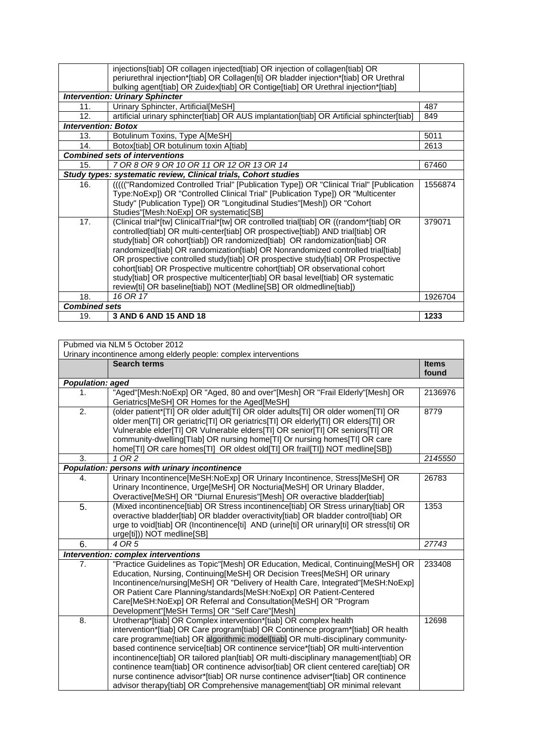| | | |
|---|---|---|
| | injections[tiab] OR collagen injected[tiab] OR injection of collagen[tiab] OR periurethral injection*[tiab] OR Collagen[ti] OR bladder injection*[tiab] OR Urethral bulking agent[tiab] OR Zuidex[tiab] OR Contige[tiab] OR Urethral injection*[tiab] | |
| ***Intervention: Urinary Sphincter*** | | |
| 11. | Urinary Sphincter, Artificial[MeSH] | 487 |
| 12. | artificial urinary sphincter[tiab] OR AUS implantation[tiab] OR Artificial sphincter[tiab] | 849 |
| ***Intervention: Botox*** | | |
| 13. | Botulinum Toxins, Type A[MeSH] | 5011 |
| 14. | Botox[tiab] OR botulinum toxin A[tiab] | 2613 |
| ***Combined sets of interventions*** | | |
| 15. | *7 OR 8 OR 9 OR 10 OR 11 OR 12 OR 13 OR 14* | 67460 |
| ***Study types: systematic review, Clinical trials, Cohort studies*** | | |
| 16. | ((((("Randomized Controlled Trial" [Publication Type]) OR "Clinical Trial" [Publication Type:NoExp]) OR "Controlled Clinical Trial" [Publication Type]) OR "Multicenter Study" [Publication Type]) OR "Longitudinal Studies"[Mesh]) OR "Cohort Studies"[Mesh:NoExp] OR systematic[SB] | 1556874 |
| 17. | (Clinical trial*[tw] ClinicalTrial*[tw] OR controlled trial[tiab] OR ((random*[tiab] OR controlled[tiab] OR multi-center[tiab] OR prospective[tiab]) AND trial[tiab] OR study[tiab] OR cohort[tiab]) OR randomized[tiab] OR randomization[tiab] OR randomized[tiab] OR randomization[tiab] OR Nonrandomized controlled trial[tiab] OR prospective controlled study[tiab] OR prospective study[tiab] OR Prospective cohort[tiab] OR Prospective multicentre cohort[tiab] OR observational cohort study[tiab] OR prospective multicenter[tiab] OR basal level[tiab] OR systematic review[ti] OR baseline[tiab]) NOT (Medline[SB] OR oldmedline[tiab]) | 379071 |
| 18. | *16 OR 17* | 1926704 |
| ***Combined sets*** | | |
| 19. | **3 AND 6 AND 15 AND 18** | **1233** |

| Pubmed via NLM 5 October 2012<br>Urinary incontinence among elderly people: complex interventions | | |
|---|---|---|
| | **Search terms** | **Items found** |
| ***Population: aged*** | | |
| 1. | "Aged"[Mesh:NoExp] OR "Aged, 80 and over"[Mesh] OR "Frail Elderly"[Mesh] OR Geriatrics[MeSH] OR Homes for the Aged[MeSH] | 2136976 |
| 2. | (older patient*[TI] OR older adult[TI] OR older adults[TI] OR older women[TI] OR older men[TI] OR geriatric[TI] OR geriatrics[TI] OR elderly[TI] OR elders[TI] OR Vulnerable elder[TI] OR Vulnerable elders[TI] OR senior[TI] OR seniors[TI] OR community-dwelling[TIab] OR nursing home[TI] Or nursing homes[TI] OR care home[TI] OR care homes[TI] OR oldest old[TI] OR frail[TI]) NOT medline[SB]) | 8779 |
| 3. | *1 OR 2* | *2145550* |
| ***Population: persons with urinary incontinence*** | | |
| 4. | Urinary Incontinence[MeSH:NoExp] OR Urinary Incontinence, Stress[MeSH] OR Urinary Incontinence, Urge[MeSH] OR Nocturia[MeSH] OR Urinary Bladder, Overactive[MeSH] OR "Diurnal Enuresis"[Mesh] OR overactive bladder[tiab] | 26783 |
| 5. | (Mixed incontinence[tiab] OR Stress incontinence[tiab] OR Stress urinary[tiab] OR overactive bladder[tiab] OR bladder overactivity[tiab] OR bladder control[tiab] OR urge to void[tiab] OR (Incontinence[ti] AND (urine[ti] OR urinary[ti] OR stress[ti] OR urge[ti])) NOT medline[SB] | 1353 |
| 6. | *4 OR 5* | *27743* |
| ***Intervention: complex interventions*** | | |
| 7. | "Practice Guidelines as Topic"[Mesh] OR Education, Medical, Continuing[MeSH] OR Education, Nursing, Continuing[MeSH] OR Decision Trees[MeSH] OR urinary Incontinence/nursing[MeSH] OR "Delivery of Health Care, Integrated"[MeSH:NoExp] OR Patient Care Planning/standards[MeSH:NoExp] OR Patient-Centered Care[MeSH:NoExp] OR Referral and Consultation[MeSH] OR "Program Development"[MeSH Terms] OR "Self Care"[Mesh] | 233408 |
| 8. | Urotherap*[tiab] OR Complex intervention*[tiab] OR complex health intervention*[tiab] OR Care program[tiab] OR Continence program*[tiab] OR health care programme[tiab] OR algorithmic model[tiab] OR multi-disciplinary community-based continence service[tiab] OR continence service*[tiab] OR multi-intervention incontinence[tiab] OR tailored plan[tiab] OR multi-disciplinary management[tiab] OR continence team[tiab] OR continence advisor[tiab] OR client centered care[tiab] OR nurse continence advisor*[tiab] OR nurse continence adviser*[tiab] OR continence advisor therapy[tiab] OR Comprehensive management[tiab] OR minimal relevant | 12698 |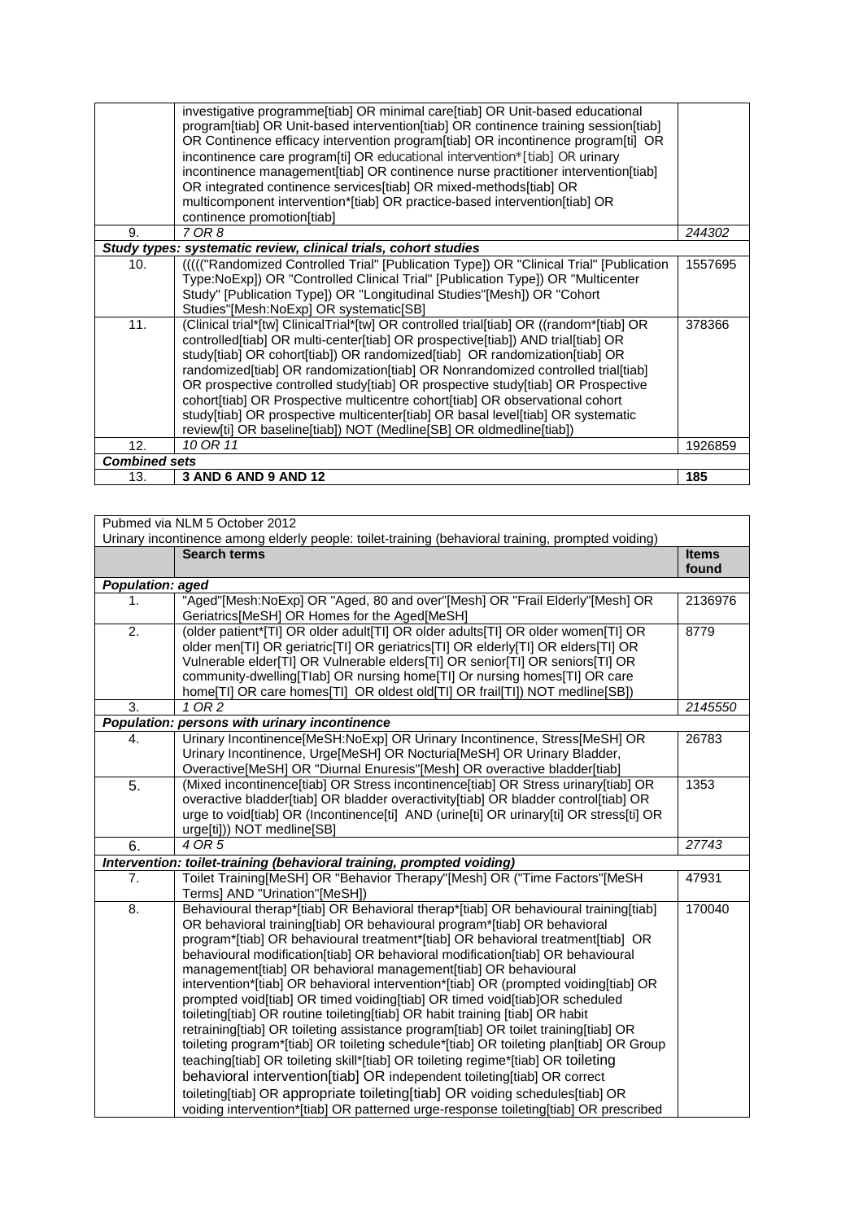|  | investigative programme[tiab] OR minimal care[tiab] OR Unit-based educational program[tiab] OR Unit-based intervention[tiab] OR continence training session[tiab] OR Continence efficacy intervention program[tiab] OR incontinence program[ti] OR incontinence care program[ti] OR educational intervention*[tiab] OR urinary incontinence management[tiab] OR continence nurse practitioner intervention[tiab] OR integrated continence services[tiab] OR mixed-methods[tiab] OR multicomponent intervention*[tiab] OR practice-based intervention[tiab] OR continence promotion[tiab] |  |
|---|---|---|
| 9. | *7 OR 8* | *244302* |
| ***Study types: systematic review, clinical trials, cohort studies*** |  |  |
| 10. | ((((("Randomized Controlled Trial" [Publication Type]) OR "Clinical Trial" [Publication Type:NoExp]) OR "Controlled Clinical Trial" [Publication Type]) OR "Multicenter Study" [Publication Type]) OR "Longitudinal Studies"[Mesh]) OR "Cohort Studies"[Mesh:NoExp] OR systematic[SB] | 1557695 |
| 11. | (Clinical trial*[tw] ClinicalTrial*[tw] OR controlled trial[tiab] OR ((random*[tiab] OR controlled[tiab] OR multi-center[tiab] OR prospective[tiab]) AND trial[tiab] OR study[tiab] OR cohort[tiab]) OR randomized[tiab] OR randomization[tiab] OR randomized[tiab] OR randomization[tiab] OR Nonrandomized controlled trial[tiab] OR prospective controlled study[tiab] OR prospective study[tiab] OR Prospective cohort[tiab] OR Prospective multicentre cohort[tiab] OR observational cohort study[tiab] OR prospective multicenter[tiab] OR basal level[tiab] OR systematic review[ti] OR baseline[tiab]) NOT (Medline[SB] OR oldmedline[tiab]) | 378366 |
| 12. | *10 OR 11* | 1926859 |
| ***Combined sets*** |  |  |
| 13. | **3 AND 6 AND 9 AND 12** | **185** |

| Pubmed via NLM 5 October 2012<br>Urinary incontinence among elderly people: toilet-training (behavioral training, prompted voiding) |  |  |
|---|---|---|
|  | **Search terms** | **Items found** |
| ***Population: aged*** |  |  |
| 1. | "Aged"[Mesh:NoExp] OR "Aged, 80 and over"[Mesh] OR "Frail Elderly"[Mesh] OR Geriatrics[MeSH] OR Homes for the Aged[MeSH] | 2136976 |
| 2. | (older patient*[TI] OR older adult[TI] OR older adults[TI] OR older women[TI] OR older men[TI] OR geriatric[TI] OR geriatrics[TI] OR elderly[TI] OR elders[TI] OR Vulnerable elder[TI] OR Vulnerable elders[TI] OR senior[TI] OR seniors[TI] OR community-dwelling[TIab] OR nursing home[TI] Or nursing homes[TI] OR care home[TI] OR care homes[TI] OR oldest old[TI] OR frail[TI]) NOT medline[SB]) | 8779 |
| 3. | *1 OR 2* | *2145550* |
| ***Population: persons with urinary incontinence*** |  |  |
| 4. | Urinary Incontinence[MeSH:NoExp] OR Urinary Incontinence, Stress[MeSH] OR Urinary Incontinence, Urge[MeSH] OR Nocturia[MeSH] OR Urinary Bladder, Overactive[MeSH] OR "Diurnal Enuresis"[Mesh] OR overactive bladder[tiab] | 26783 |
| 5. | (Mixed incontinence[tiab] OR Stress incontinence[tiab] OR Stress urinary[tiab] OR overactive bladder[tiab] OR bladder overactivity[tiab] OR bladder control[tiab] OR urge to void[tiab] OR (Incontinence[ti] AND (urine[ti] OR urinary[ti] OR stress[ti] OR urge[ti])) NOT medline[SB] | 1353 |
| 6. | *4 OR 5* | *27743* |
| ***Intervention: toilet-training (behavioral training, prompted voiding)*** |  |  |
| 7. | Toilet Training[MeSH] OR "Behavior Therapy"[Mesh] OR ("Time Factors"[MeSH Terms] AND "Urination"[MeSH]) | 47931 |
| 8. | Behavioural therap*[tiab] OR Behavioral therap*[tiab] OR behavioural training[tiab] OR behavioral training[tiab] OR behavioural program*[tiab] OR behavioral program*[tiab] OR behavioural treatment*[tiab] OR behavioral treatment[tiab] OR behavioural modification[tiab] OR behavioral modification[tiab] OR behavioural management[tiab] OR behavioral management[tiab] OR behavioural intervention*[tiab] OR behavioral intervention*[tiab] OR (prompted voiding[tiab] OR prompted void[tiab] OR timed voiding[tiab] OR timed void[tiab]OR scheduled toileting[tiab] OR routine toileting[tiab] OR habit training [tiab] OR habit retraining[tiab] OR toileting assistance program[tiab] OR toilet training[tiab] OR toileting program*[tiab] OR toileting schedule*[tiab] OR toileting plan[tiab] OR Group teaching[tiab] OR toileting skill*[tiab] OR toileting regime*[tiab] OR toileting behavioral intervention[tiab] OR independent toileting[tiab] OR correct toileting[tiab] OR appropriate toileting[tiab] OR voiding schedules[tiab] OR voiding intervention*[tiab] OR patterned urge-response toileting[tiab] OR prescribed | 170040 |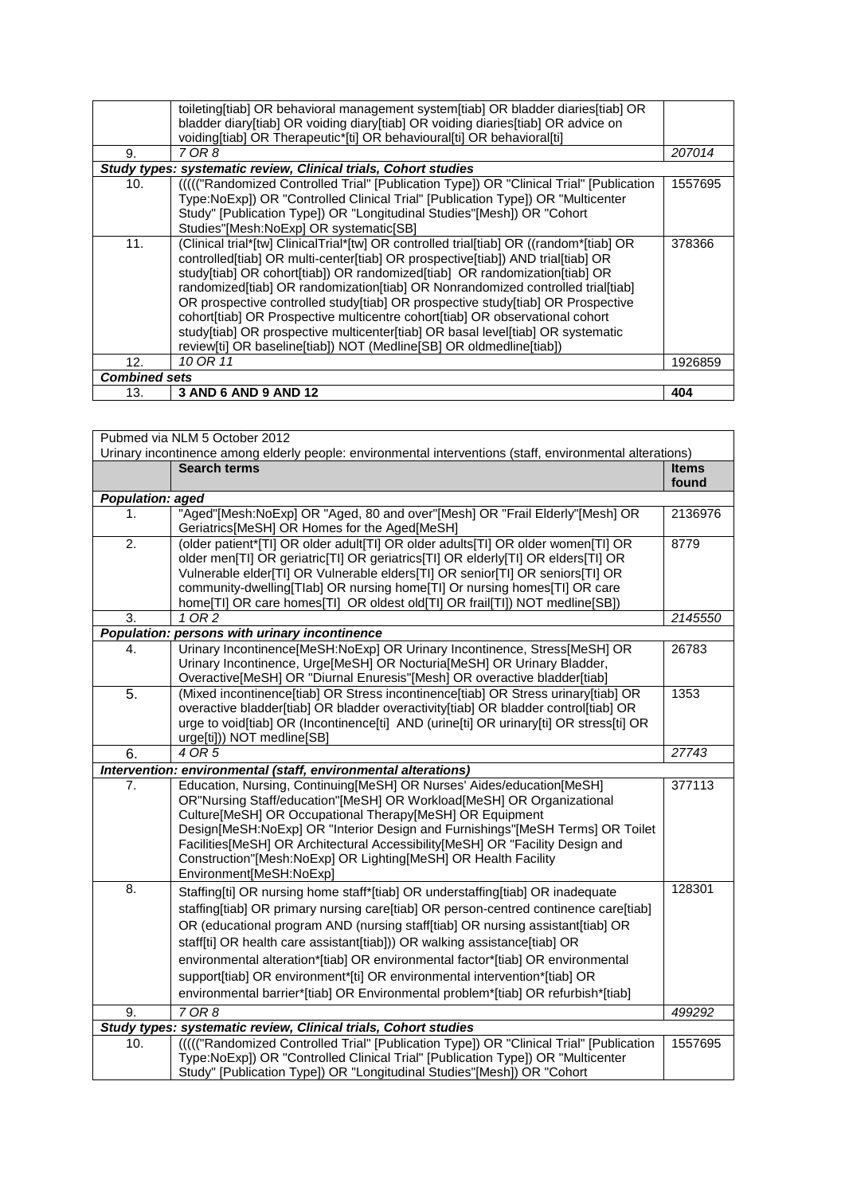|  | toileting[tiab] OR behavioral management system[tiab] OR bladder diaries[tiab] OR bladder diary[tiab] OR voiding diary[tiab] OR voiding diaries[tiab] OR advice on voiding[tiab] OR Therapeutic*[ti] OR behavioural[ti] OR behavioral[ti] |  |
|---|---|---|
| 9. | *7 OR 8* | *207014* |
| ***Study types: systematic review, Clinical trials, Cohort studies*** |  |  |
| 10. | ((((("Randomized Controlled Trial" [Publication Type]) OR "Clinical Trial" [Publication Type:NoExp]) OR "Controlled Clinical Trial" [Publication Type]) OR "Multicenter Study" [Publication Type]) OR "Longitudinal Studies"[Mesh]) OR "Cohort Studies"[Mesh:NoExp] OR systematic[SB] | 1557695 |
| 11. | (Clinical trial*[tw] ClinicalTrial*[tw] OR controlled trial[tiab] OR ((random*[tiab] OR controlled[tiab] OR multi-center[tiab] OR prospective[tiab]) AND trial[tiab] OR study[tiab] OR cohort[tiab]) OR randomized[tiab] OR randomization[tiab] OR randomized[tiab] OR randomization[tiab] OR Nonrandomized controlled trial[tiab] OR prospective controlled study[tiab] OR prospective study[tiab] OR Prospective cohort[tiab] OR Prospective multicentre cohort[tiab] OR observational cohort study[tiab] OR prospective multicenter[tiab] OR basal level[tiab] OR systematic review[ti] OR baseline[tiab]) NOT (Medline[SB] OR oldmedline[tiab]) | 378366 |
| 12. | *10 OR 11* | 1926859 |
| ***Combined sets*** |  |  |
| 13. | **3 AND 6 AND 9 AND 12** | **404** |

| Pubmed via NLM 5 October 2012<br>Urinary incontinence among elderly people: environmental interventions (staff, environmental alterations) |  |  |
|---|---|---|
|  | **Search terms** | **Items found** |
| ***Population: aged*** |  |  |
| 1. | "Aged"[Mesh:NoExp] OR "Aged, 80 and over"[Mesh] OR "Frail Elderly"[Mesh] OR Geriatrics[MeSH] OR Homes for the Aged[MeSH] | 2136976 |
| 2. | (older patient*[TI] OR older adult[TI] OR older adults[TI] OR older women[TI] OR older men[TI] OR geriatric[TI] OR geriatrics[TI] OR elderly[TI] OR elders[TI] OR Vulnerable elder[TI] OR Vulnerable elders[TI] OR senior[TI] OR seniors[TI] OR community-dwelling[TIab] OR nursing home[TI] Or nursing homes[TI] OR care home[TI] OR care homes[TI] OR oldest old[TI] OR frail[TI]) NOT medline[SB]) | 8779 |
| 3. | *1 OR 2* | *2145550* |
| ***Population: persons with urinary incontinence*** |  |  |
| 4. | Urinary Incontinence[MeSH:NoExp] OR Urinary Incontinence, Stress[MeSH] OR Urinary Incontinence, Urge[MeSH] OR Nocturia[MeSH] OR Urinary Bladder, Overactive[MeSH] OR "Diurnal Enuresis"[Mesh] OR overactive bladder[tiab] | 26783 |
| 5. | (Mixed incontinence[tiab] OR Stress incontinence[tiab] OR Stress urinary[tiab] OR overactive bladder[tiab] OR bladder overactivity[tiab] OR bladder control[tiab] OR urge to void[tiab] OR (Incontinence[ti] AND (urine[ti] OR urinary[ti] OR stress[ti] OR urge[ti])) NOT medline[SB] | 1353 |
| 6. | *4 OR 5* | *27743* |
| ***Intervention: environmental (staff, environmental alterations)*** |  |  |
| 7. | Education, Nursing, Continuing[MeSH] OR Nurses' Aides/education[MeSH] OR"Nursing Staff/education"[MeSH] OR Workload[MeSH] OR Organizational Culture[MeSH] OR Occupational Therapy[MeSH] OR Equipment Design[MeSH:NoExp] OR "Interior Design and Furnishings"[MeSH Terms] OR Toilet Facilities[MeSH] OR Architectural Accessibility[MeSH] OR "Facility Design and Construction"[Mesh:NoExp] OR Lighting[MeSH] OR Health Facility Environment[MeSH:NoExp] | 377113 |
| 8. | Staffing[ti] OR nursing home staff*[tiab] OR understaffing[tiab] OR inadequate staffing[tiab] OR primary nursing care[tiab] OR person-centred continence care[tiab] OR (educational program AND (nursing staff[tiab] OR nursing assistant[tiab] OR staff[ti] OR health care assistant[tiab])) OR walking assistance[tiab] OR environmental alteration*[tiab] OR environmental factor*[tiab] OR environmental support[tiab] OR environment*[ti] OR environmental intervention*[tiab] OR environmental barrier*[tiab] OR Environmental problem*[tiab] OR refurbish*[tiab] | 128301 |
| 9. | *7 OR 8* | *499292* |
| ***Study types: systematic review, Clinical trials, Cohort studies*** |  |  |
| 10. | ((((("Randomized Controlled Trial" [Publication Type]) OR "Clinical Trial" [Publication Type:NoExp]) OR "Controlled Clinical Trial" [Publication Type]) OR "Multicenter Study" [Publication Type]) OR "Longitudinal Studies"[Mesh]) OR "Cohort | 1557695 |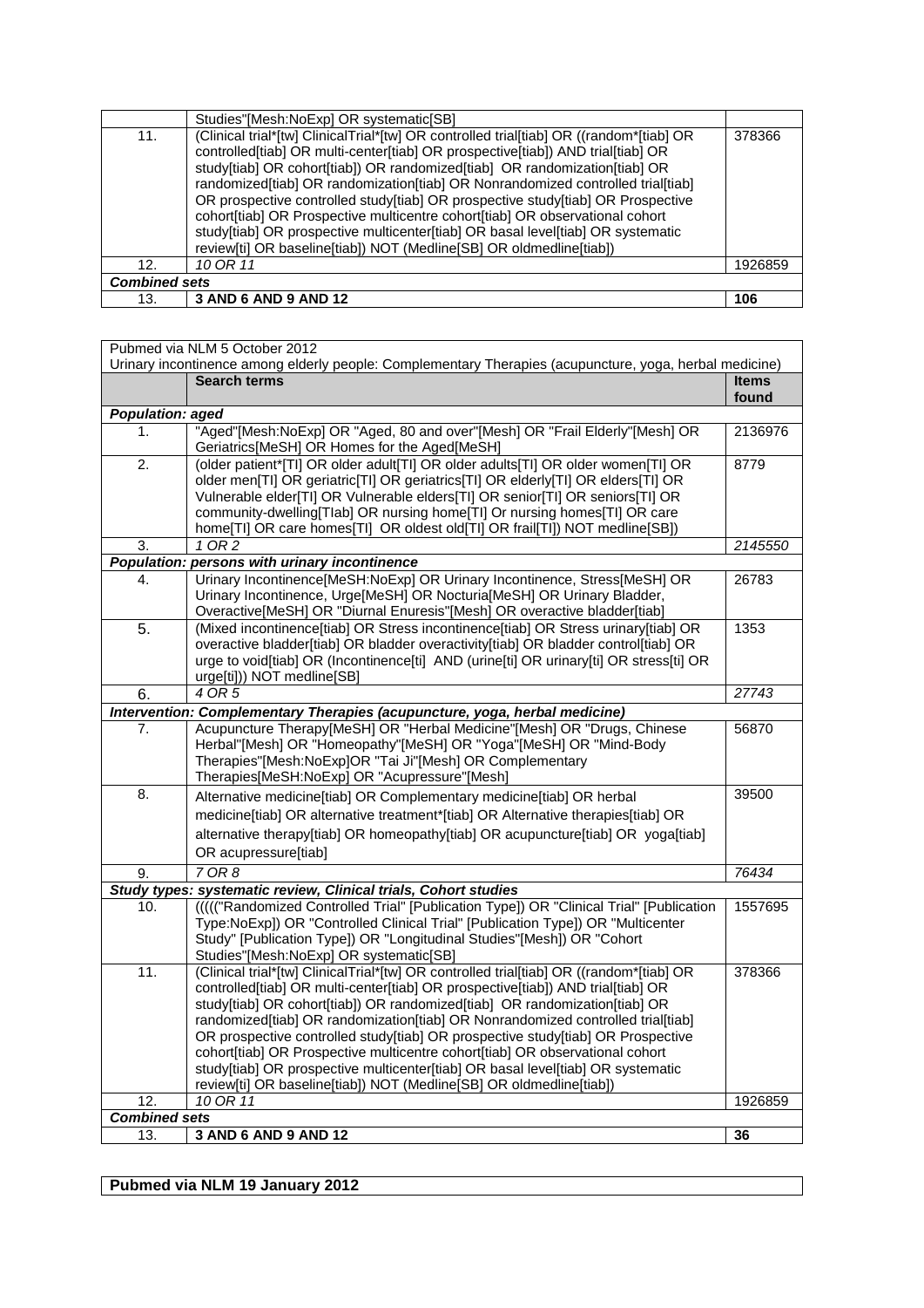| | Studies"[Mesh:NoExp] OR systematic[SB] | |
|---|---|---|
| 11. | (Clinical trial*[tw] ClinicalTrial*[tw] OR controlled trial[tiab] OR ((random*[tiab] OR controlled[tiab] OR multi-center[tiab] OR prospective[tiab]) AND trial[tiab] OR study[tiab] OR cohort[tiab]) OR randomized[tiab] OR randomization[tiab] OR randomized[tiab] OR randomization[tiab] OR Nonrandomized controlled trial[tiab] OR prospective controlled study[tiab] OR prospective study[tiab] OR Prospective cohort[tiab] OR Prospective multicentre cohort[tiab] OR observational cohort study[tiab] OR prospective multicenter[tiab] OR basal level[tiab] OR systematic review[ti] OR baseline[tiab]) NOT (Medline[SB] OR oldmedline[tiab]) | 378366 |
| 12. | *10 OR 11* | 1926859 |
| ***Combined sets*** | | |
| 13. | **3 AND 6 AND 9 AND 12** | **106** |

| Pubmed via NLM 5 October 2012<br>Urinary incontinence among elderly people: Complementary Therapies (acupuncture, yoga, herbal medicine) | | |
|---|---|---|
| | **Search terms** | **Items found** |
| ***Population: aged*** | | |
| 1. | "Aged"[Mesh:NoExp] OR "Aged, 80 and over"[Mesh] OR "Frail Elderly"[Mesh] OR Geriatrics[MeSH] OR Homes for the Aged[MeSH] | 2136976 |
| 2. | (older patient*[TI] OR older adult[TI] OR older adults[TI] OR older women[TI] OR older men[TI] OR geriatric[TI] OR geriatrics[TI] OR elderly[TI] OR elders[TI] OR Vulnerable elder[TI] OR Vulnerable elders[TI] OR senior[TI] OR seniors[TI] OR community-dwelling[TIab] OR nursing home[TI] Or nursing homes[TI] OR care home[TI] OR care homes[TI] OR oldest old[TI] OR frail[TI]) NOT medline[SB]) | 8779 |
| 3. | *1 OR 2* | *2145550* |
| ***Population: persons with urinary incontinence*** | | |
| 4. | Urinary Incontinence[MeSH:NoExp] OR Urinary Incontinence, Stress[MeSH] OR Urinary Incontinence, Urge[MeSH] OR Nocturia[MeSH] OR Urinary Bladder, Overactive[MeSH] OR "Diurnal Enuresis"[Mesh] OR overactive bladder[tiab] | 26783 |
| 5. | (Mixed incontinence[tiab] OR Stress incontinence[tiab] OR Stress urinary[tiab] OR overactive bladder[tiab] OR bladder overactivity[tiab] OR bladder control[tiab] OR urge to void[tiab] OR (Incontinence[ti] AND (urine[ti] OR urinary[ti] OR stress[ti] OR urge[ti])) NOT medline[SB] | 1353 |
| 6. | *4 OR 5* | *27743* |
| ***Intervention: Complementary Therapies (acupuncture, yoga, herbal medicine)*** | | |
| 7. | Acupuncture Therapy[MeSH] OR "Herbal Medicine"[Mesh] OR "Drugs, Chinese Herbal"[Mesh] OR "Homeopathy"[MeSH] OR "Yoga"[MeSH] OR "Mind-Body Therapies"[Mesh:NoExp]OR "Tai Ji"[Mesh] OR Complementary Therapies[MeSH:NoExp] OR "Acupressure"[Mesh] | 56870 |
| 8. | Alternative medicine[tiab] OR Complementary medicine[tiab] OR herbal medicine[tiab] OR alternative treatment*[tiab] OR Alternative therapies[tiab] OR alternative therapy[tiab] OR homeopathy[tiab] OR acupuncture[tiab] OR yoga[tiab] OR acupressure[tiab] | 39500 |
| 9. | *7 OR 8* | *76434* |
| ***Study types: systematic review, Clinical trials, Cohort studies*** | | |
| 10. | ((((("Randomized Controlled Trial" [Publication Type]) OR "Clinical Trial" [Publication Type:NoExp]) OR "Controlled Clinical Trial" [Publication Type]) OR "Multicenter Study" [Publication Type]) OR "Longitudinal Studies"[Mesh]) OR "Cohort Studies"[Mesh:NoExp] OR systematic[SB] | 1557695 |
| 11. | (Clinical trial*[tw] ClinicalTrial*[tw] OR controlled trial[tiab] OR ((random*[tiab] OR controlled[tiab] OR multi-center[tiab] OR prospective[tiab]) AND trial[tiab] OR study[tiab] OR cohort[tiab]) OR randomized[tiab] OR randomization[tiab] OR randomized[tiab] OR randomization[tiab] OR Nonrandomized controlled trial[tiab] OR prospective controlled study[tiab] OR prospective study[tiab] OR Prospective cohort[tiab] OR Prospective multicentre cohort[tiab] OR observational cohort study[tiab] OR prospective multicenter[tiab] OR basal level[tiab] OR systematic review[ti] OR baseline[tiab]) NOT (Medline[SB] OR oldmedline[tiab]) | 378366 |
| 12. | *10 OR 11* | 1926859 |
| ***Combined sets*** | | |
| 13. | **3 AND 6 AND 9 AND 12** | **36** |

**Pubmed via NLM 19 January 2012**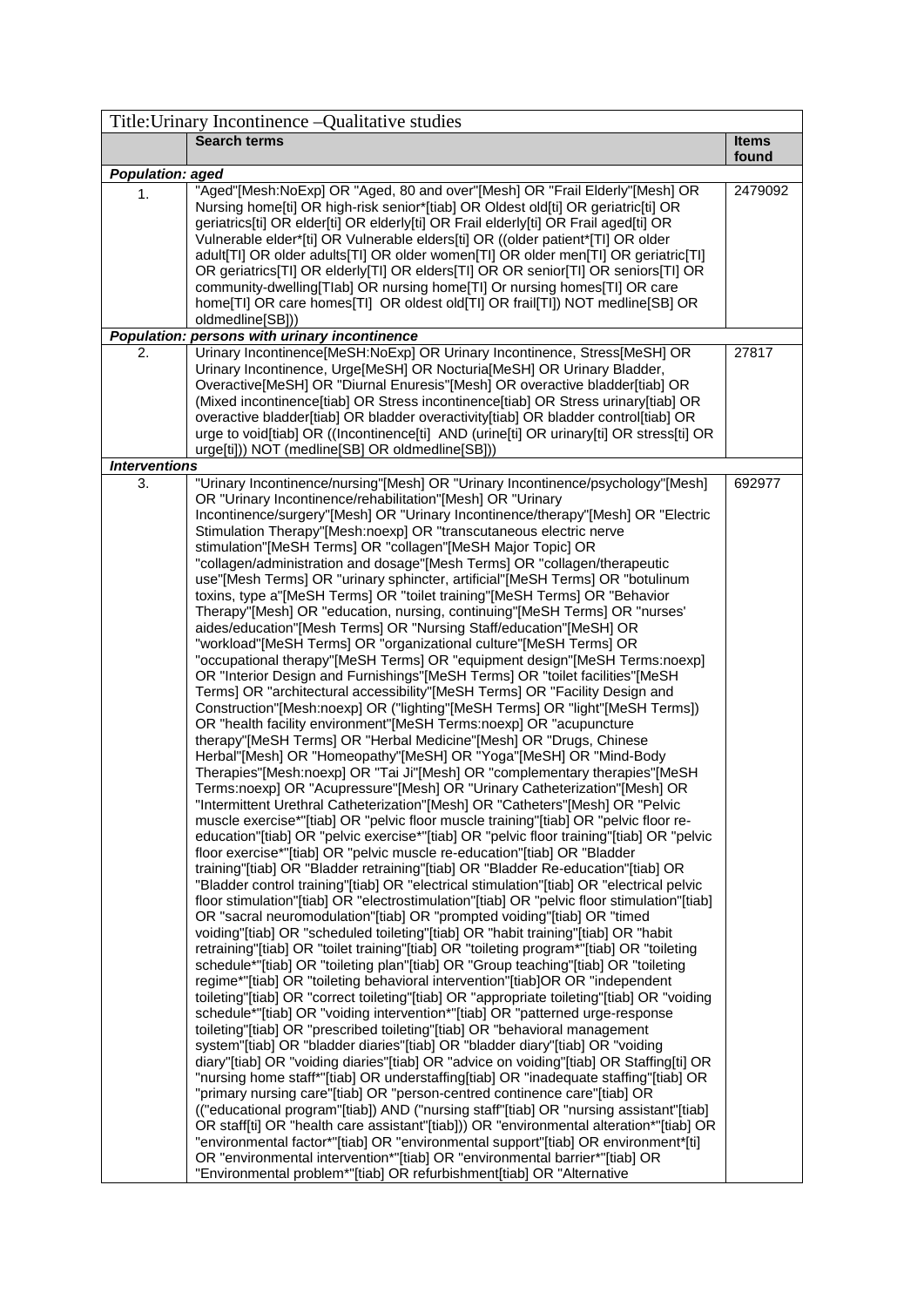| Title:Urinary Incontinence –Qualitative studies | | |
|---|---|---|
| | **Search terms** | **Items found** |
| ***Population: aged*** | | |
| 1. | "Aged"[Mesh:NoExp] OR "Aged, 80 and over"[Mesh] OR "Frail Elderly"[Mesh] OR Nursing home[ti] OR high-risk senior*[tiab] OR Oldest old[ti] OR geriatric[ti] OR geriatrics[ti] OR elder[ti] OR elderly[ti] OR Frail elderly[ti] OR Frail aged[ti] OR Vulnerable elder*[ti] OR Vulnerable elders[ti] OR ((older patient*[TI] OR older adult[TI] OR older adults[TI] OR older women[TI] OR older men[TI] OR geriatric[TI] OR geriatrics[TI] OR elderly[TI] OR elders[TI] OR OR senior[TI] OR seniors[TI] OR community-dwelling[TIab] OR nursing home[TI] Or nursing homes[TI] OR care home[TI] OR care homes[TI] OR oldest old[TI] OR frail[TI]) NOT medline[SB] OR oldmedline[SB])) | 2479092 |
| ***Population: persons with urinary incontinence*** | | |
| 2. | Urinary Incontinence[MeSH:NoExp] OR Urinary Incontinence, Stress[MeSH] OR Urinary Incontinence, Urge[MeSH] OR Nocturia[MeSH] OR Urinary Bladder, Overactive[MeSH] OR "Diurnal Enuresis"[Mesh] OR overactive bladder[tiab] OR (Mixed incontinence[tiab] OR Stress incontinence[tiab] OR Stress urinary[tiab] OR overactive bladder[tiab] OR bladder overactivity[tiab] OR bladder control[tiab] OR urge to void[tiab] OR ((Incontinence[ti] AND (urine[ti] OR urinary[ti] OR stress[ti] OR urge[ti])) NOT (medline[SB] OR oldmedline[SB])) | 27817 |
| ***Interventions*** | | |
| 3. | "Urinary Incontinence/nursing"[Mesh] OR "Urinary Incontinence/psychology"[Mesh] OR "Urinary Incontinence/rehabilitation"[Mesh] OR "Urinary Incontinence/surgery"[Mesh] OR "Urinary Incontinence/therapy"[Mesh] OR "Electric Stimulation Therapy"[Mesh:noexp] OR "transcutaneous electric nerve stimulation"[MeSH Terms] OR "collagen"[MeSH Major Topic] OR "collagen/administration and dosage"[Mesh Terms] OR "collagen/therapeutic use"[Mesh Terms] OR "urinary sphincter, artificial"[MeSH Terms] OR "botulinum toxins, type a"[MeSH Terms] OR "toilet training"[MeSH Terms] OR "Behavior Therapy"[Mesh] OR "education, nursing, continuing"[MeSH Terms] OR "nurses' aides/education"[Mesh Terms] OR "Nursing Staff/education"[MeSH] OR "workload"[MeSH Terms] OR "organizational culture"[MeSH Terms] OR "occupational therapy"[MeSH Terms] OR "equipment design"[MeSH Terms:noexp] OR "Interior Design and Furnishings"[MeSH Terms] OR "toilet facilities"[MeSH Terms] OR "architectural accessibility"[MeSH Terms] OR "Facility Design and Construction"[Mesh:noexp] OR ("lighting"[MeSH Terms] OR "light"[MeSH Terms]) OR "health facility environment"[MeSH Terms:noexp] OR "acupuncture therapy"[MeSH Terms] OR "Herbal Medicine"[Mesh] OR "Drugs, Chinese Herbal"[Mesh] OR "Homeopathy"[MeSH] OR "Yoga"[MeSH] OR "Mind-Body Therapies"[Mesh:noexp] OR "Tai Ji"[Mesh] OR "complementary therapies"[MeSH Terms:noexp] OR "Acupressure"[Mesh] OR "Urinary Catheterization"[Mesh] OR "Intermittent Urethral Catheterization"[Mesh] OR "Catheters"[Mesh] OR "Pelvic muscle exercise*"[tiab] OR "pelvic floor muscle training"[tiab] OR "pelvic floor re-education"[tiab] OR "pelvic exercise*"[tiab] OR "pelvic floor training"[tiab] OR "pelvic floor exercise*"[tiab] OR "pelvic muscle re-education"[tiab] OR "Bladder training"[tiab] OR "Bladder retraining"[tiab] OR "Bladder Re-education"[tiab] OR "Bladder control training"[tiab] OR "electrical stimulation"[tiab] OR "electrical pelvic floor stimulation"[tiab] OR "electrostimulation"[tiab] OR "pelvic floor stimulation"[tiab] OR "sacral neuromodulation"[tiab] OR "prompted voiding"[tiab] OR "timed voiding"[tiab] OR "scheduled toileting"[tiab] OR "habit training"[tiab] OR "habit retraining"[tiab] OR "toilet training"[tiab] OR "toileting program*"[tiab] OR "toileting schedule*"[tiab] OR "toileting plan"[tiab] OR "Group teaching"[tiab] OR "toileting regime*"[tiab] OR "toileting behavioral intervention"[tiab]OR OR "independent toileting"[tiab] OR "correct toileting"[tiab] OR "appropriate toileting"[tiab] OR "voiding schedule*"[tiab] OR "voiding intervention*"[tiab] OR "patterned urge-response toileting"[tiab] OR "prescribed toileting"[tiab] OR "behavioral management system"[tiab] OR "bladder diaries"[tiab] OR "bladder diary"[tiab] OR "voiding diary"[tiab] OR "voiding diaries"[tiab] OR "advice on voiding"[tiab] OR Staffing[ti] OR "nursing home staff*"[tiab] OR understaffing[tiab] OR "inadequate staffing"[tiab] OR "primary nursing care"[tiab] OR "person-centred continence care"[tiab] OR (("educational program"[tiab]) AND ("nursing staff"[tiab] OR "nursing assistant"[tiab] OR staff[ti] OR "health care assistant"[tiab])) OR "environmental alteration*"[tiab] OR "environmental factor*"[tiab] OR "environmental support"[tiab] OR environment*[ti] OR "environmental intervention*"[tiab] OR "environmental barrier*"[tiab] OR "Environmental problem*"[tiab] OR refurbishment[tiab] OR "Alternative | 692977 |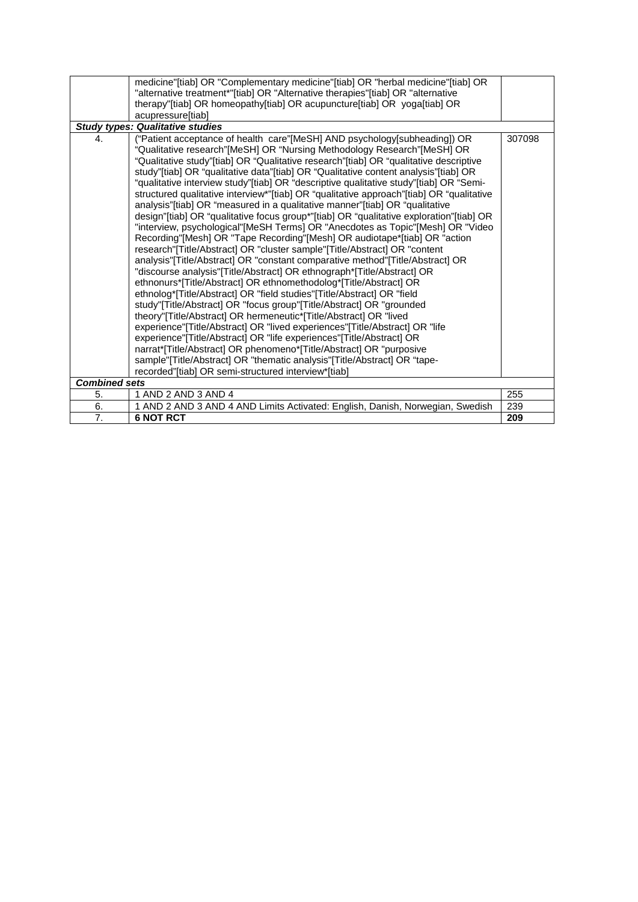| | | |
|---|---|---|
| | medicine"[tiab] OR "Complementary medicine"[tiab] OR "herbal medicine"[tiab] OR "alternative treatment*"[tiab] OR "Alternative therapies"[tiab] OR "alternative therapy"[tiab] OR homeopathy[tiab] OR acupuncture[tiab] OR yoga[tiab] OR acupressure[tiab] | |
| ***Study types: Qualitative studies*** | | |
| 4. | ("Patient acceptance of health care"[MeSH] AND psychology[subheading]) OR "Qualitative research"[MeSH] OR "Nursing Methodology Research"[MeSH] OR "Qualitative study"[tiab] OR "Qualitative research"[tiab] OR "qualitative descriptive study"[tiab] OR "qualitative data"[tiab] OR "Qualitative content analysis"[tiab] OR "qualitative interview study"[tiab] OR "descriptive qualitative study"[tiab] OR "Semi-structured qualitative interview*"[tiab] OR "qualitative approach"[tiab] OR "qualitative analysis"[tiab] OR "measured in a qualitative manner"[tiab] OR "qualitative design"[tiab] OR "qualitative focus group*"[tiab] OR "qualitative exploration"[tiab] OR "interview, psychological"[MeSH Terms] OR "Anecdotes as Topic"[Mesh] OR "Video Recording"[Mesh] OR "Tape Recording"[Mesh] OR audiotape*[tiab] OR "action research"[Title/Abstract] OR "cluster sample"[Title/Abstract] OR "content analysis"[Title/Abstract] OR "constant comparative method"[Title/Abstract] OR "discourse analysis"[Title/Abstract] OR ethnograph*[Title/Abstract] OR ethnonurs*[Title/Abstract] OR ethnomethodolog*[Title/Abstract] OR ethnolog*[Title/Abstract] OR "field studies"[Title/Abstract] OR "field study"[Title/Abstract] OR "focus group"[Title/Abstract] OR "grounded theory"[Title/Abstract] OR hermeneutic*[Title/Abstract] OR "lived experience"[Title/Abstract] OR "lived experiences"[Title/Abstract] OR "life experience"[Title/Abstract] OR "life experiences"[Title/Abstract] OR narrat*[Title/Abstract] OR phenomeno*[Title/Abstract] OR "purposive sample"[Title/Abstract] OR "thematic analysis"[Title/Abstract] OR "tape-recorded"[tiab] OR semi-structured interview*[tiab] | 307098 |
| ***Combined sets*** | | |
| 5. | 1 AND 2 AND 3 AND 4 | 255 |
| 6. | 1 AND 2 AND 3 AND 4 AND Limits Activated: English, Danish, Norwegian, Swedish | 239 |
| 7. | **6 NOT RCT** | **209** |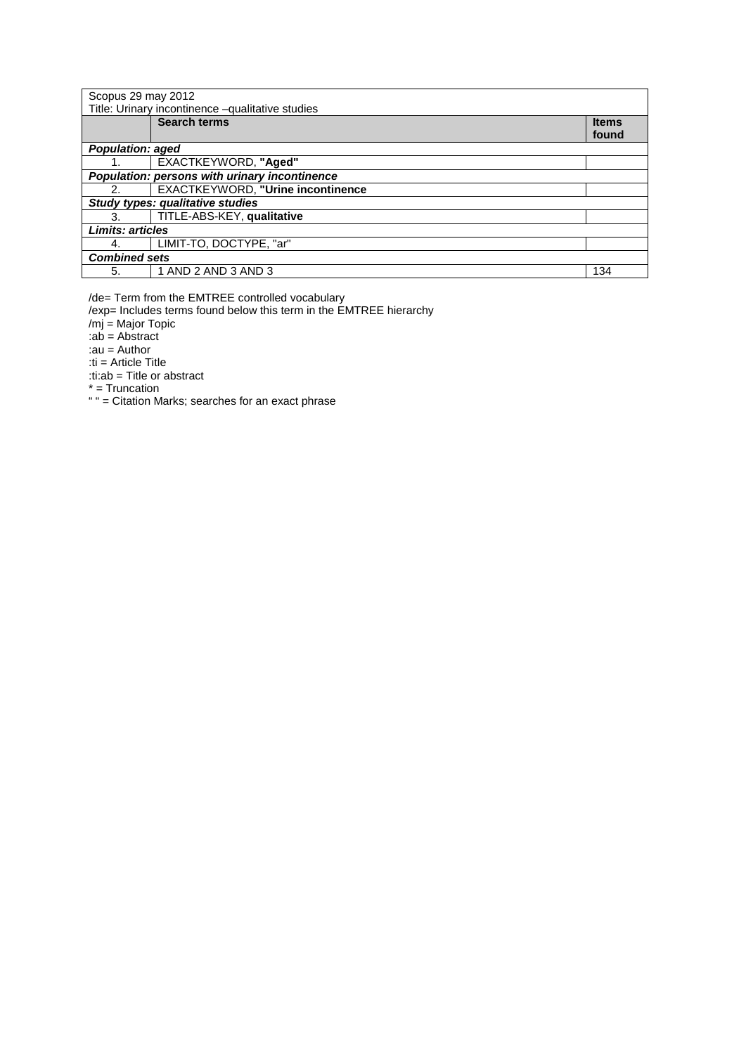| Scopus 29 may 2012<br>Title: Urinary incontinence –qualitative studies | | |
|---|---|---|
| | **Search terms** | **Items found** |
| ***Population: aged*** | | |
| 1. | EXACTKEYWORD, **"Aged"** | |
| ***Population: persons with urinary incontinence*** | | |
| 2. | EXACTKEYWORD, **"Urine incontinence** | |
| ***Study types: qualitative studies*** | | |
| 3. | TITLE-ABS-KEY, **qualitative** | |
| ***Limits: articles*** | | |
| 4. | LIMIT-TO, DOCTYPE, "ar" | |
| ***Combined sets*** | | |
| 5. | 1 AND 2 AND 3 AND 3 | 134 |

/de= Term from the EMTREE controlled vocabulary
/exp= Includes terms found below this term in the EMTREE hierarchy
/mj = Major Topic
:ab = Abstract
:au = Author
:ti = Article Title
:ti:ab = Title or abstract
* = Truncation
" " = Citation Marks; searches for an exact phrase